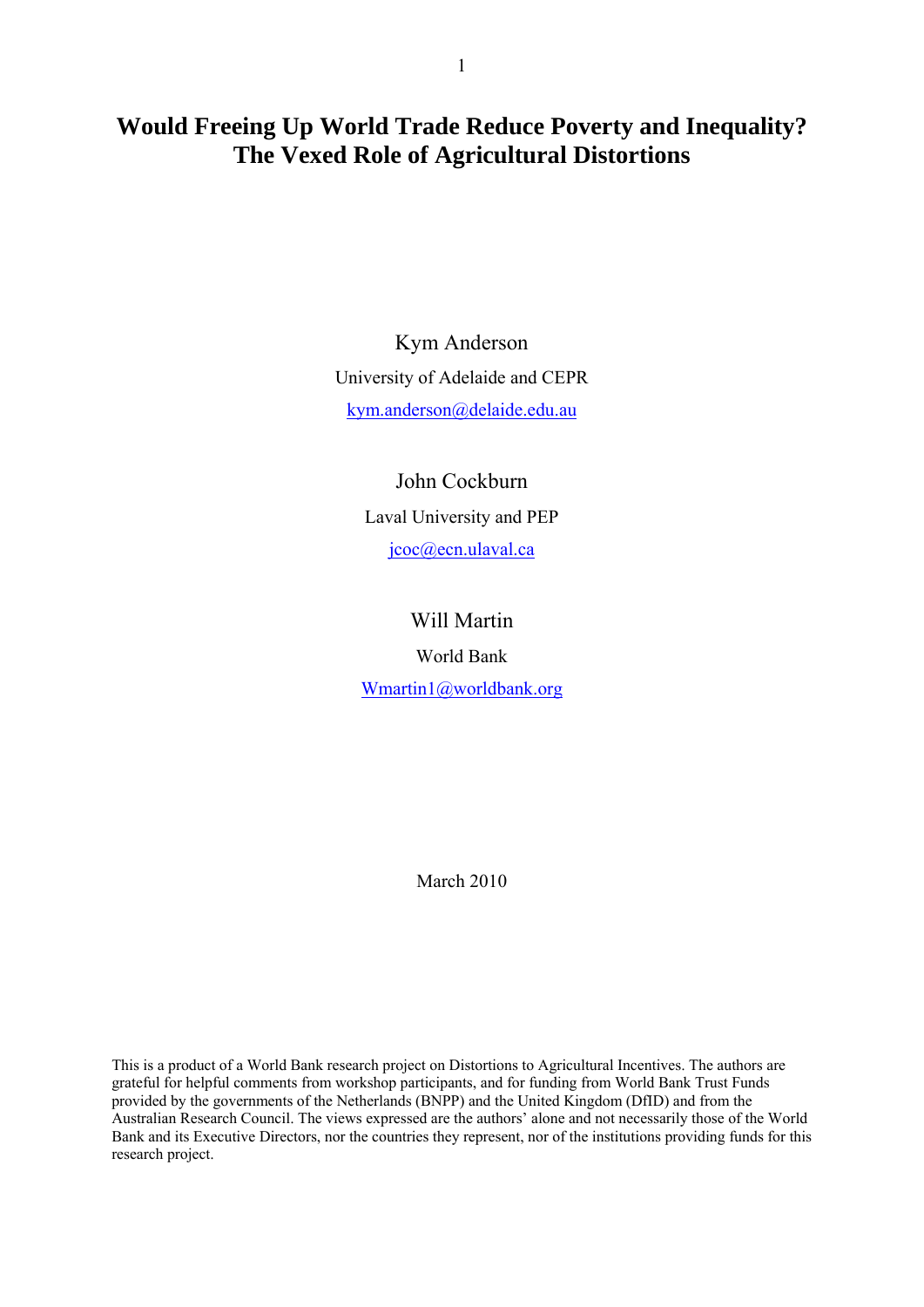# Would Freeing Up World Trade Reduce Poverty and Inequality? The Vexed Role of Agricultural Distortions

Kym Anderson

University of Adelaide and CEPR

kym.anderson@delaide.edu.au

John Cockburn

Laval University and PEP

jcoc@ecn.ulaval.ca

Will Martin

World Bank

Wmartin1@worldbank.org

March 2010

This is a product of a World Bank research project on Distortions to Agricultural Incentives. The authors are grateful for helpful comments from workshop participants, and for funding from World Bank Trust Funds provided by the governments of the Netherlands (BNPP) and the United Kingdom (DfID) and from the Australian Research Council. The views expressed are the authors' alone and not necessarily those of the World Bank and its Executive Directors, nor the countries they represent, nor of the institutions providing funds for this research project.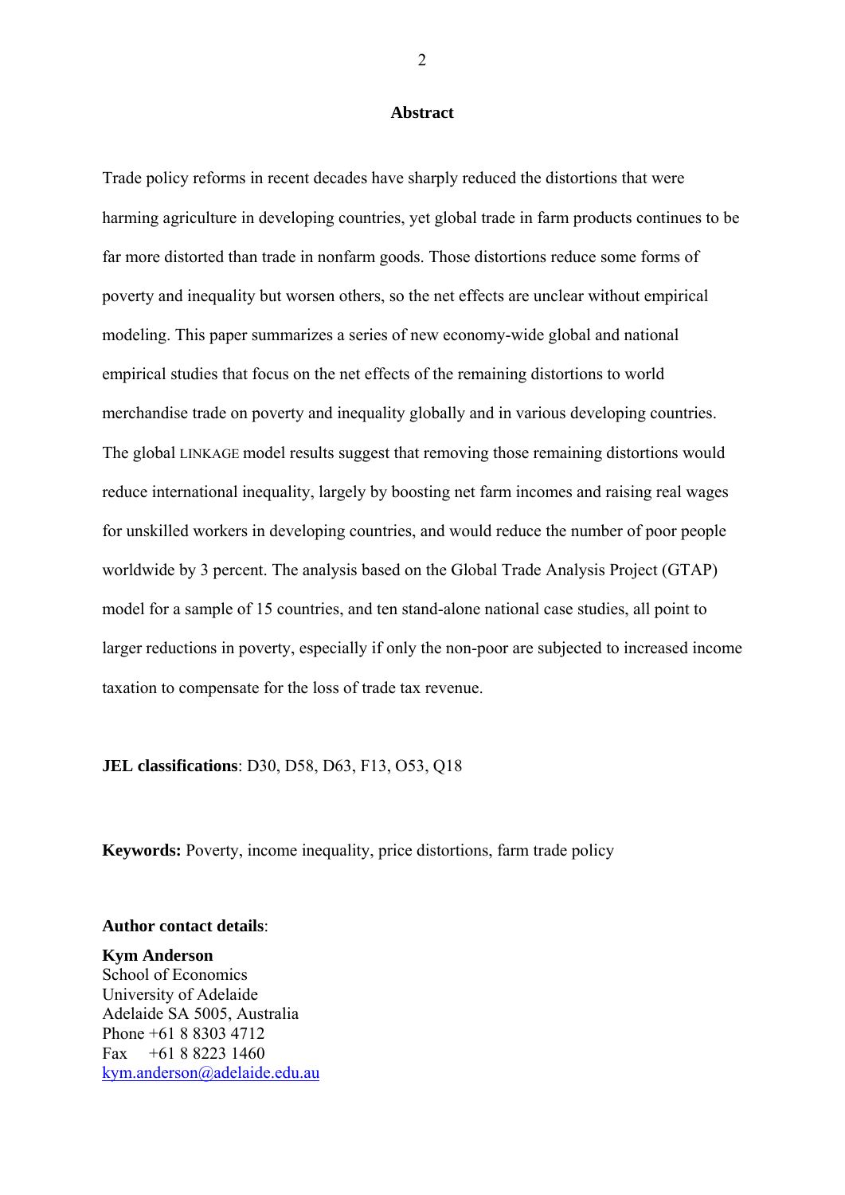## Abstract

Trade policy reforms in recent decades have sharply reduced the distortions that were harming agriculture in developing countries, yet global trade in farm products continues to be far more distorted than trade in nonfarm goods. Those distortions reduce some forms of poverty and inequality but worsen others, so the net effects are unclear without empirical modeling. This paper summarizes a series of new economy-wide global and national empirical studies that focus on the net effects of the remaining distortions to world merchandise trade on poverty and inequality globally and in various developing countries. The global LINKAGE model results suggest that removing those remaining distortions would reduce international inequality, largely by boosting net farm incomes and raising real wages for unskilled workers in developing countries, and would reduce the number of poor people worldwide by 3 percent. The analysis based on the Global Trade Analysis Project (GTAP) model for a sample of 15 countries, and ten stand-alone national case studies, all point to larger reductions in poverty, especially if only the non-poor are subjected to increased income taxation to compensate for the loss of trade tax revenue.

**JEL classifications**: D30, D58, D63, F13, O53, Q18

**Keywords:** Poverty, income inequality, price distortions, farm trade policy

**Author contact details**:

**Kym Anderson**
School of Economics
University of Adelaide
Adelaide SA 5005, Australia
Phone +61 8 8303 4712
Fax +61 8 8223 1460
kym.anderson@adelaide.edu.au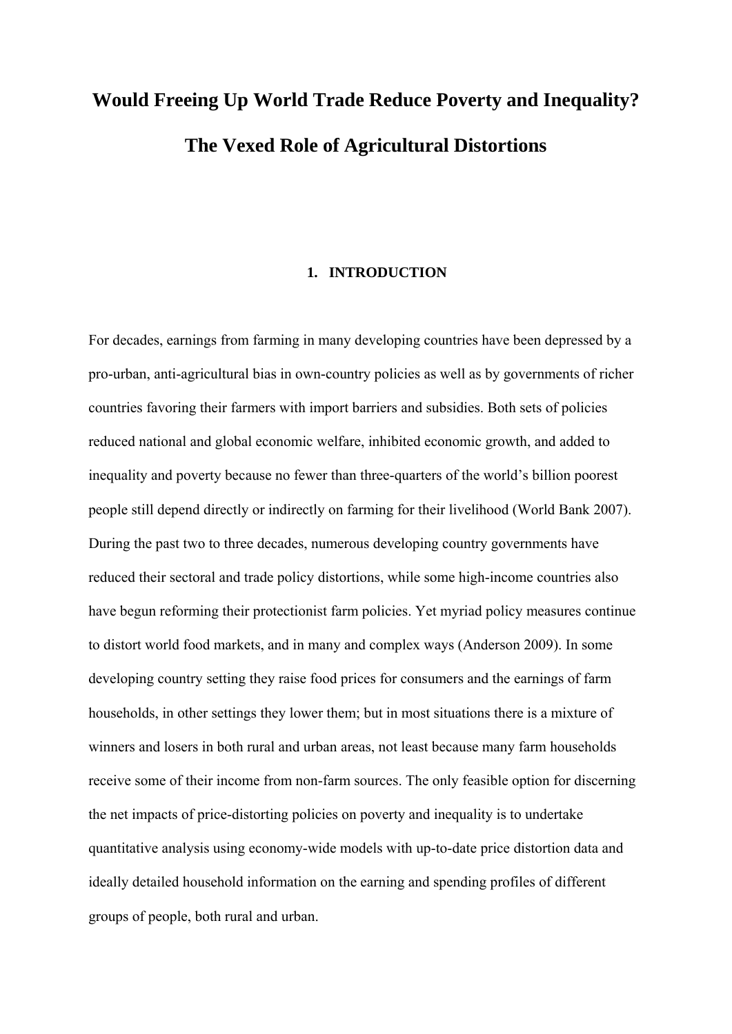# Would Freeing Up World Trade Reduce Poverty and Inequality? The Vexed Role of Agricultural Distortions

## 1. INTRODUCTION

For decades, earnings from farming in many developing countries have been depressed by a pro-urban, anti-agricultural bias in own-country policies as well as by governments of richer countries favoring their farmers with import barriers and subsidies. Both sets of policies reduced national and global economic welfare, inhibited economic growth, and added to inequality and poverty because no fewer than three-quarters of the world's billion poorest people still depend directly or indirectly on farming for their livelihood (World Bank 2007). During the past two to three decades, numerous developing country governments have reduced their sectoral and trade policy distortions, while some high-income countries also have begun reforming their protectionist farm policies. Yet myriad policy measures continue to distort world food markets, and in many and complex ways (Anderson 2009). In some developing country setting they raise food prices for consumers and the earnings of farm households, in other settings they lower them; but in most situations there is a mixture of winners and losers in both rural and urban areas, not least because many farm households receive some of their income from non-farm sources. The only feasible option for discerning the net impacts of price-distorting policies on poverty and inequality is to undertake quantitative analysis using economy-wide models with up-to-date price distortion data and ideally detailed household information on the earning and spending profiles of different groups of people, both rural and urban.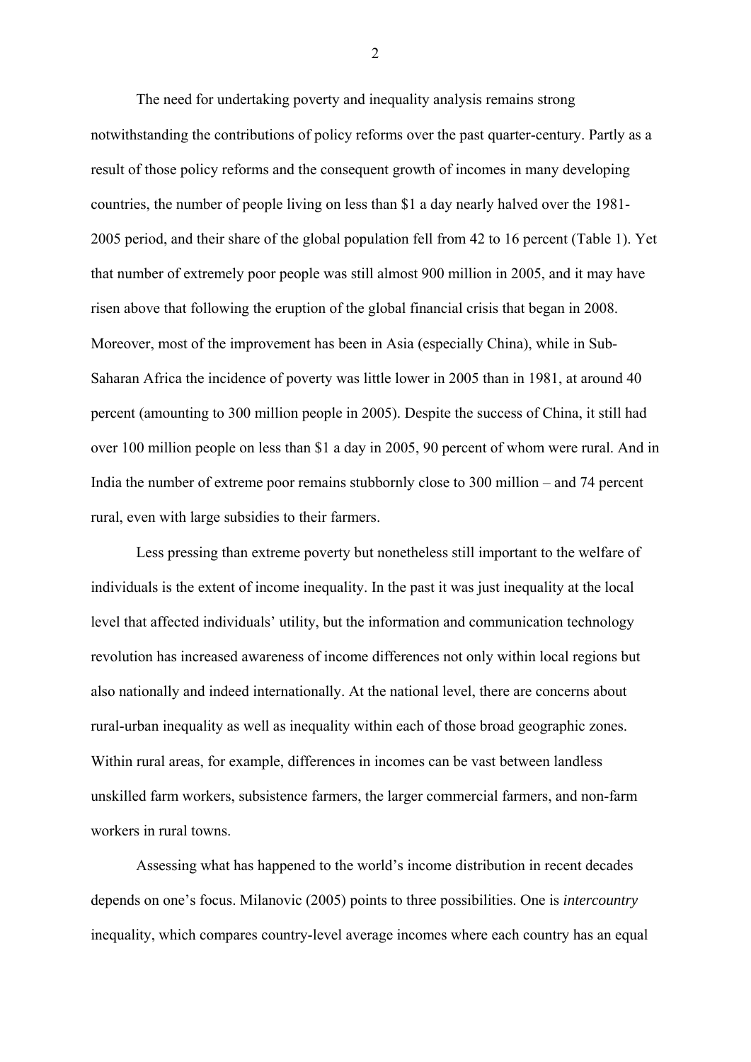The need for undertaking poverty and inequality analysis remains strong notwithstanding the contributions of policy reforms over the past quarter-century. Partly as a result of those policy reforms and the consequent growth of incomes in many developing countries, the number of people living on less than \$1 a day nearly halved over the 1981-2005 period, and their share of the global population fell from 42 to 16 percent (Table 1). Yet that number of extremely poor people was still almost 900 million in 2005, and it may have risen above that following the eruption of the global financial crisis that began in 2008. Moreover, most of the improvement has been in Asia (especially China), while in Sub-Saharan Africa the incidence of poverty was little lower in 2005 than in 1981, at around 40 percent (amounting to 300 million people in 2005). Despite the success of China, it still had over 100 million people on less than \$1 a day in 2005, 90 percent of whom were rural. And in India the number of extreme poor remains stubbornly close to 300 million – and 74 percent rural, even with large subsidies to their farmers.

Less pressing than extreme poverty but nonetheless still important to the welfare of individuals is the extent of income inequality. In the past it was just inequality at the local level that affected individuals' utility, but the information and communication technology revolution has increased awareness of income differences not only within local regions but also nationally and indeed internationally. At the national level, there are concerns about rural-urban inequality as well as inequality within each of those broad geographic zones. Within rural areas, for example, differences in incomes can be vast between landless unskilled farm workers, subsistence farmers, the larger commercial farmers, and non-farm workers in rural towns.

Assessing what has happened to the world's income distribution in recent decades depends on one's focus. Milanovic (2005) points to three possibilities. One is *intercountry* inequality, which compares country-level average incomes where each country has an equal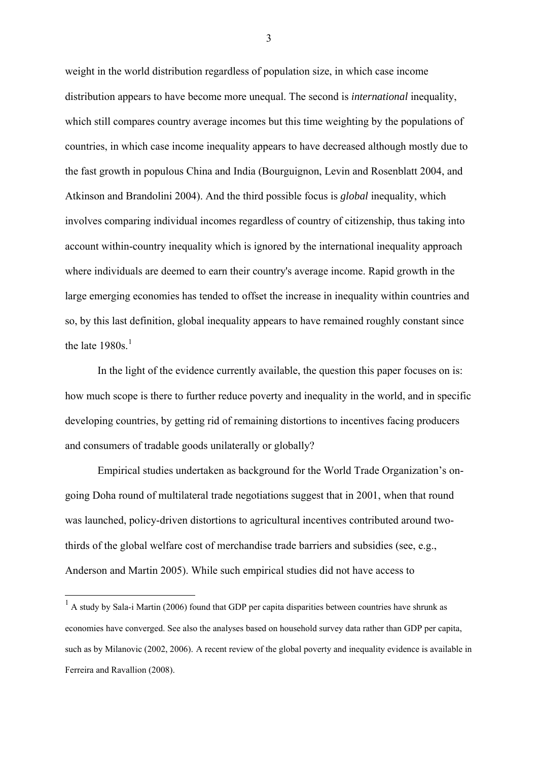weight in the world distribution regardless of population size, in which case income distribution appears to have become more unequal. The second is *international* inequality, which still compares country average incomes but this time weighting by the populations of countries, in which case income inequality appears to have decreased although mostly due to the fast growth in populous China and India (Bourguignon, Levin and Rosenblatt 2004, and Atkinson and Brandolini 2004). And the third possible focus is *global* inequality, which involves comparing individual incomes regardless of country of citizenship, thus taking into account within-country inequality which is ignored by the international inequality approach where individuals are deemed to earn their country's average income. Rapid growth in the large emerging economies has tended to offset the increase in inequality within countries and so, by this last definition, global inequality appears to have remained roughly constant since the late 1980s.[1]

In the light of the evidence currently available, the question this paper focuses on is: how much scope is there to further reduce poverty and inequality in the world, and in specific developing countries, by getting rid of remaining distortions to incentives facing producers and consumers of tradable goods unilaterally or globally?

Empirical studies undertaken as background for the World Trade Organization's on-going Doha round of multilateral trade negotiations suggest that in 2001, when that round was launched, policy-driven distortions to agricultural incentives contributed around two-thirds of the global welfare cost of merchandise trade barriers and subsidies (see, e.g., Anderson and Martin 2005). While such empirical studies did not have access to

---

[1] A study by Sala-i Martin (2006) found that GDP per capita disparities between countries have shrunk as economies have converged. See also the analyses based on household survey data rather than GDP per capita, such as by Milanovic (2002, 2006). A recent review of the global poverty and inequality evidence is available in Ferreira and Ravallion (2008).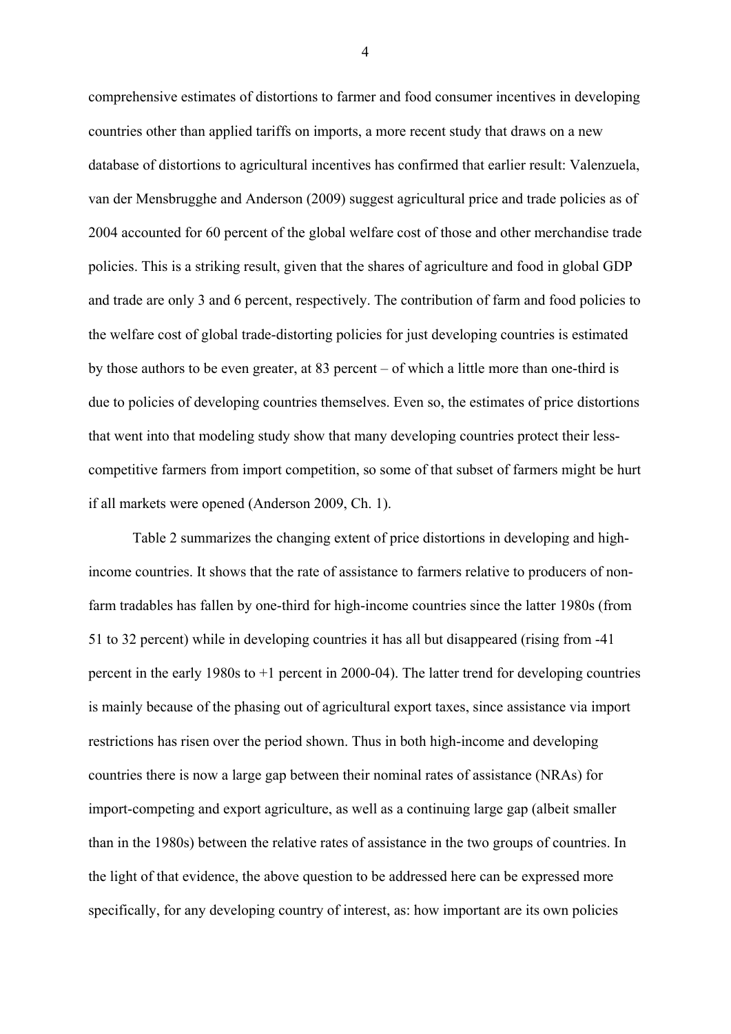comprehensive estimates of distortions to farmer and food consumer incentives in developing countries other than applied tariffs on imports, a more recent study that draws on a new database of distortions to agricultural incentives has confirmed that earlier result: Valenzuela, van der Mensbrugghe and Anderson (2009) suggest agricultural price and trade policies as of 2004 accounted for 60 percent of the global welfare cost of those and other merchandise trade policies. This is a striking result, given that the shares of agriculture and food in global GDP and trade are only 3 and 6 percent, respectively. The contribution of farm and food policies to the welfare cost of global trade-distorting policies for just developing countries is estimated by those authors to be even greater, at 83 percent – of which a little more than one-third is due to policies of developing countries themselves. Even so, the estimates of price distortions that went into that modeling study show that many developing countries protect their less-competitive farmers from import competition, so some of that subset of farmers might be hurt if all markets were opened (Anderson 2009, Ch. 1).

Table 2 summarizes the changing extent of price distortions in developing and high-income countries. It shows that the rate of assistance to farmers relative to producers of non-farm tradables has fallen by one-third for high-income countries since the latter 1980s (from 51 to 32 percent) while in developing countries it has all but disappeared (rising from -41 percent in the early 1980s to +1 percent in 2000-04). The latter trend for developing countries is mainly because of the phasing out of agricultural export taxes, since assistance via import restrictions has risen over the period shown. Thus in both high-income and developing countries there is now a large gap between their nominal rates of assistance (NRAs) for import-competing and export agriculture, as well as a continuing large gap (albeit smaller than in the 1980s) between the relative rates of assistance in the two groups of countries. In the light of that evidence, the above question to be addressed here can be expressed more specifically, for any developing country of interest, as: how important are its own policies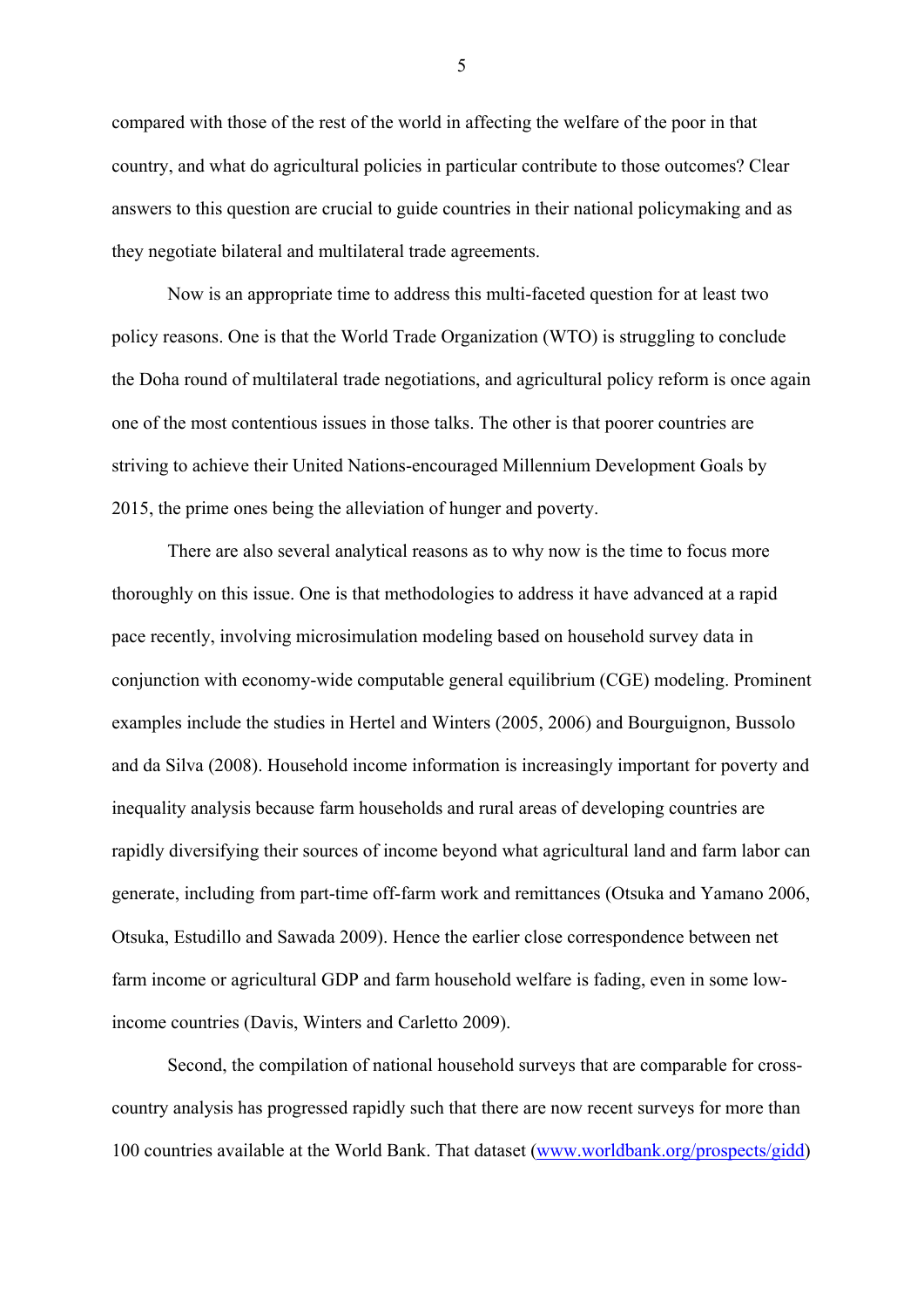compared with those of the rest of the world in affecting the welfare of the poor in that country, and what do agricultural policies in particular contribute to those outcomes? Clear answers to this question are crucial to guide countries in their national policymaking and as they negotiate bilateral and multilateral trade agreements.

Now is an appropriate time to address this multi-faceted question for at least two policy reasons. One is that the World Trade Organization (WTO) is struggling to conclude the Doha round of multilateral trade negotiations, and agricultural policy reform is once again one of the most contentious issues in those talks. The other is that poorer countries are striving to achieve their United Nations-encouraged Millennium Development Goals by 2015, the prime ones being the alleviation of hunger and poverty.

There are also several analytical reasons as to why now is the time to focus more thoroughly on this issue. One is that methodologies to address it have advanced at a rapid pace recently, involving microsimulation modeling based on household survey data in conjunction with economy-wide computable general equilibrium (CGE) modeling. Prominent examples include the studies in Hertel and Winters (2005, 2006) and Bourguignon, Bussolo and da Silva (2008). Household income information is increasingly important for poverty and inequality analysis because farm households and rural areas of developing countries are rapidly diversifying their sources of income beyond what agricultural land and farm labor can generate, including from part-time off-farm work and remittances (Otsuka and Yamano 2006, Otsuka, Estudillo and Sawada 2009). Hence the earlier close correspondence between net farm income or agricultural GDP and farm household welfare is fading, even in some low-income countries (Davis, Winters and Carletto 2009).

Second, the compilation of national household surveys that are comparable for cross-country analysis has progressed rapidly such that there are now recent surveys for more than 100 countries available at the World Bank. That dataset (www.worldbank.org/prospects/gidd)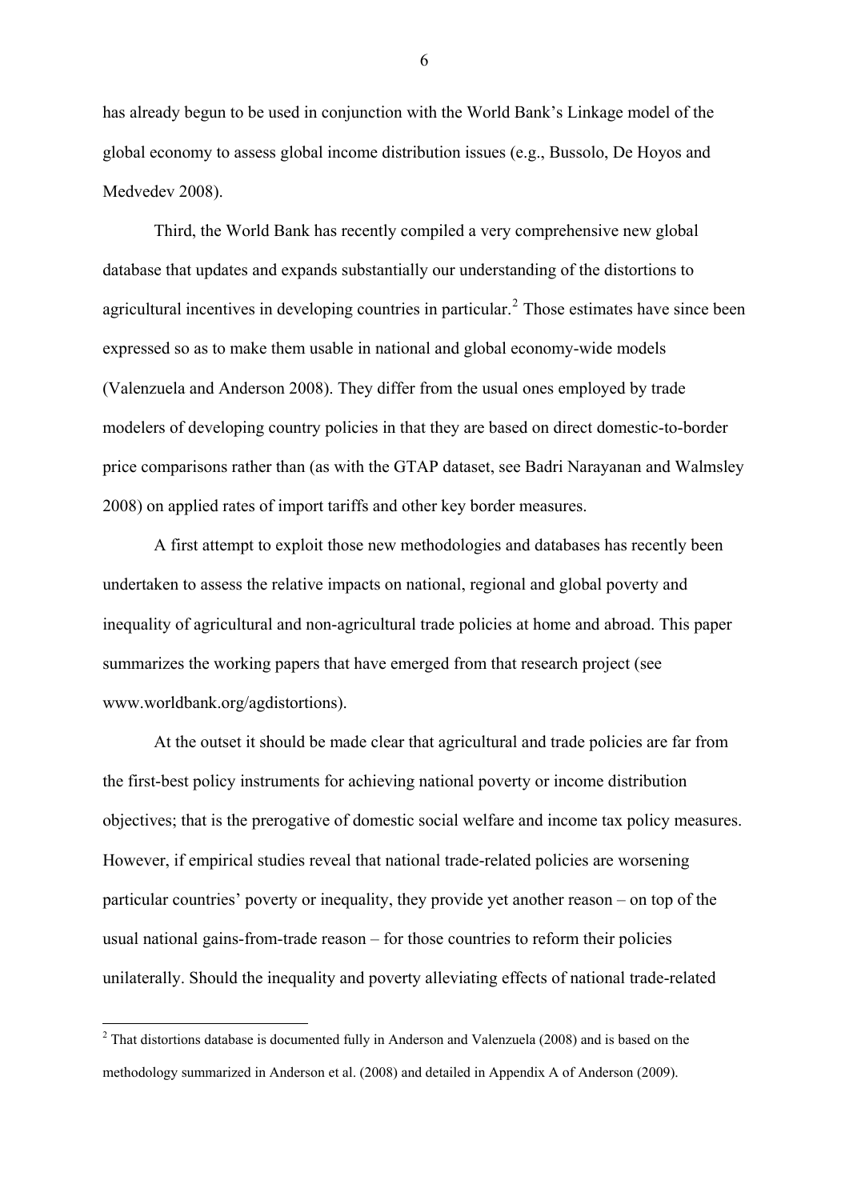has already begun to be used in conjunction with the World Bank's Linkage model of the global economy to assess global income distribution issues (e.g., Bussolo, De Hoyos and Medvedev 2008).

Third, the World Bank has recently compiled a very comprehensive new global database that updates and expands substantially our understanding of the distortions to agricultural incentives in developing countries in particular.[2] Those estimates have since been expressed so as to make them usable in national and global economy-wide models (Valenzuela and Anderson 2008). They differ from the usual ones employed by trade modelers of developing country policies in that they are based on direct domestic-to-border price comparisons rather than (as with the GTAP dataset, see Badri Narayanan and Walmsley 2008) on applied rates of import tariffs and other key border measures.

A first attempt to exploit those new methodologies and databases has recently been undertaken to assess the relative impacts on national, regional and global poverty and inequality of agricultural and non-agricultural trade policies at home and abroad. This paper summarizes the working papers that have emerged from that research project (see www.worldbank.org/agdistortions).

At the outset it should be made clear that agricultural and trade policies are far from the first-best policy instruments for achieving national poverty or income distribution objectives; that is the prerogative of domestic social welfare and income tax policy measures. However, if empirical studies reveal that national trade-related policies are worsening particular countries' poverty or inequality, they provide yet another reason – on top of the usual national gains-from-trade reason – for those countries to reform their policies unilaterally. Should the inequality and poverty alleviating effects of national trade-related

[2] That distortions database is documented fully in Anderson and Valenzuela (2008) and is based on the methodology summarized in Anderson et al. (2008) and detailed in Appendix A of Anderson (2009).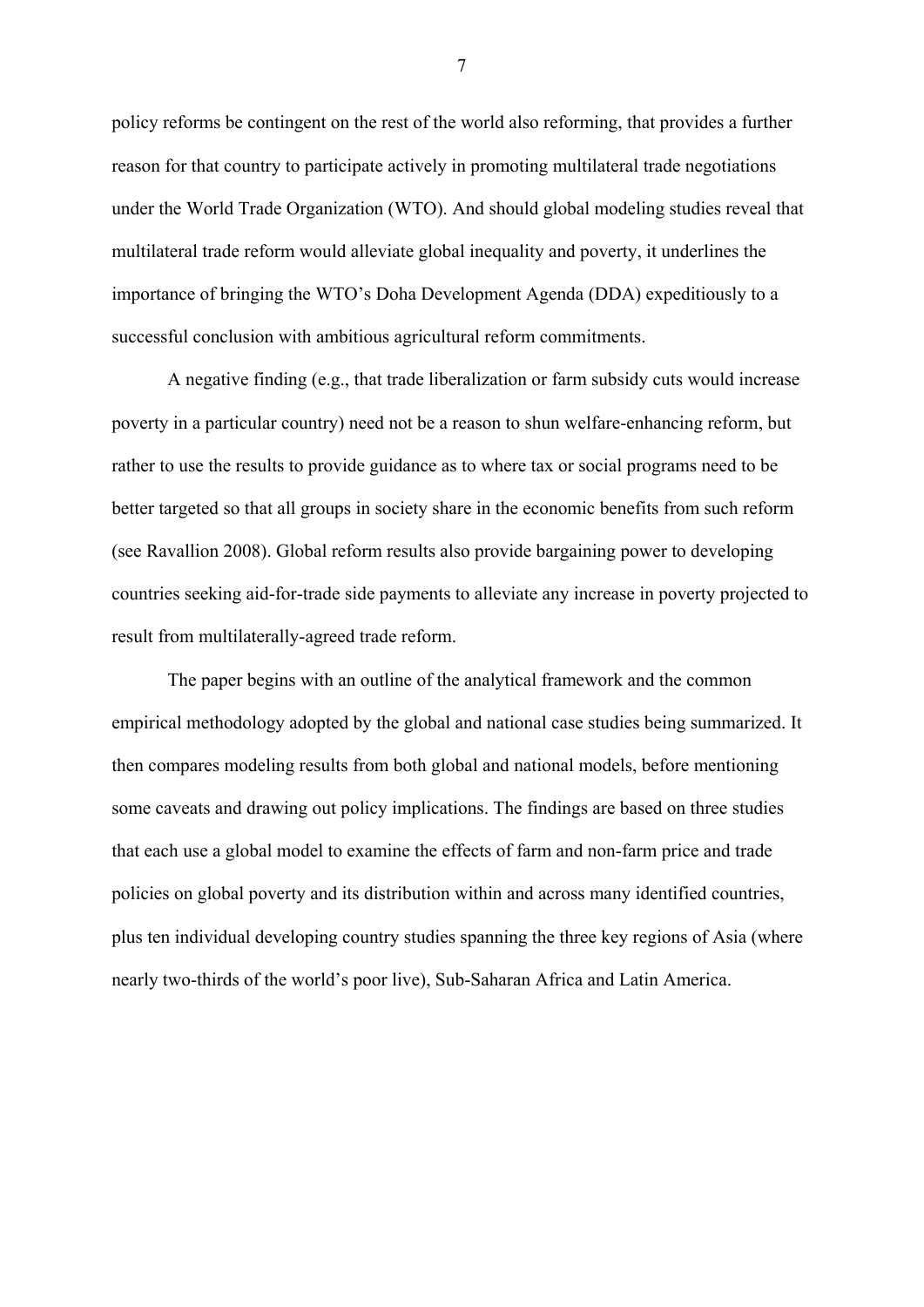policy reforms be contingent on the rest of the world also reforming, that provides a further reason for that country to participate actively in promoting multilateral trade negotiations under the World Trade Organization (WTO). And should global modeling studies reveal that multilateral trade reform would alleviate global inequality and poverty, it underlines the importance of bringing the WTO's Doha Development Agenda (DDA) expeditiously to a successful conclusion with ambitious agricultural reform commitments.

A negative finding (e.g., that trade liberalization or farm subsidy cuts would increase poverty in a particular country) need not be a reason to shun welfare-enhancing reform, but rather to use the results to provide guidance as to where tax or social programs need to be better targeted so that all groups in society share in the economic benefits from such reform (see Ravallion 2008). Global reform results also provide bargaining power to developing countries seeking aid-for-trade side payments to alleviate any increase in poverty projected to result from multilaterally-agreed trade reform.

The paper begins with an outline of the analytical framework and the common empirical methodology adopted by the global and national case studies being summarized. It then compares modeling results from both global and national models, before mentioning some caveats and drawing out policy implications. The findings are based on three studies that each use a global model to examine the effects of farm and non-farm price and trade policies on global poverty and its distribution within and across many identified countries, plus ten individual developing country studies spanning the three key regions of Asia (where nearly two-thirds of the world's poor live), Sub-Saharan Africa and Latin America.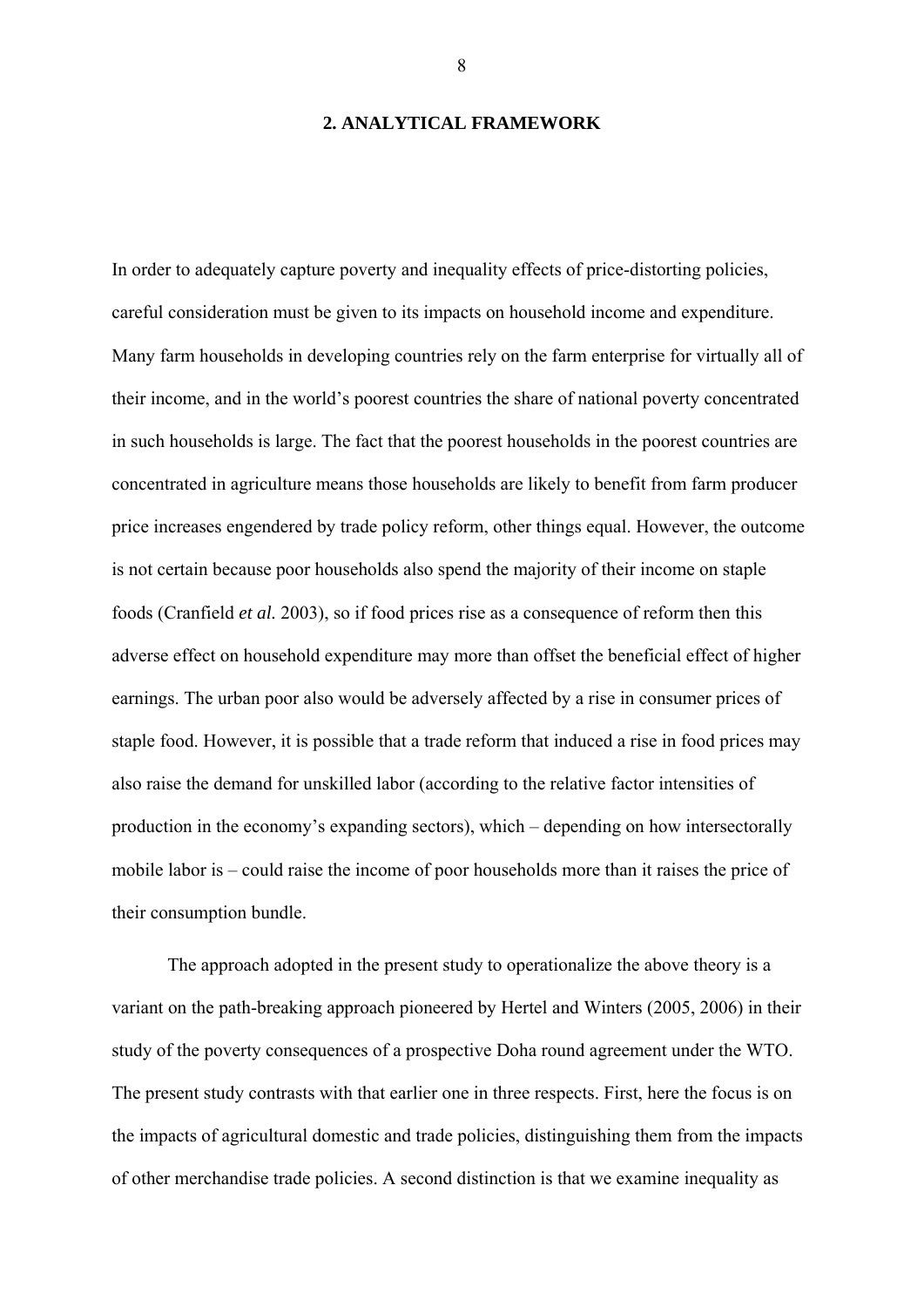## 2. ANALYTICAL FRAMEWORK

In order to adequately capture poverty and inequality effects of price-distorting policies, careful consideration must be given to its impacts on household income and expenditure. Many farm households in developing countries rely on the farm enterprise for virtually all of their income, and in the world's poorest countries the share of national poverty concentrated in such households is large. The fact that the poorest households in the poorest countries are concentrated in agriculture means those households are likely to benefit from farm producer price increases engendered by trade policy reform, other things equal. However, the outcome is not certain because poor households also spend the majority of their income on staple foods (Cranfield *et al.* 2003), so if food prices rise as a consequence of reform then this adverse effect on household expenditure may more than offset the beneficial effect of higher earnings. The urban poor also would be adversely affected by a rise in consumer prices of staple food. However, it is possible that a trade reform that induced a rise in food prices may also raise the demand for unskilled labor (according to the relative factor intensities of production in the economy's expanding sectors), which – depending on how intersectorally mobile labor is – could raise the income of poor households more than it raises the price of their consumption bundle.

The approach adopted in the present study to operationalize the above theory is a variant on the path-breaking approach pioneered by Hertel and Winters (2005, 2006) in their study of the poverty consequences of a prospective Doha round agreement under the WTO. The present study contrasts with that earlier one in three respects. First, here the focus is on the impacts of agricultural domestic and trade policies, distinguishing them from the impacts of other merchandise trade policies. A second distinction is that we examine inequality as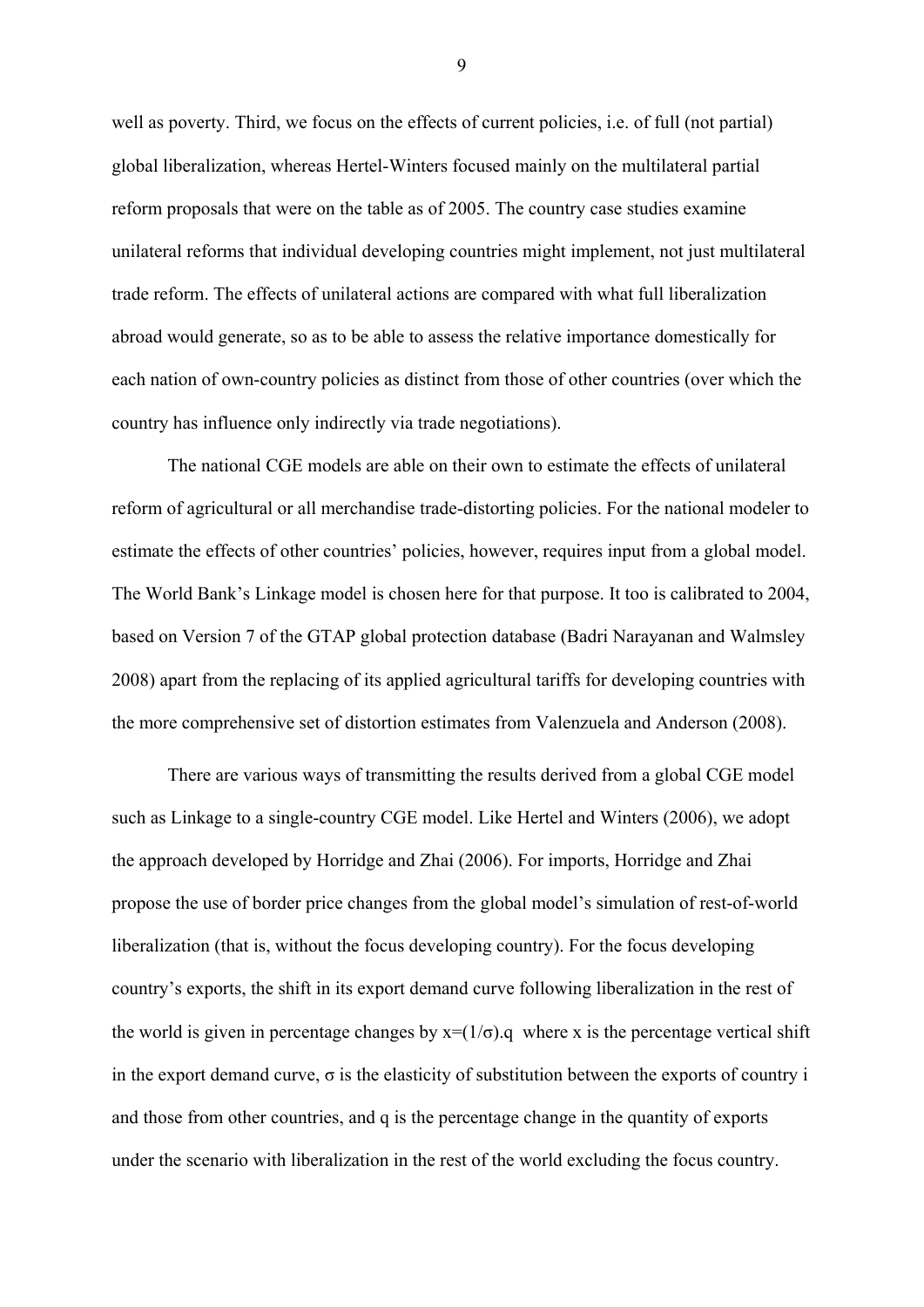well as poverty. Third, we focus on the effects of current policies, i.e. of full (not partial) global liberalization, whereas Hertel-Winters focused mainly on the multilateral partial reform proposals that were on the table as of 2005. The country case studies examine unilateral reforms that individual developing countries might implement, not just multilateral trade reform. The effects of unilateral actions are compared with what full liberalization abroad would generate, so as to be able to assess the relative importance domestically for each nation of own-country policies as distinct from those of other countries (over which the country has influence only indirectly via trade negotiations).

The national CGE models are able on their own to estimate the effects of unilateral reform of agricultural or all merchandise trade-distorting policies. For the national modeler to estimate the effects of other countries' policies, however, requires input from a global model. The World Bank's Linkage model is chosen here for that purpose. It too is calibrated to 2004, based on Version 7 of the GTAP global protection database (Badri Narayanan and Walmsley 2008) apart from the replacing of its applied agricultural tariffs for developing countries with the more comprehensive set of distortion estimates from Valenzuela and Anderson (2008).

There are various ways of transmitting the results derived from a global CGE model such as Linkage to a single-country CGE model. Like Hertel and Winters (2006), we adopt the approach developed by Horridge and Zhai (2006). For imports, Horridge and Zhai propose the use of border price changes from the global model's simulation of rest-of-world liberalization (that is, without the focus developing country). For the focus developing country's exports, the shift in its export demand curve following liberalization in the rest of the world is given in percentage changes by $x=(1/\sigma).q$ where $x$ is the percentage vertical shift in the export demand curve, $\sigma$ is the elasticity of substitution between the exports of country $i$ and those from other countries, and $q$ is the percentage change in the quantity of exports under the scenario with liberalization in the rest of the world excluding the focus country.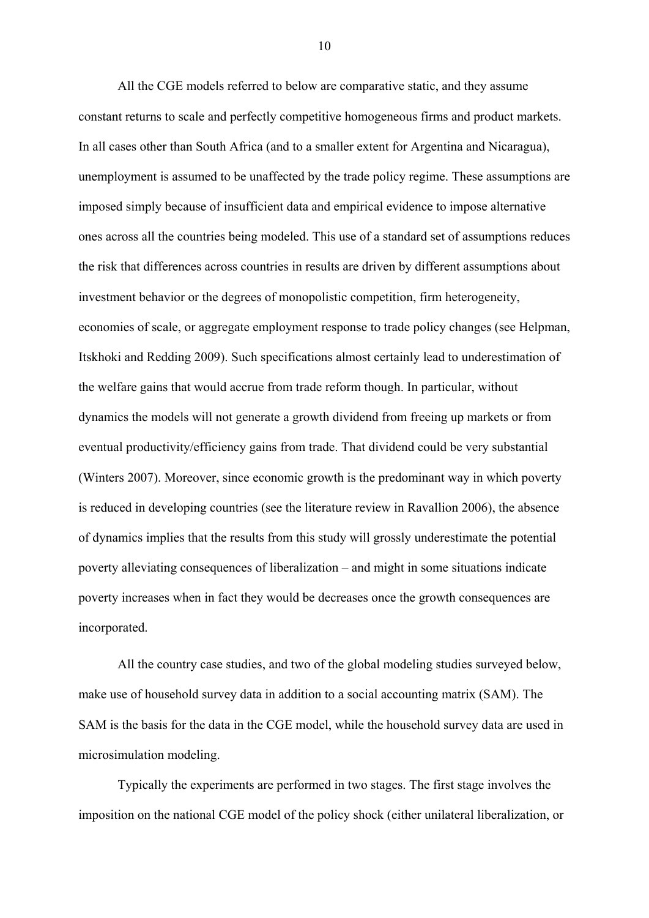All the CGE models referred to below are comparative static, and they assume constant returns to scale and perfectly competitive homogeneous firms and product markets. In all cases other than South Africa (and to a smaller extent for Argentina and Nicaragua), unemployment is assumed to be unaffected by the trade policy regime. These assumptions are imposed simply because of insufficient data and empirical evidence to impose alternative ones across all the countries being modeled. This use of a standard set of assumptions reduces the risk that differences across countries in results are driven by different assumptions about investment behavior or the degrees of monopolistic competition, firm heterogeneity, economies of scale, or aggregate employment response to trade policy changes (see Helpman, Itskhoki and Redding 2009). Such specifications almost certainly lead to underestimation of the welfare gains that would accrue from trade reform though. In particular, without dynamics the models will not generate a growth dividend from freeing up markets or from eventual productivity/efficiency gains from trade. That dividend could be very substantial (Winters 2007). Moreover, since economic growth is the predominant way in which poverty is reduced in developing countries (see the literature review in Ravallion 2006), the absence of dynamics implies that the results from this study will grossly underestimate the potential poverty alleviating consequences of liberalization – and might in some situations indicate poverty increases when in fact they would be decreases once the growth consequences are incorporated.

All the country case studies, and two of the global modeling studies surveyed below, make use of household survey data in addition to a social accounting matrix (SAM). The SAM is the basis for the data in the CGE model, while the household survey data are used in microsimulation modeling.

Typically the experiments are performed in two stages. The first stage involves the imposition on the national CGE model of the policy shock (either unilateral liberalization, or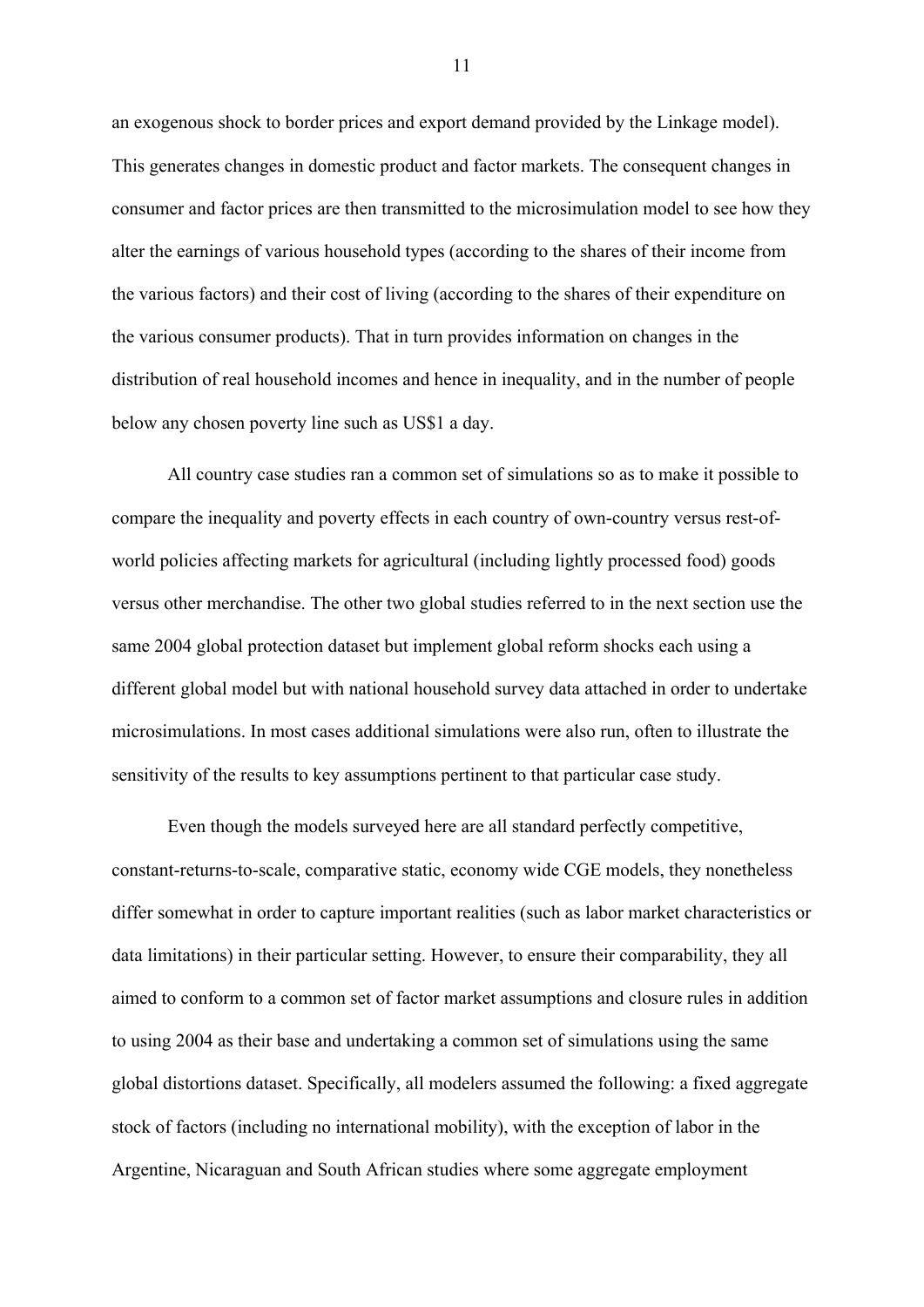an exogenous shock to border prices and export demand provided by the Linkage model). This generates changes in domestic product and factor markets. The consequent changes in consumer and factor prices are then transmitted to the microsimulation model to see how they alter the earnings of various household types (according to the shares of their income from the various factors) and their cost of living (according to the shares of their expenditure on the various consumer products). That in turn provides information on changes in the distribution of real household incomes and hence in inequality, and in the number of people below any chosen poverty line such as US$1 a day.

All country case studies ran a common set of simulations so as to make it possible to compare the inequality and poverty effects in each country of own-country versus rest-of-world policies affecting markets for agricultural (including lightly processed food) goods versus other merchandise. The other two global studies referred to in the next section use the same 2004 global protection dataset but implement global reform shocks each using a different global model but with national household survey data attached in order to undertake microsimulations. In most cases additional simulations were also run, often to illustrate the sensitivity of the results to key assumptions pertinent to that particular case study.

Even though the models surveyed here are all standard perfectly competitive, constant-returns-to-scale, comparative static, economy wide CGE models, they nonetheless differ somewhat in order to capture important realities (such as labor market characteristics or data limitations) in their particular setting. However, to ensure their comparability, they all aimed to conform to a common set of factor market assumptions and closure rules in addition to using 2004 as their base and undertaking a common set of simulations using the same global distortions dataset. Specifically, all modelers assumed the following: a fixed aggregate stock of factors (including no international mobility), with the exception of labor in the Argentine, Nicaraguan and South African studies where some aggregate employment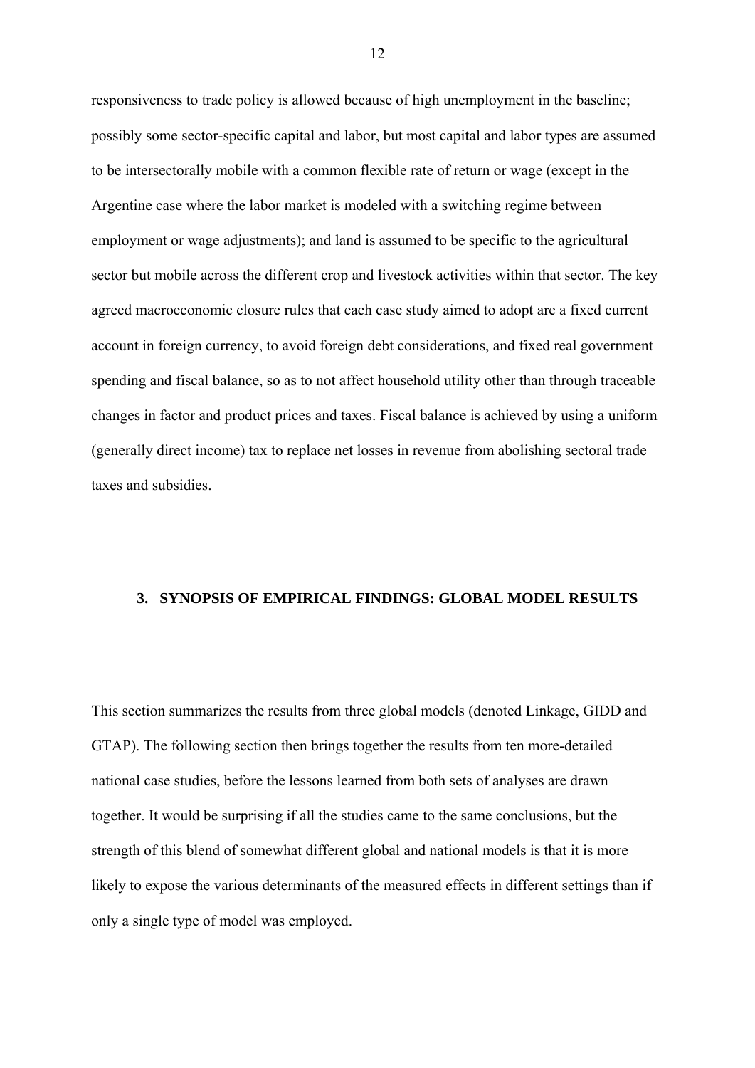responsiveness to trade policy is allowed because of high unemployment in the baseline; possibly some sector-specific capital and labor, but most capital and labor types are assumed to be intersectorally mobile with a common flexible rate of return or wage (except in the Argentine case where the labor market is modeled with a switching regime between employment or wage adjustments); and land is assumed to be specific to the agricultural sector but mobile across the different crop and livestock activities within that sector. The key agreed macroeconomic closure rules that each case study aimed to adopt are a fixed current account in foreign currency, to avoid foreign debt considerations, and fixed real government spending and fiscal balance, so as to not affect household utility other than through traceable changes in factor and product prices and taxes. Fiscal balance is achieved by using a uniform (generally direct income) tax to replace net losses in revenue from abolishing sectoral trade taxes and subsidies.

## 3. SYNOPSIS OF EMPIRICAL FINDINGS: GLOBAL MODEL RESULTS

This section summarizes the results from three global models (denoted Linkage, GIDD and GTAP). The following section then brings together the results from ten more-detailed national case studies, before the lessons learned from both sets of analyses are drawn together. It would be surprising if all the studies came to the same conclusions, but the strength of this blend of somewhat different global and national models is that it is more likely to expose the various determinants of the measured effects in different settings than if only a single type of model was employed.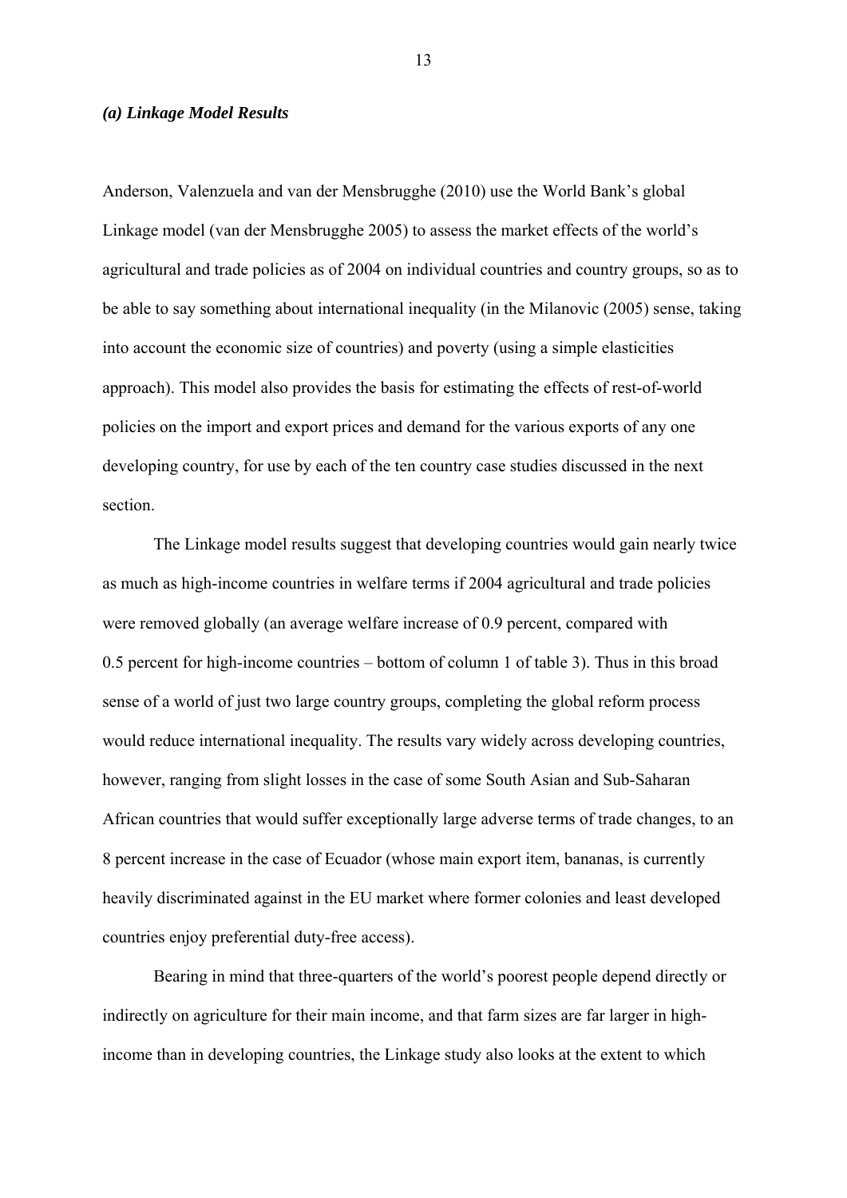### *(a) Linkage Model Results*

Anderson, Valenzuela and van der Mensbrugghe (2010) use the World Bank's global Linkage model (van der Mensbrugghe 2005) to assess the market effects of the world's agricultural and trade policies as of 2004 on individual countries and country groups, so as to be able to say something about international inequality (in the Milanovic (2005) sense, taking into account the economic size of countries) and poverty (using a simple elasticities approach). This model also provides the basis for estimating the effects of rest-of-world policies on the import and export prices and demand for the various exports of any one developing country, for use by each of the ten country case studies discussed in the next section.

The Linkage model results suggest that developing countries would gain nearly twice as much as high-income countries in welfare terms if 2004 agricultural and trade policies were removed globally (an average welfare increase of 0.9 percent, compared with 0.5 percent for high-income countries – bottom of column 1 of table 3). Thus in this broad sense of a world of just two large country groups, completing the global reform process would reduce international inequality. The results vary widely across developing countries, however, ranging from slight losses in the case of some South Asian and Sub-Saharan African countries that would suffer exceptionally large adverse terms of trade changes, to an 8 percent increase in the case of Ecuador (whose main export item, bananas, is currently heavily discriminated against in the EU market where former colonies and least developed countries enjoy preferential duty-free access).

Bearing in mind that three-quarters of the world's poorest people depend directly or indirectly on agriculture for their main income, and that farm sizes are far larger in high-income than in developing countries, the Linkage study also looks at the extent to which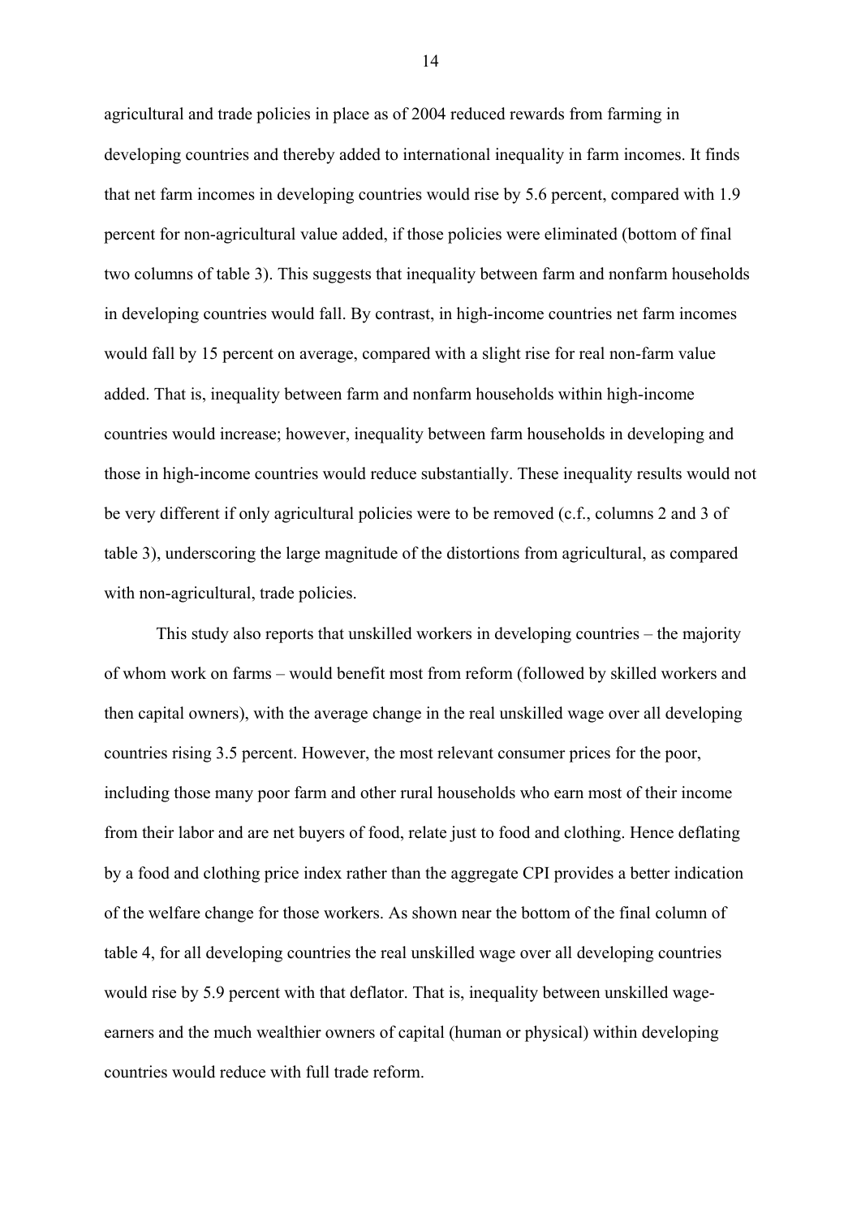agricultural and trade policies in place as of 2004 reduced rewards from farming in developing countries and thereby added to international inequality in farm incomes. It finds that net farm incomes in developing countries would rise by 5.6 percent, compared with 1.9 percent for non-agricultural value added, if those policies were eliminated (bottom of final two columns of table 3). This suggests that inequality between farm and nonfarm households in developing countries would fall. By contrast, in high-income countries net farm incomes would fall by 15 percent on average, compared with a slight rise for real non-farm value added. That is, inequality between farm and nonfarm households within high-income countries would increase; however, inequality between farm households in developing and those in high-income countries would reduce substantially. These inequality results would not be very different if only agricultural policies were to be removed (c.f., columns 2 and 3 of table 3), underscoring the large magnitude of the distortions from agricultural, as compared with non-agricultural, trade policies.

This study also reports that unskilled workers in developing countries – the majority of whom work on farms – would benefit most from reform (followed by skilled workers and then capital owners), with the average change in the real unskilled wage over all developing countries rising 3.5 percent. However, the most relevant consumer prices for the poor, including those many poor farm and other rural households who earn most of their income from their labor and are net buyers of food, relate just to food and clothing. Hence deflating by a food and clothing price index rather than the aggregate CPI provides a better indication of the welfare change for those workers. As shown near the bottom of the final column of table 4, for all developing countries the real unskilled wage over all developing countries would rise by 5.9 percent with that deflator. That is, inequality between unskilled wage-earners and the much wealthier owners of capital (human or physical) within developing countries would reduce with full trade reform.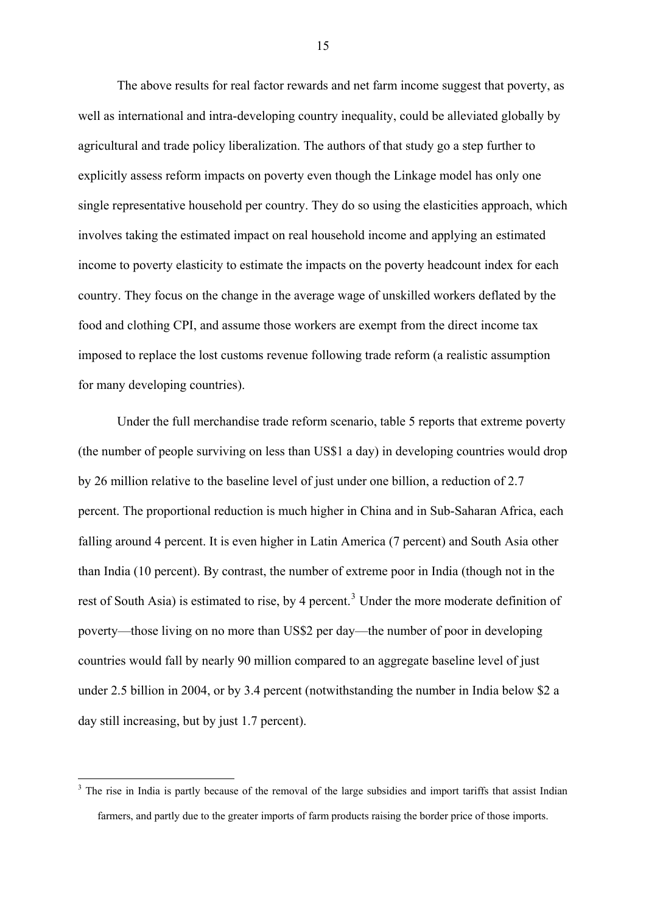The above results for real factor rewards and net farm income suggest that poverty, as well as international and intra-developing country inequality, could be alleviated globally by agricultural and trade policy liberalization. The authors of that study go a step further to explicitly assess reform impacts on poverty even though the Linkage model has only one single representative household per country. They do so using the elasticities approach, which involves taking the estimated impact on real household income and applying an estimated income to poverty elasticity to estimate the impacts on the poverty headcount index for each country. They focus on the change in the average wage of unskilled workers deflated by the food and clothing CPI, and assume those workers are exempt from the direct income tax imposed to replace the lost customs revenue following trade reform (a realistic assumption for many developing countries).

Under the full merchandise trade reform scenario, table 5 reports that extreme poverty (the number of people surviving on less than US$1 a day) in developing countries would drop by 26 million relative to the baseline level of just under one billion, a reduction of 2.7 percent. The proportional reduction is much higher in China and in Sub-Saharan Africa, each falling around 4 percent. It is even higher in Latin America (7 percent) and South Asia other than India (10 percent). By contrast, the number of extreme poor in India (though not in the rest of South Asia) is estimated to rise, by 4 percent.[3] Under the more moderate definition of poverty—those living on no more than US$2 per day—the number of poor in developing countries would fall by nearly 90 million compared to an aggregate baseline level of just under 2.5 billion in 2004, or by 3.4 percent (notwithstanding the number in India below $2 a day still increasing, but by just 1.7 percent).

[3] The rise in India is partly because of the removal of the large subsidies and import tariffs that assist Indian farmers, and partly due to the greater imports of farm products raising the border price of those imports.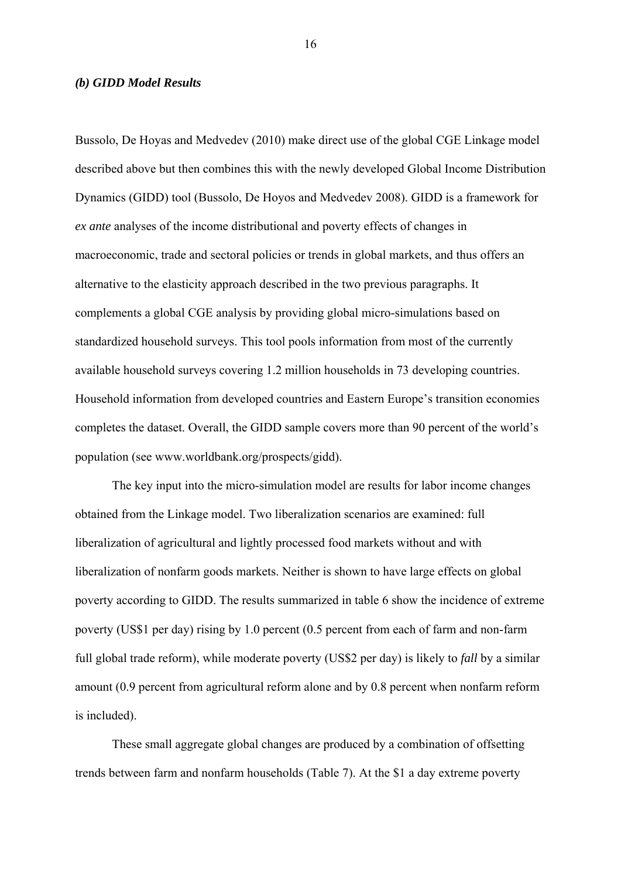### *(b) GIDD Model Results*

Bussolo, De Hoyas and Medvedev (2010) make direct use of the global CGE Linkage model described above but then combines this with the newly developed Global Income Distribution Dynamics (GIDD) tool (Bussolo, De Hoyos and Medvedev 2008). GIDD is a framework for *ex ante* analyses of the income distributional and poverty effects of changes in macroeconomic, trade and sectoral policies or trends in global markets, and thus offers an alternative to the elasticity approach described in the two previous paragraphs. It complements a global CGE analysis by providing global micro-simulations based on standardized household surveys. This tool pools information from most of the currently available household surveys covering 1.2 million households in 73 developing countries. Household information from developed countries and Eastern Europe's transition economies completes the dataset. Overall, the GIDD sample covers more than 90 percent of the world's population (see www.worldbank.org/prospects/gidd).

The key input into the micro-simulation model are results for labor income changes obtained from the Linkage model. Two liberalization scenarios are examined: full liberalization of agricultural and lightly processed food markets without and with liberalization of nonfarm goods markets. Neither is shown to have large effects on global poverty according to GIDD. The results summarized in table 6 show the incidence of extreme poverty (US$1 per day) rising by 1.0 percent (0.5 percent from each of farm and non-farm full global trade reform), while moderate poverty (US$2 per day) is likely to *fall* by a similar amount (0.9 percent from agricultural reform alone and by 0.8 percent when nonfarm reform is included).

These small aggregate global changes are produced by a combination of offsetting trends between farm and nonfarm households (Table 7). At the $1 a day extreme poverty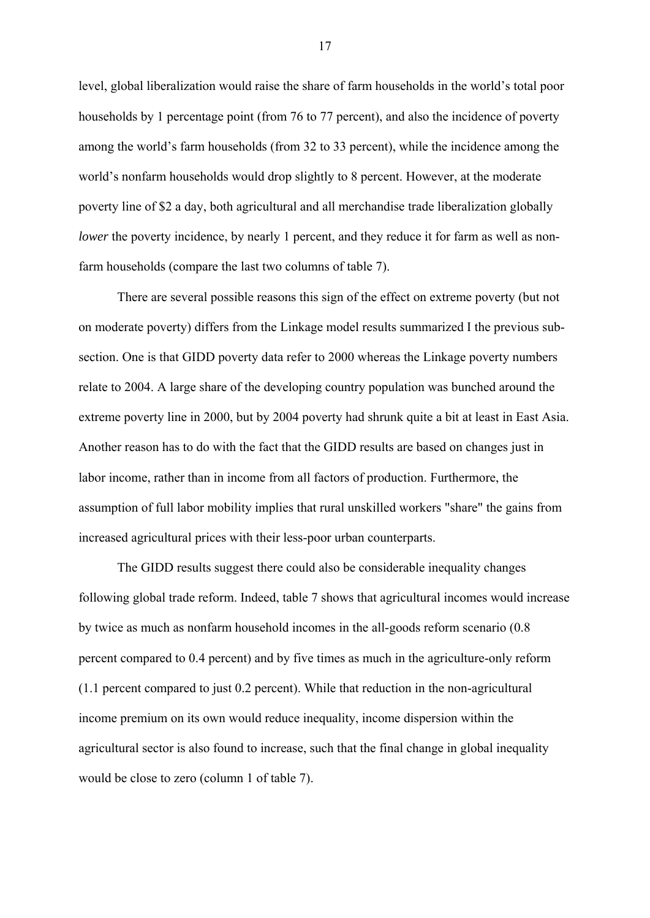level, global liberalization would raise the share of farm households in the world's total poor households by 1 percentage point (from 76 to 77 percent), and also the incidence of poverty among the world's farm households (from 32 to 33 percent), while the incidence among the world's nonfarm households would drop slightly to 8 percent. However, at the moderate poverty line of \$2 a day, both agricultural and all merchandise trade liberalization globally *lower* the poverty incidence, by nearly 1 percent, and they reduce it for farm as well as non-farm households (compare the last two columns of table 7).

There are several possible reasons this sign of the effect on extreme poverty (but not on moderate poverty) differs from the Linkage model results summarized I the previous sub-section. One is that GIDD poverty data refer to 2000 whereas the Linkage poverty numbers relate to 2004. A large share of the developing country population was bunched around the extreme poverty line in 2000, but by 2004 poverty had shrunk quite a bit at least in East Asia. Another reason has to do with the fact that the GIDD results are based on changes just in labor income, rather than in income from all factors of production. Furthermore, the assumption of full labor mobility implies that rural unskilled workers "share" the gains from increased agricultural prices with their less-poor urban counterparts.

The GIDD results suggest there could also be considerable inequality changes following global trade reform. Indeed, table 7 shows that agricultural incomes would increase by twice as much as nonfarm household incomes in the all-goods reform scenario (0.8 percent compared to 0.4 percent) and by five times as much in the agriculture-only reform (1.1 percent compared to just 0.2 percent). While that reduction in the non-agricultural income premium on its own would reduce inequality, income dispersion within the agricultural sector is also found to increase, such that the final change in global inequality would be close to zero (column 1 of table 7).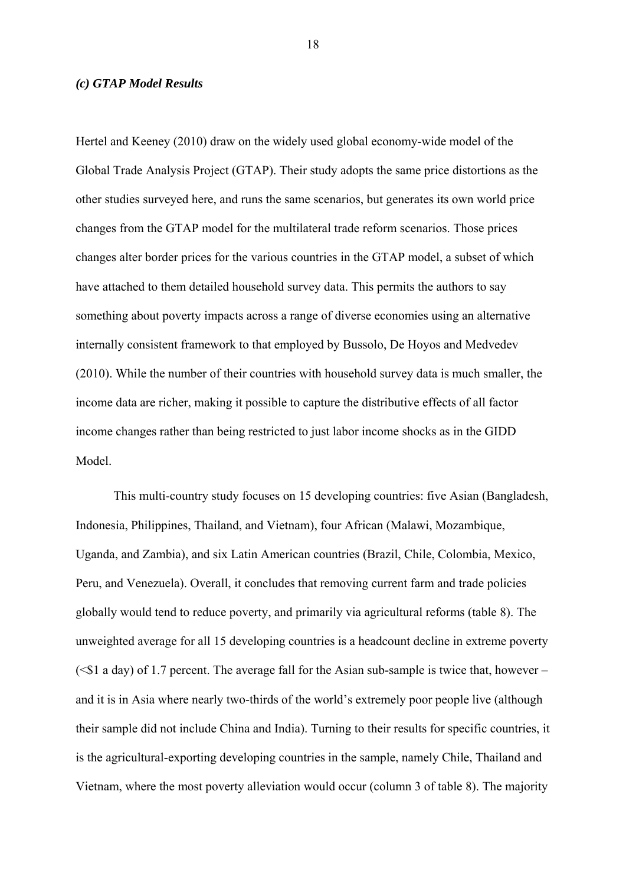### *(c) GTAP Model Results*

Hertel and Keeney (2010) draw on the widely used global economy-wide model of the Global Trade Analysis Project (GTAP). Their study adopts the same price distortions as the other studies surveyed here, and runs the same scenarios, but generates its own world price changes from the GTAP model for the multilateral trade reform scenarios. Those prices changes alter border prices for the various countries in the GTAP model, a subset of which have attached to them detailed household survey data. This permits the authors to say something about poverty impacts across a range of diverse economies using an alternative internally consistent framework to that employed by Bussolo, De Hoyos and Medvedev (2010). While the number of their countries with household survey data is much smaller, the income data are richer, making it possible to capture the distributive effects of all factor income changes rather than being restricted to just labor income shocks as in the GIDD Model.

This multi-country study focuses on 15 developing countries: five Asian (Bangladesh, Indonesia, Philippines, Thailand, and Vietnam), four African (Malawi, Mozambique, Uganda, and Zambia), and six Latin American countries (Brazil, Chile, Colombia, Mexico, Peru, and Venezuela). Overall, it concludes that removing current farm and trade policies globally would tend to reduce poverty, and primarily via agricultural reforms (table 8). The unweighted average for all 15 developing countries is a headcount decline in extreme poverty (<$1 a day) of 1.7 percent. The average fall for the Asian sub-sample is twice that, however – and it is in Asia where nearly two-thirds of the world's extremely poor people live (although their sample did not include China and India). Turning to their results for specific countries, it is the agricultural-exporting developing countries in the sample, namely Chile, Thailand and Vietnam, where the most poverty alleviation would occur (column 3 of table 8). The majority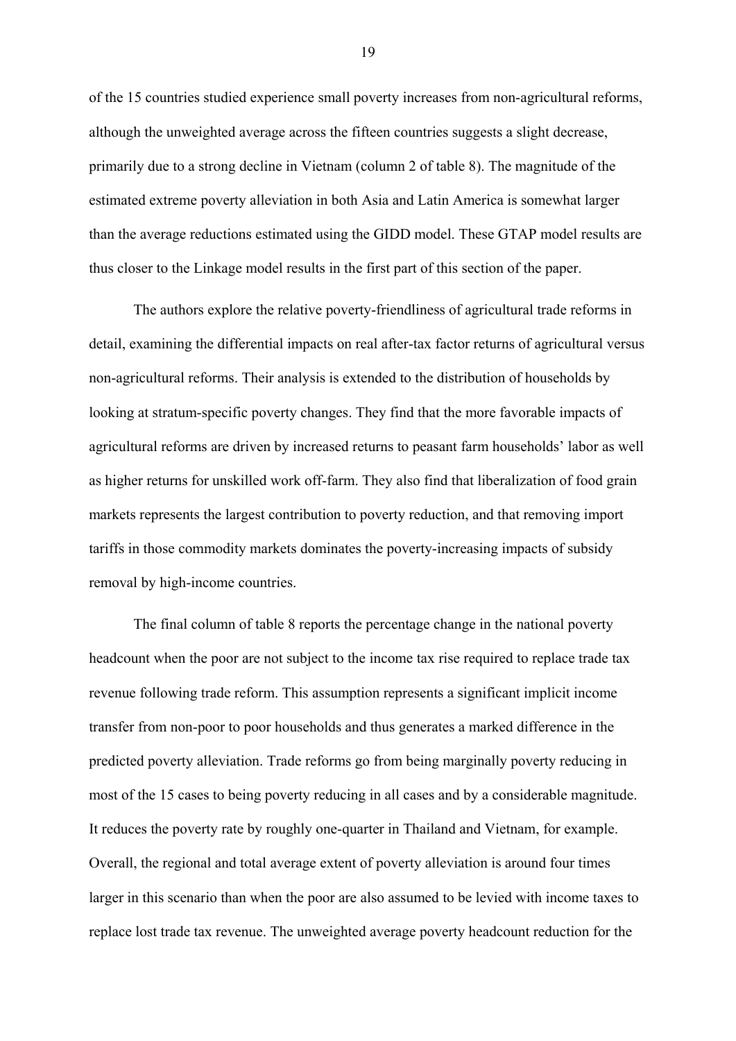of the 15 countries studied experience small poverty increases from non-agricultural reforms, although the unweighted average across the fifteen countries suggests a slight decrease, primarily due to a strong decline in Vietnam (column 2 of table 8). The magnitude of the estimated extreme poverty alleviation in both Asia and Latin America is somewhat larger than the average reductions estimated using the GIDD model. These GTAP model results are thus closer to the Linkage model results in the first part of this section of the paper.

The authors explore the relative poverty-friendliness of agricultural trade reforms in detail, examining the differential impacts on real after-tax factor returns of agricultural versus non-agricultural reforms. Their analysis is extended to the distribution of households by looking at stratum-specific poverty changes. They find that the more favorable impacts of agricultural reforms are driven by increased returns to peasant farm households' labor as well as higher returns for unskilled work off-farm. They also find that liberalization of food grain markets represents the largest contribution to poverty reduction, and that removing import tariffs in those commodity markets dominates the poverty-increasing impacts of subsidy removal by high-income countries.

The final column of table 8 reports the percentage change in the national poverty headcount when the poor are not subject to the income tax rise required to replace trade tax revenue following trade reform. This assumption represents a significant implicit income transfer from non-poor to poor households and thus generates a marked difference in the predicted poverty alleviation. Trade reforms go from being marginally poverty reducing in most of the 15 cases to being poverty reducing in all cases and by a considerable magnitude. It reduces the poverty rate by roughly one-quarter in Thailand and Vietnam, for example. Overall, the regional and total average extent of poverty alleviation is around four times larger in this scenario than when the poor are also assumed to be levied with income taxes to replace lost trade tax revenue. The unweighted average poverty headcount reduction for the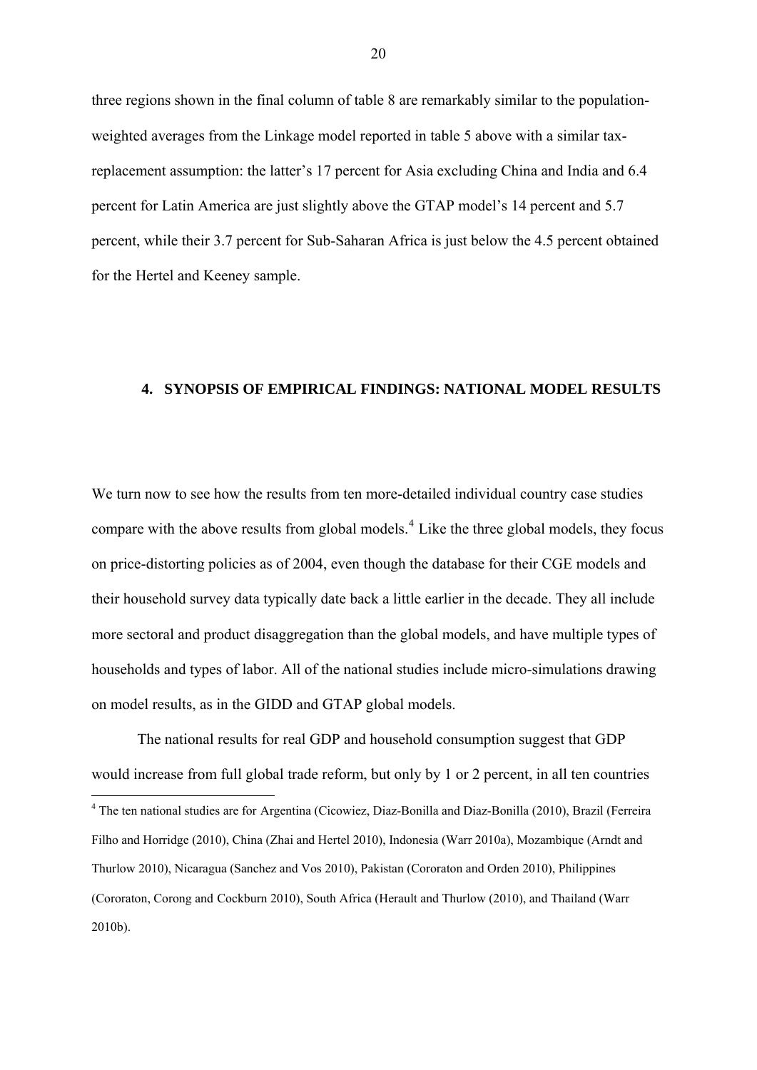three regions shown in the final column of table 8 are remarkably similar to the population-weighted averages from the Linkage model reported in table 5 above with a similar tax-replacement assumption: the latter's 17 percent for Asia excluding China and India and 6.4 percent for Latin America are just slightly above the GTAP model's 14 percent and 5.7 percent, while their 3.7 percent for Sub-Saharan Africa is just below the 4.5 percent obtained for the Hertel and Keeney sample.

## 4. SYNOPSIS OF EMPIRICAL FINDINGS: NATIONAL MODEL RESULTS

We turn now to see how the results from ten more-detailed individual country case studies compare with the above results from global models.[4] Like the three global models, they focus on price-distorting policies as of 2004, even though the database for their CGE models and their household survey data typically date back a little earlier in the decade. They all include more sectoral and product disaggregation than the global models, and have multiple types of households and types of labor. All of the national studies include micro-simulations drawing on model results, as in the GIDD and GTAP global models.

The national results for real GDP and household consumption suggest that GDP would increase from full global trade reform, but only by 1 or 2 percent, in all ten countries

[4] The ten national studies are for Argentina (Cicowiez, Diaz-Bonilla and Diaz-Bonilla (2010), Brazil (Ferreira Filho and Horridge (2010), China (Zhai and Hertel 2010), Indonesia (Warr 2010a), Mozambique (Arndt and Thurlow 2010), Nicaragua (Sanchez and Vos 2010), Pakistan (Cororaton and Orden 2010), Philippines (Cororaton, Corong and Cockburn 2010), South Africa (Herault and Thurlow (2010), and Thailand (Warr 2010b).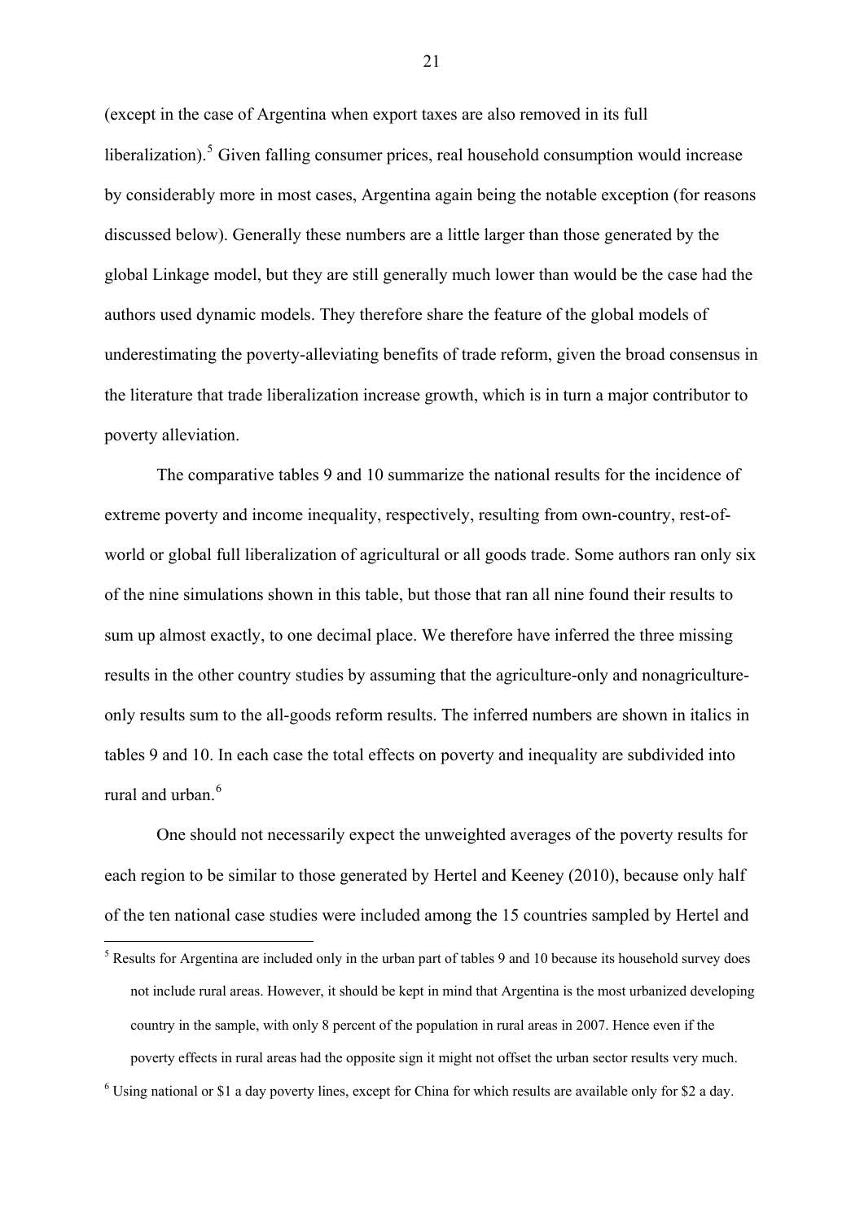(except in the case of Argentina when export taxes are also removed in its full liberalization).[5] Given falling consumer prices, real household consumption would increase by considerably more in most cases, Argentina again being the notable exception (for reasons discussed below). Generally these numbers are a little larger than those generated by the global Linkage model, but they are still generally much lower than would be the case had the authors used dynamic models. They therefore share the feature of the global models of underestimating the poverty-alleviating benefits of trade reform, given the broad consensus in the literature that trade liberalization increase growth, which is in turn a major contributor to poverty alleviation.

The comparative tables 9 and 10 summarize the national results for the incidence of extreme poverty and income inequality, respectively, resulting from own-country, rest-of-world or global full liberalization of agricultural or all goods trade. Some authors ran only six of the nine simulations shown in this table, but those that ran all nine found their results to sum up almost exactly, to one decimal place. We therefore have inferred the three missing results in the other country studies by assuming that the agriculture-only and nonagriculture-only results sum to the all-goods reform results. The inferred numbers are shown in italics in tables 9 and 10. In each case the total effects on poverty and inequality are subdivided into rural and urban.[6]

One should not necessarily expect the unweighted averages of the poverty results for each region to be similar to those generated by Hertel and Keeney (2010), because only half of the ten national case studies were included among the 15 countries sampled by Hertel and

[5] Results for Argentina are included only in the urban part of tables 9 and 10 because its household survey does not include rural areas. However, it should be kept in mind that Argentina is the most urbanized developing country in the sample, with only 8 percent of the population in rural areas in 2007. Hence even if the poverty effects in rural areas had the opposite sign it might not offset the urban sector results very much.

[6] Using national or $1 a day poverty lines, except for China for which results are available only for $2 a day.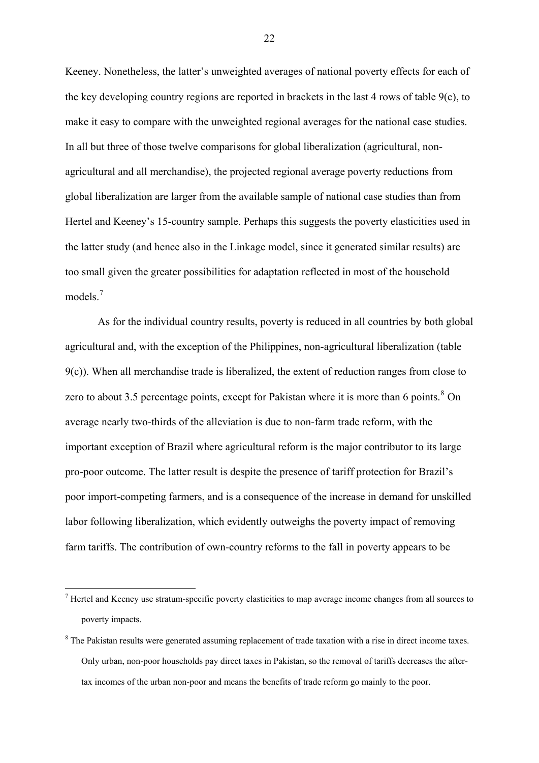Keeney. Nonetheless, the latter's unweighted averages of national poverty effects for each of the key developing country regions are reported in brackets in the last 4 rows of table 9(c), to make it easy to compare with the unweighted regional averages for the national case studies. In all but three of those twelve comparisons for global liberalization (agricultural, non-agricultural and all merchandise), the projected regional average poverty reductions from global liberalization are larger from the available sample of national case studies than from Hertel and Keeney's 15-country sample. Perhaps this suggests the poverty elasticities used in the latter study (and hence also in the Linkage model, since it generated similar results) are too small given the greater possibilities for adaptation reflected in most of the household models.[7]

As for the individual country results, poverty is reduced in all countries by both global agricultural and, with the exception of the Philippines, non-agricultural liberalization (table 9(c)). When all merchandise trade is liberalized, the extent of reduction ranges from close to zero to about 3.5 percentage points, except for Pakistan where it is more than 6 points.[8] On average nearly two-thirds of the alleviation is due to non-farm trade reform, with the important exception of Brazil where agricultural reform is the major contributor to its large pro-poor outcome. The latter result is despite the presence of tariff protection for Brazil's poor import-competing farmers, and is a consequence of the increase in demand for unskilled labor following liberalization, which evidently outweighs the poverty impact of removing farm tariffs. The contribution of own-country reforms to the fall in poverty appears to be

---

[7] Hertel and Keeney use stratum-specific poverty elasticities to map average income changes from all sources to poverty impacts.

[8] The Pakistan results were generated assuming replacement of trade taxation with a rise in direct income taxes. Only urban, non-poor households pay direct taxes in Pakistan, so the removal of tariffs decreases the after-tax incomes of the urban non-poor and means the benefits of trade reform go mainly to the poor.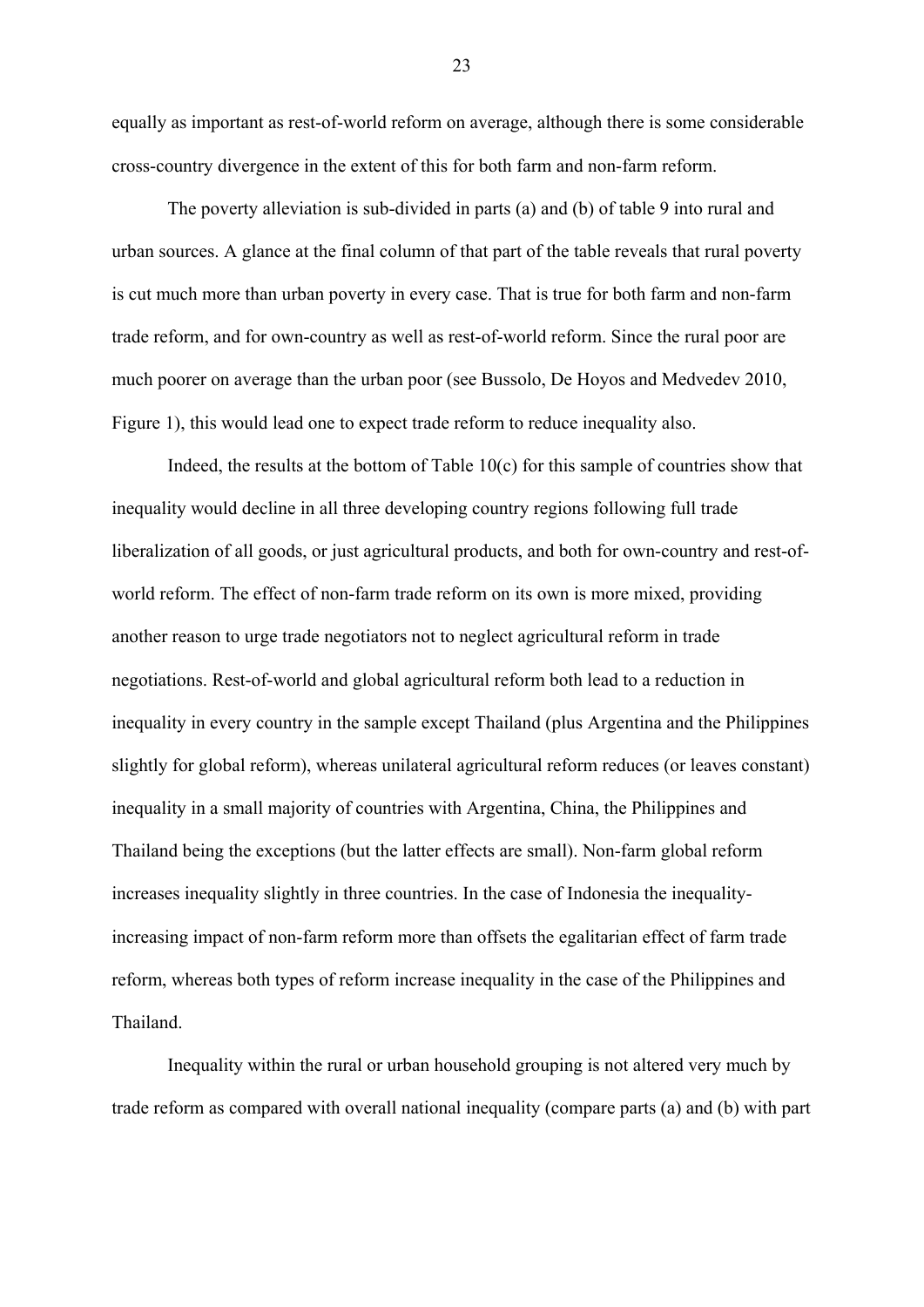equally as important as rest-of-world reform on average, although there is some considerable cross-country divergence in the extent of this for both farm and non-farm reform.

The poverty alleviation is sub-divided in parts (a) and (b) of table 9 into rural and urban sources. A glance at the final column of that part of the table reveals that rural poverty is cut much more than urban poverty in every case. That is true for both farm and non-farm trade reform, and for own-country as well as rest-of-world reform. Since the rural poor are much poorer on average than the urban poor (see Bussolo, De Hoyos and Medvedev 2010, Figure 1), this would lead one to expect trade reform to reduce inequality also.

Indeed, the results at the bottom of Table 10(c) for this sample of countries show that inequality would decline in all three developing country regions following full trade liberalization of all goods, or just agricultural products, and both for own-country and rest-of-world reform. The effect of non-farm trade reform on its own is more mixed, providing another reason to urge trade negotiators not to neglect agricultural reform in trade negotiations. Rest-of-world and global agricultural reform both lead to a reduction in inequality in every country in the sample except Thailand (plus Argentina and the Philippines slightly for global reform), whereas unilateral agricultural reform reduces (or leaves constant) inequality in a small majority of countries with Argentina, China, the Philippines and Thailand being the exceptions (but the latter effects are small). Non-farm global reform increases inequality slightly in three countries. In the case of Indonesia the inequality-increasing impact of non-farm reform more than offsets the egalitarian effect of farm trade reform, whereas both types of reform increase inequality in the case of the Philippines and Thailand.

Inequality within the rural or urban household grouping is not altered very much by trade reform as compared with overall national inequality (compare parts (a) and (b) with part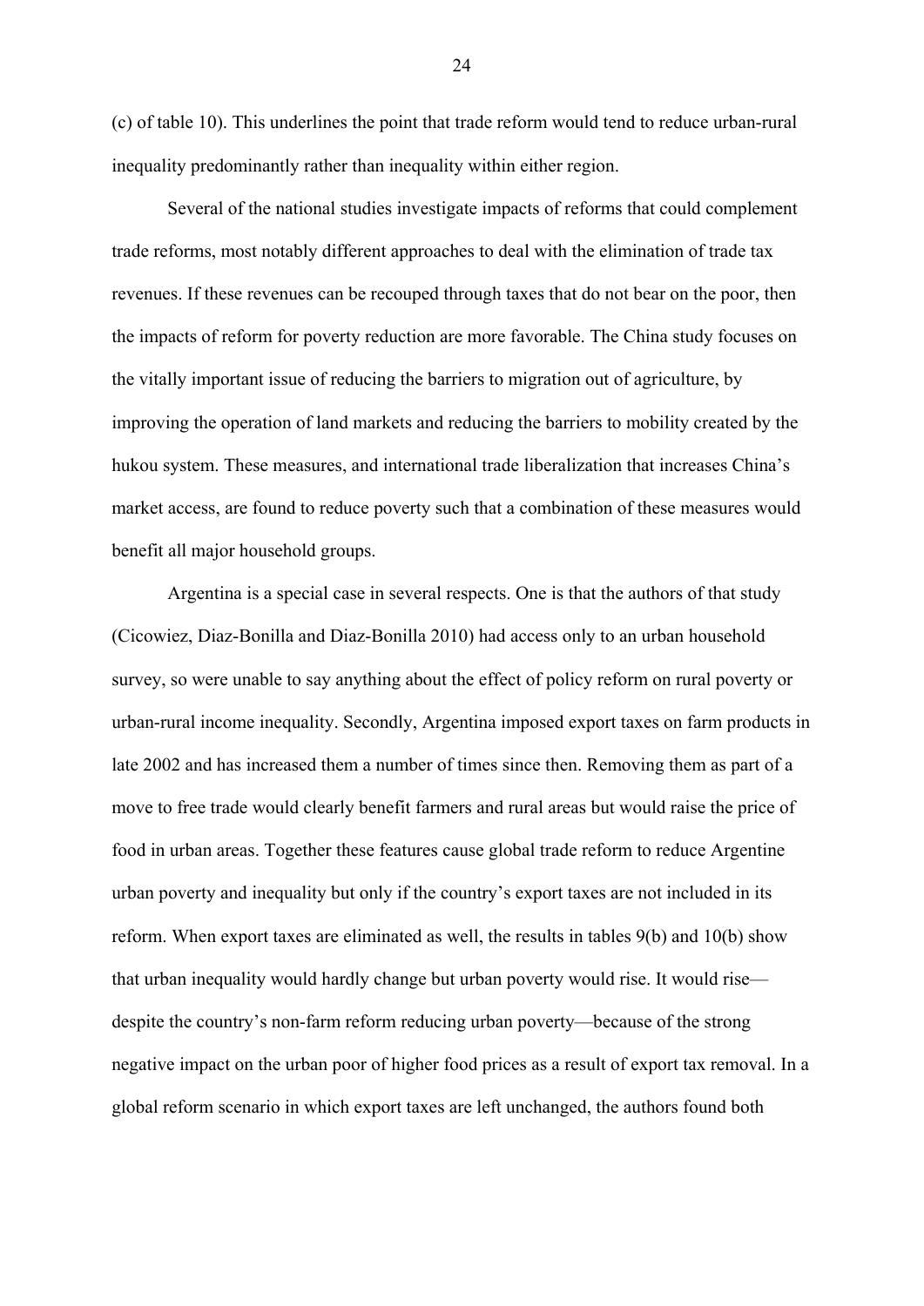(c) of table 10). This underlines the point that trade reform would tend to reduce urban-rural inequality predominantly rather than inequality within either region.

Several of the national studies investigate impacts of reforms that could complement trade reforms, most notably different approaches to deal with the elimination of trade tax revenues. If these revenues can be recouped through taxes that do not bear on the poor, then the impacts of reform for poverty reduction are more favorable. The China study focuses on the vitally important issue of reducing the barriers to migration out of agriculture, by improving the operation of land markets and reducing the barriers to mobility created by the hukou system. These measures, and international trade liberalization that increases China's market access, are found to reduce poverty such that a combination of these measures would benefit all major household groups.

Argentina is a special case in several respects. One is that the authors of that study (Cicowiez, Diaz-Bonilla and Diaz-Bonilla 2010) had access only to an urban household survey, so were unable to say anything about the effect of policy reform on rural poverty or urban-rural income inequality. Secondly, Argentina imposed export taxes on farm products in late 2002 and has increased them a number of times since then. Removing them as part of a move to free trade would clearly benefit farmers and rural areas but would raise the price of food in urban areas. Together these features cause global trade reform to reduce Argentine urban poverty and inequality but only if the country's export taxes are not included in its reform. When export taxes are eliminated as well, the results in tables 9(b) and 10(b) show that urban inequality would hardly change but urban poverty would rise. It would rise—despite the country's non-farm reform reducing urban poverty—because of the strong negative impact on the urban poor of higher food prices as a result of export tax removal. In a global reform scenario in which export taxes are left unchanged, the authors found both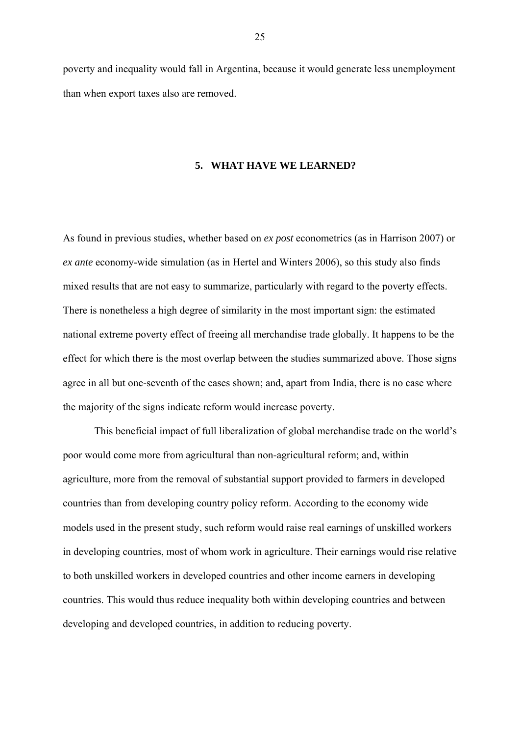poverty and inequality would fall in Argentina, because it would generate less unemployment than when export taxes also are removed.

## 5. WHAT HAVE WE LEARNED?

As found in previous studies, whether based on *ex post* econometrics (as in Harrison 2007) or *ex ante* economy-wide simulation (as in Hertel and Winters 2006), so this study also finds mixed results that are not easy to summarize, particularly with regard to the poverty effects. There is nonetheless a high degree of similarity in the most important sign: the estimated national extreme poverty effect of freeing all merchandise trade globally. It happens to be the effect for which there is the most overlap between the studies summarized above. Those signs agree in all but one-seventh of the cases shown; and, apart from India, there is no case where the majority of the signs indicate reform would increase poverty.

This beneficial impact of full liberalization of global merchandise trade on the world's poor would come more from agricultural than non-agricultural reform; and, within agriculture, more from the removal of substantial support provided to farmers in developed countries than from developing country policy reform. According to the economy wide models used in the present study, such reform would raise real earnings of unskilled workers in developing countries, most of whom work in agriculture. Their earnings would rise relative to both unskilled workers in developed countries and other income earners in developing countries. This would thus reduce inequality both within developing countries and between developing and developed countries, in addition to reducing poverty.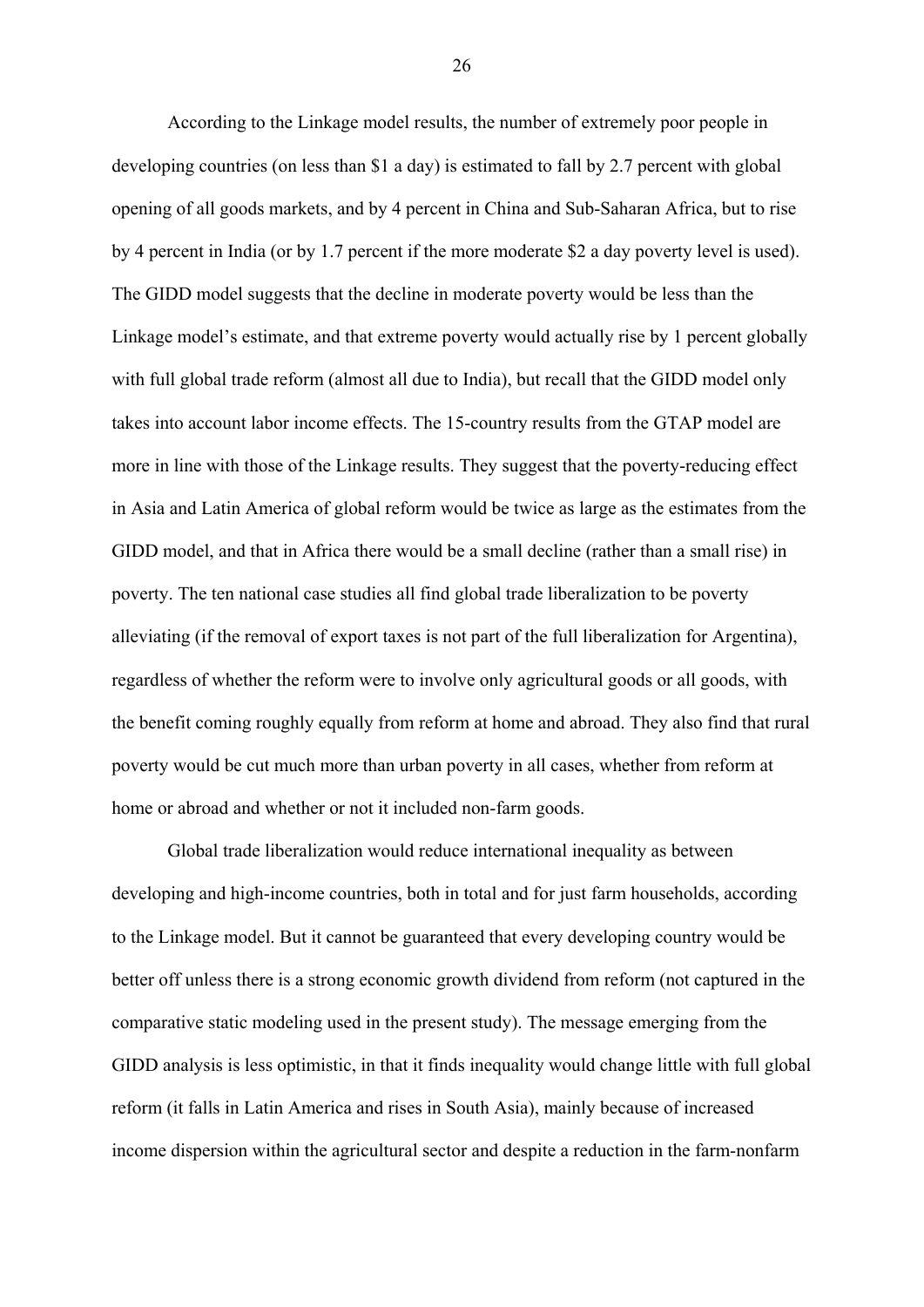According to the Linkage model results, the number of extremely poor people in developing countries (on less than $1 a day) is estimated to fall by 2.7 percent with global opening of all goods markets, and by 4 percent in China and Sub-Saharan Africa, but to rise by 4 percent in India (or by 1.7 percent if the more moderate $2 a day poverty level is used). The GIDD model suggests that the decline in moderate poverty would be less than the Linkage model's estimate, and that extreme poverty would actually rise by 1 percent globally with full global trade reform (almost all due to India), but recall that the GIDD model only takes into account labor income effects. The 15-country results from the GTAP model are more in line with those of the Linkage results. They suggest that the poverty-reducing effect in Asia and Latin America of global reform would be twice as large as the estimates from the GIDD model, and that in Africa there would be a small decline (rather than a small rise) in poverty. The ten national case studies all find global trade liberalization to be poverty alleviating (if the removal of export taxes is not part of the full liberalization for Argentina), regardless of whether the reform were to involve only agricultural goods or all goods, with the benefit coming roughly equally from reform at home and abroad. They also find that rural poverty would be cut much more than urban poverty in all cases, whether from reform at home or abroad and whether or not it included non-farm goods.

Global trade liberalization would reduce international inequality as between developing and high-income countries, both in total and for just farm households, according to the Linkage model. But it cannot be guaranteed that every developing country would be better off unless there is a strong economic growth dividend from reform (not captured in the comparative static modeling used in the present study). The message emerging from the GIDD analysis is less optimistic, in that it finds inequality would change little with full global reform (it falls in Latin America and rises in South Asia), mainly because of increased income dispersion within the agricultural sector and despite a reduction in the farm-nonfarm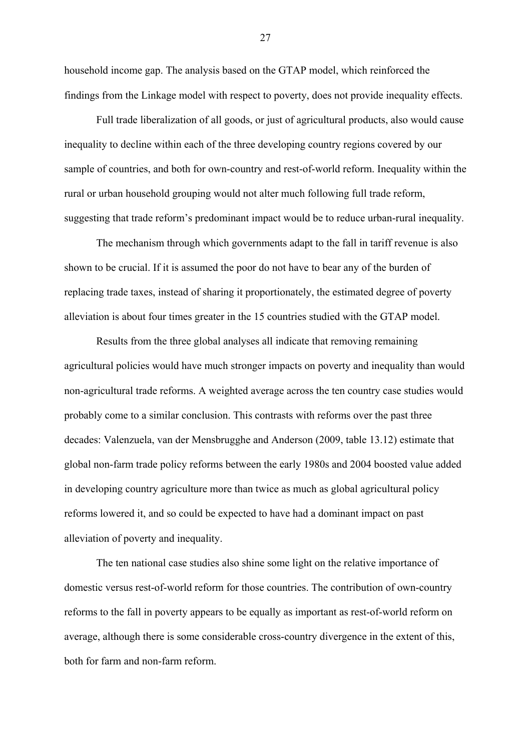household income gap. The analysis based on the GTAP model, which reinforced the findings from the Linkage model with respect to poverty, does not provide inequality effects.

Full trade liberalization of all goods, or just of agricultural products, also would cause inequality to decline within each of the three developing country regions covered by our sample of countries, and both for own-country and rest-of-world reform. Inequality within the rural or urban household grouping would not alter much following full trade reform, suggesting that trade reform's predominant impact would be to reduce urban-rural inequality.

The mechanism through which governments adapt to the fall in tariff revenue is also shown to be crucial. If it is assumed the poor do not have to bear any of the burden of replacing trade taxes, instead of sharing it proportionately, the estimated degree of poverty alleviation is about four times greater in the 15 countries studied with the GTAP model.

Results from the three global analyses all indicate that removing remaining agricultural policies would have much stronger impacts on poverty and inequality than would non-agricultural trade reforms. A weighted average across the ten country case studies would probably come to a similar conclusion. This contrasts with reforms over the past three decades: Valenzuela, van der Mensbrugghe and Anderson (2009, table 13.12) estimate that global non-farm trade policy reforms between the early 1980s and 2004 boosted value added in developing country agriculture more than twice as much as global agricultural policy reforms lowered it, and so could be expected to have had a dominant impact on past alleviation of poverty and inequality.

The ten national case studies also shine some light on the relative importance of domestic versus rest-of-world reform for those countries. The contribution of own-country reforms to the fall in poverty appears to be equally as important as rest-of-world reform on average, although there is some considerable cross-country divergence in the extent of this, both for farm and non-farm reform.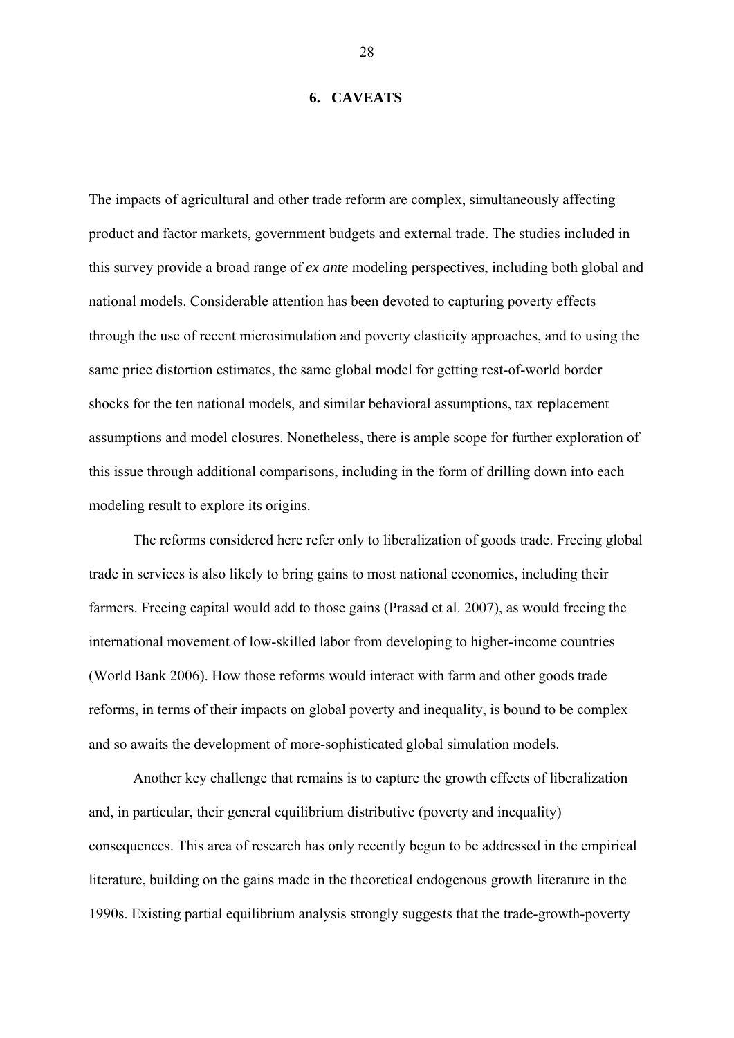## 6. CAVEATS

The impacts of agricultural and other trade reform are complex, simultaneously affecting product and factor markets, government budgets and external trade. The studies included in this survey provide a broad range of *ex ante* modeling perspectives, including both global and national models. Considerable attention has been devoted to capturing poverty effects through the use of recent microsimulation and poverty elasticity approaches, and to using the same price distortion estimates, the same global model for getting rest-of-world border shocks for the ten national models, and similar behavioral assumptions, tax replacement assumptions and model closures. Nonetheless, there is ample scope for further exploration of this issue through additional comparisons, including in the form of drilling down into each modeling result to explore its origins.

The reforms considered here refer only to liberalization of goods trade. Freeing global trade in services is also likely to bring gains to most national economies, including their farmers. Freeing capital would add to those gains (Prasad et al. 2007), as would freeing the international movement of low-skilled labor from developing to higher-income countries (World Bank 2006). How those reforms would interact with farm and other goods trade reforms, in terms of their impacts on global poverty and inequality, is bound to be complex and so awaits the development of more-sophisticated global simulation models.

Another key challenge that remains is to capture the growth effects of liberalization and, in particular, their general equilibrium distributive (poverty and inequality) consequences. This area of research has only recently begun to be addressed in the empirical literature, building on the gains made in the theoretical endogenous growth literature in the 1990s. Existing partial equilibrium analysis strongly suggests that the trade-growth-poverty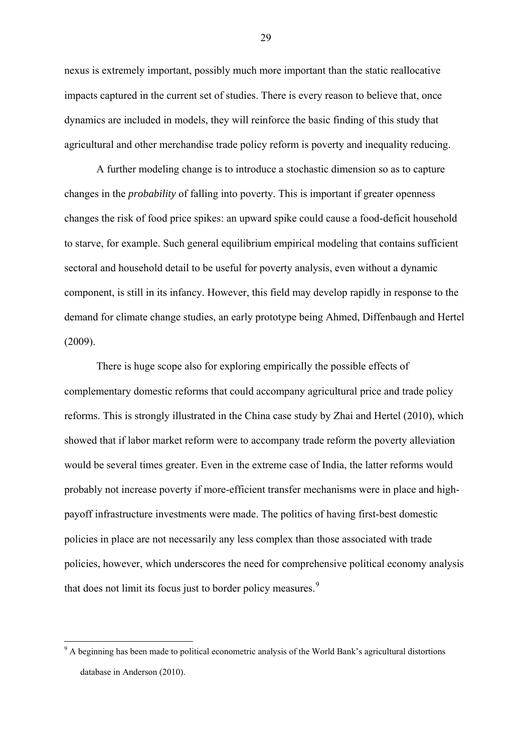nexus is extremely important, possibly much more important than the static reallocative impacts captured in the current set of studies. There is every reason to believe that, once dynamics are included in models, they will reinforce the basic finding of this study that agricultural and other merchandise trade policy reform is poverty and inequality reducing.

A further modeling change is to introduce a stochastic dimension so as to capture changes in the *probability* of falling into poverty. This is important if greater openness changes the risk of food price spikes: an upward spike could cause a food-deficit household to starve, for example. Such general equilibrium empirical modeling that contains sufficient sectoral and household detail to be useful for poverty analysis, even without a dynamic component, is still in its infancy. However, this field may develop rapidly in response to the demand for climate change studies, an early prototype being Ahmed, Diffenbaugh and Hertel (2009).

There is huge scope also for exploring empirically the possible effects of complementary domestic reforms that could accompany agricultural price and trade policy reforms. This is strongly illustrated in the China case study by Zhai and Hertel (2010), which showed that if labor market reform were to accompany trade reform the poverty alleviation would be several times greater. Even in the extreme case of India, the latter reforms would probably not increase poverty if more-efficient transfer mechanisms were in place and high-payoff infrastructure investments were made. The politics of having first-best domestic policies in place are not necessarily any less complex than those associated with trade policies, however, which underscores the need for comprehensive political economy analysis that does not limit its focus just to border policy measures.[9]

[9] A beginning has been made to political econometric analysis of the World Bank's agricultural distortions database in Anderson (2010).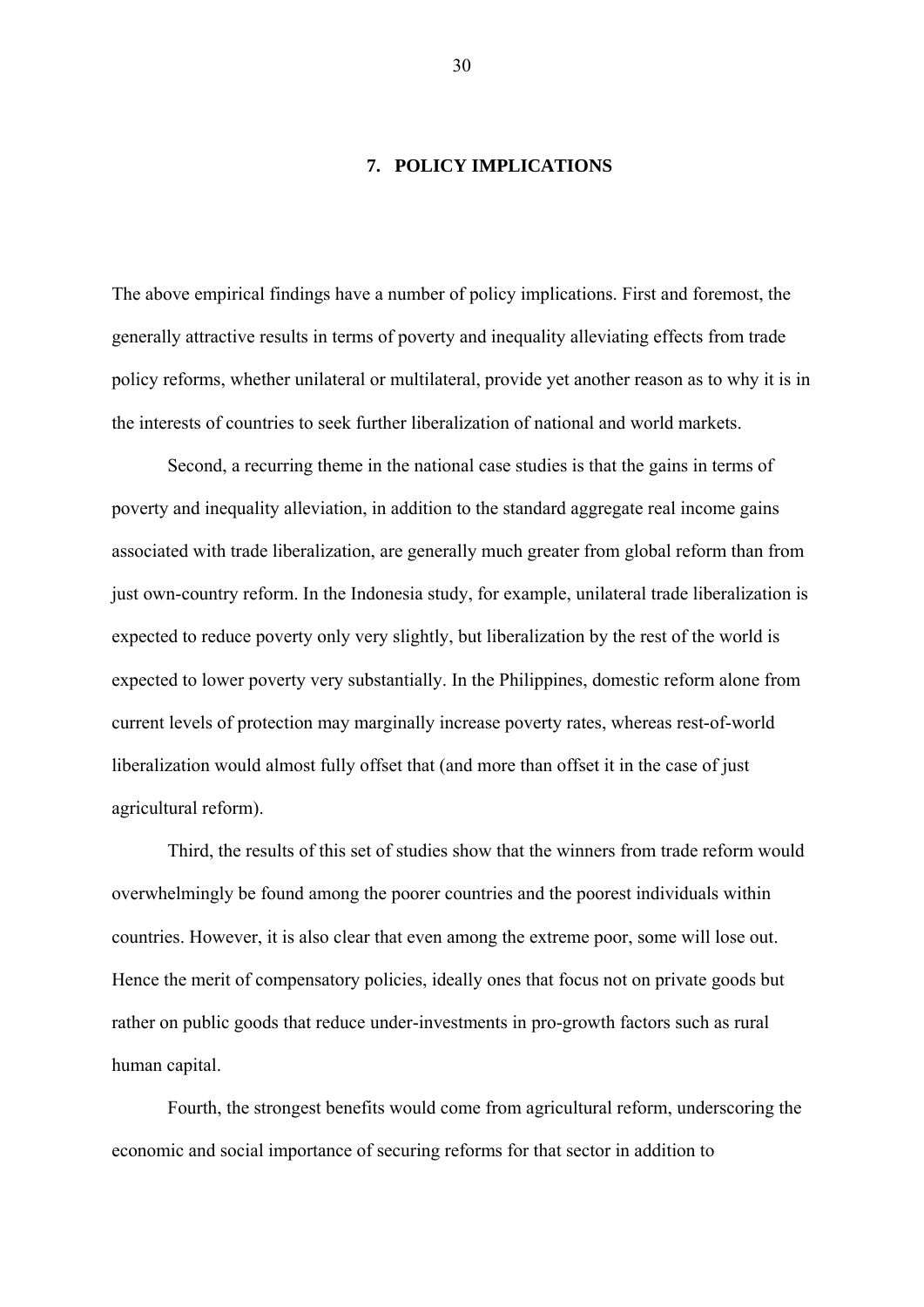## 7. POLICY IMPLICATIONS

The above empirical findings have a number of policy implications. First and foremost, the generally attractive results in terms of poverty and inequality alleviating effects from trade policy reforms, whether unilateral or multilateral, provide yet another reason as to why it is in the interests of countries to seek further liberalization of national and world markets.

Second, a recurring theme in the national case studies is that the gains in terms of poverty and inequality alleviation, in addition to the standard aggregate real income gains associated with trade liberalization, are generally much greater from global reform than from just own-country reform. In the Indonesia study, for example, unilateral trade liberalization is expected to reduce poverty only very slightly, but liberalization by the rest of the world is expected to lower poverty very substantially. In the Philippines, domestic reform alone from current levels of protection may marginally increase poverty rates, whereas rest-of-world liberalization would almost fully offset that (and more than offset it in the case of just agricultural reform).

Third, the results of this set of studies show that the winners from trade reform would overwhelmingly be found among the poorer countries and the poorest individuals within countries. However, it is also clear that even among the extreme poor, some will lose out. Hence the merit of compensatory policies, ideally ones that focus not on private goods but rather on public goods that reduce under-investments in pro-growth factors such as rural human capital.

Fourth, the strongest benefits would come from agricultural reform, underscoring the economic and social importance of securing reforms for that sector in addition to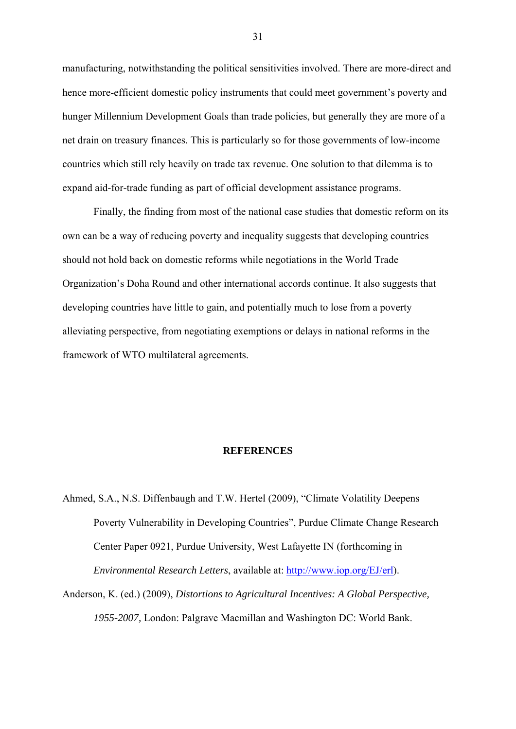manufacturing, notwithstanding the political sensitivities involved. There are more-direct and hence more-efficient domestic policy instruments that could meet government's poverty and hunger Millennium Development Goals than trade policies, but generally they are more of a net drain on treasury finances. This is particularly so for those governments of low-income countries which still rely heavily on trade tax revenue. One solution to that dilemma is to expand aid-for-trade funding as part of official development assistance programs.

Finally, the finding from most of the national case studies that domestic reform on its own can be a way of reducing poverty and inequality suggests that developing countries should not hold back on domestic reforms while negotiations in the World Trade Organization's Doha Round and other international accords continue. It also suggests that developing countries have little to gain, and potentially much to lose from a poverty alleviating perspective, from negotiating exemptions or delays in national reforms in the framework of WTO multilateral agreements.

## REFERENCES

Ahmed, S.A., N.S. Diffenbaugh and T.W. Hertel (2009), "Climate Volatility Deepens Poverty Vulnerability in Developing Countries", Purdue Climate Change Research Center Paper 0921, Purdue University, West Lafayette IN (forthcoming in *Environmental Research Letters*, available at: http://www.iop.org/EJ/erl).

Anderson, K. (ed.) (2009), *Distortions to Agricultural Incentives: A Global Perspective, 1955-2007,* London: Palgrave Macmillan and Washington DC: World Bank.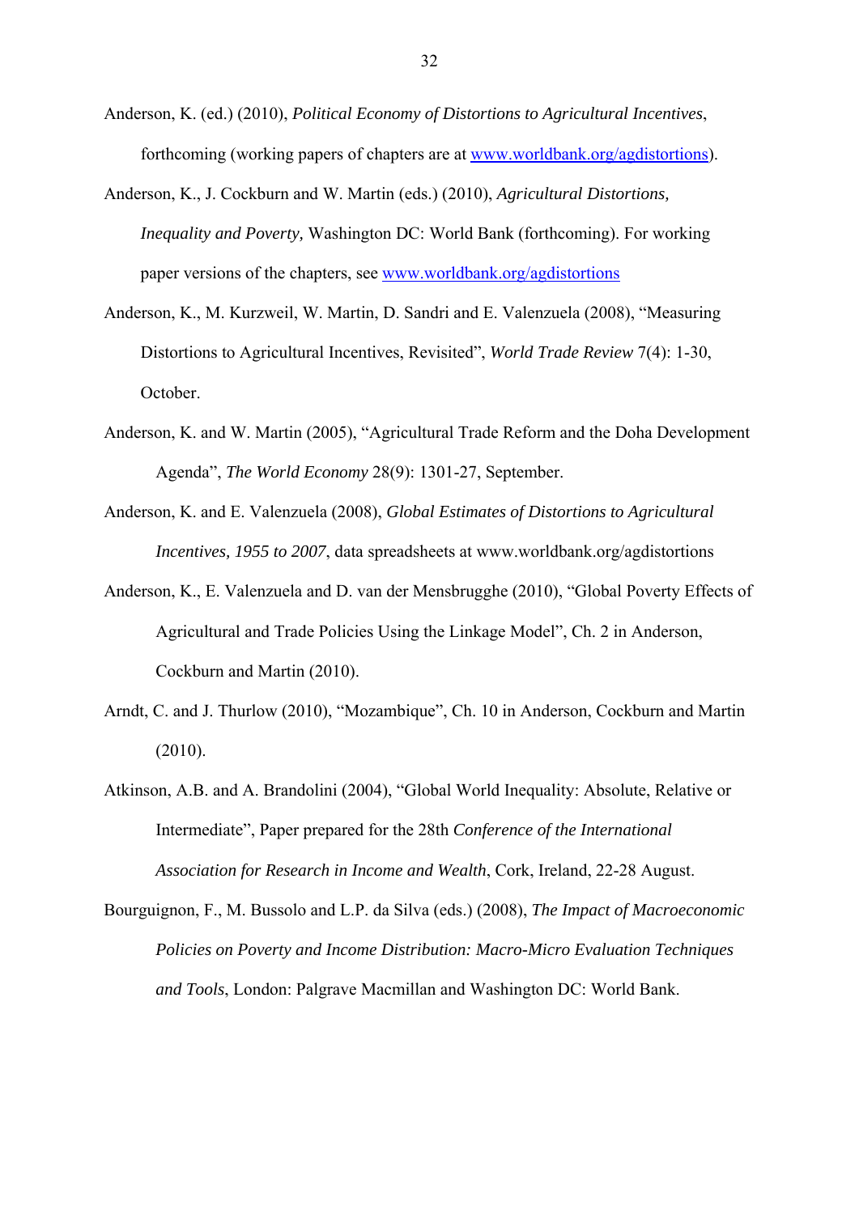Anderson, K. (ed.) (2010), *Political Economy of Distortions to Agricultural Incentives*, forthcoming (working papers of chapters are at www.worldbank.org/agdistortions).

Anderson, K., J. Cockburn and W. Martin (eds.) (2010), *Agricultural Distortions, Inequality and Poverty,* Washington DC: World Bank (forthcoming). For working paper versions of the chapters, see www.worldbank.org/agdistortions

Anderson, K., M. Kurzweil, W. Martin, D. Sandri and E. Valenzuela (2008), "Measuring Distortions to Agricultural Incentives, Revisited", *World Trade Review* 7(4): 1-30, October.

Anderson, K. and W. Martin (2005), "Agricultural Trade Reform and the Doha Development Agenda", *The World Economy* 28(9): 1301-27, September.

Anderson, K. and E. Valenzuela (2008), *Global Estimates of Distortions to Agricultural Incentives, 1955 to 2007*, data spreadsheets at www.worldbank.org/agdistortions

Anderson, K., E. Valenzuela and D. van der Mensbrugghe (2010), "Global Poverty Effects of Agricultural and Trade Policies Using the Linkage Model", Ch. 2 in Anderson, Cockburn and Martin (2010).

Arndt, C. and J. Thurlow (2010), "Mozambique", Ch. 10 in Anderson, Cockburn and Martin (2010).

Atkinson, A.B. and A. Brandolini (2004), "Global World Inequality: Absolute, Relative or Intermediate", Paper prepared for the 28th *Conference of the International Association for Research in Income and Wealth*, Cork, Ireland, 22-28 August.

Bourguignon, F., M. Bussolo and L.P. da Silva (eds.) (2008), *The Impact of Macroeconomic Policies on Poverty and Income Distribution: Macro-Micro Evaluation Techniques and Tools*, London: Palgrave Macmillan and Washington DC: World Bank.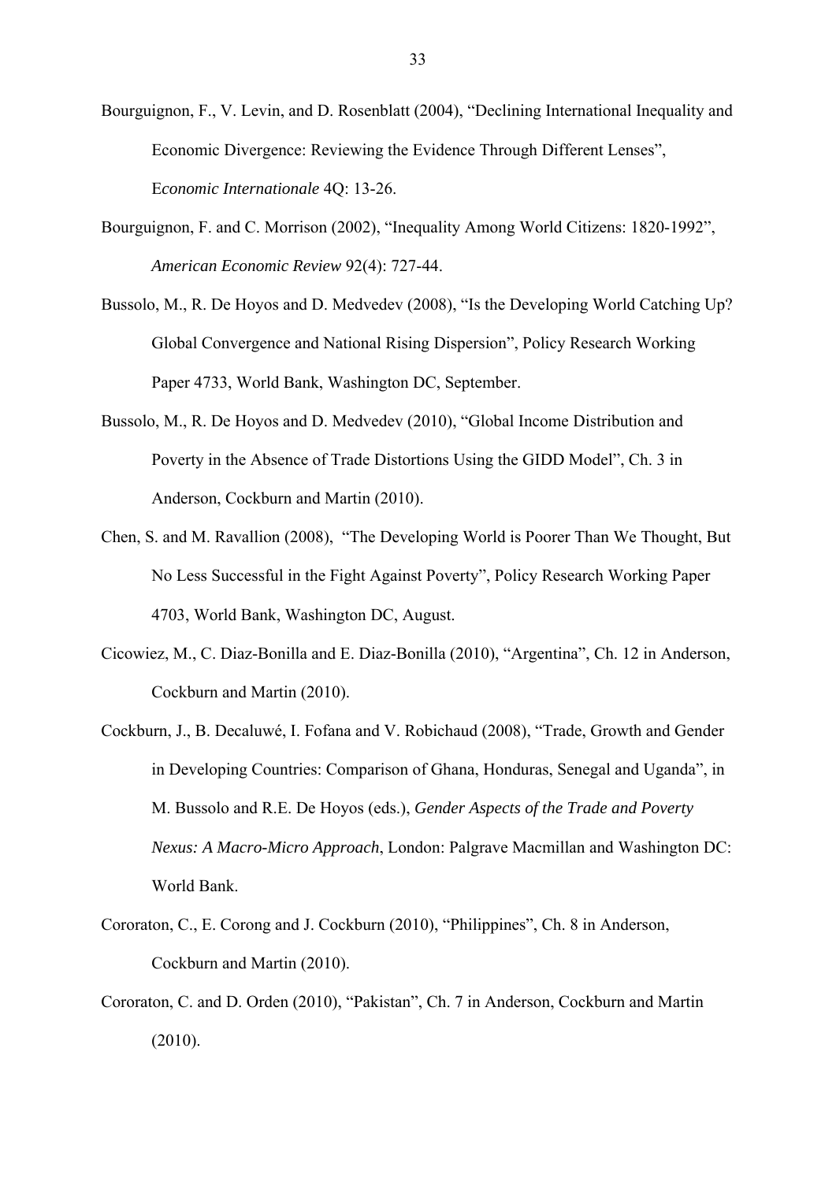Bourguignon, F., V. Levin, and D. Rosenblatt (2004), "Declining International Inequality and Economic Divergence: Reviewing the Evidence Through Different Lenses", E*conomic Internationale* 4Q: 13-26.

Bourguignon, F. and C. Morrison (2002), "Inequality Among World Citizens: 1820-1992", *American Economic Review* 92(4): 727-44.

Bussolo, M., R. De Hoyos and D. Medvedev (2008), "Is the Developing World Catching Up? Global Convergence and National Rising Dispersion", Policy Research Working Paper 4733, World Bank, Washington DC, September.

Bussolo, M., R. De Hoyos and D. Medvedev (2010), "Global Income Distribution and Poverty in the Absence of Trade Distortions Using the GIDD Model", Ch. 3 in Anderson, Cockburn and Martin (2010).

Chen, S. and M. Ravallion (2008), "The Developing World is Poorer Than We Thought, But No Less Successful in the Fight Against Poverty", Policy Research Working Paper 4703, World Bank, Washington DC, August.

Cicowiez, M., C. Diaz-Bonilla and E. Diaz-Bonilla (2010), "Argentina", Ch. 12 in Anderson, Cockburn and Martin (2010).

Cockburn, J., B. Decaluwé, I. Fofana and V. Robichaud (2008), "Trade, Growth and Gender in Developing Countries: Comparison of Ghana, Honduras, Senegal and Uganda", in M. Bussolo and R.E. De Hoyos (eds.), *Gender Aspects of the Trade and Poverty Nexus: A Macro-Micro Approach*, London: Palgrave Macmillan and Washington DC: World Bank.

Cororaton, C., E. Corong and J. Cockburn (2010), "Philippines", Ch. 8 in Anderson, Cockburn and Martin (2010).

Cororaton, C. and D. Orden (2010), "Pakistan", Ch. 7 in Anderson, Cockburn and Martin (2010).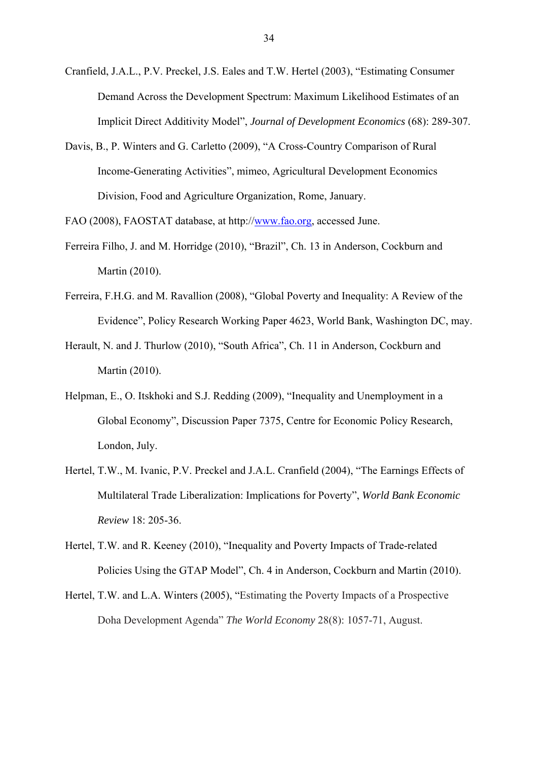Cranfield, J.A.L., P.V. Preckel, J.S. Eales and T.W. Hertel (2003), "Estimating Consumer Demand Across the Development Spectrum: Maximum Likelihood Estimates of an Implicit Direct Additivity Model", *Journal of Development Economics* (68): 289-307.

Davis, B., P. Winters and G. Carletto (2009), "A Cross-Country Comparison of Rural Income-Generating Activities", mimeo, Agricultural Development Economics Division, Food and Agriculture Organization, Rome, January.

FAO (2008), FAOSTAT database, at http://www.fao.org, accessed June.

Ferreira Filho, J. and M. Horridge (2010), "Brazil", Ch. 13 in Anderson, Cockburn and Martin (2010).

Ferreira, F.H.G. and M. Ravallion (2008), "Global Poverty and Inequality: A Review of the Evidence", Policy Research Working Paper 4623, World Bank, Washington DC, may.

Herault, N. and J. Thurlow (2010), "South Africa", Ch. 11 in Anderson, Cockburn and Martin (2010).

Helpman, E., O. Itskhoki and S.J. Redding (2009), "Inequality and Unemployment in a Global Economy", Discussion Paper 7375, Centre for Economic Policy Research, London, July.

Hertel, T.W., M. Ivanic, P.V. Preckel and J.A.L. Cranfield (2004), "The Earnings Effects of Multilateral Trade Liberalization: Implications for Poverty", *World Bank Economic Review* 18: 205-36.

Hertel, T.W. and R. Keeney (2010), "Inequality and Poverty Impacts of Trade-related Policies Using the GTAP Model", Ch. 4 in Anderson, Cockburn and Martin (2010).

Hertel, T.W. and L.A. Winters (2005), "Estimating the Poverty Impacts of a Prospective Doha Development Agenda" *The World Economy* 28(8): 1057-71, August.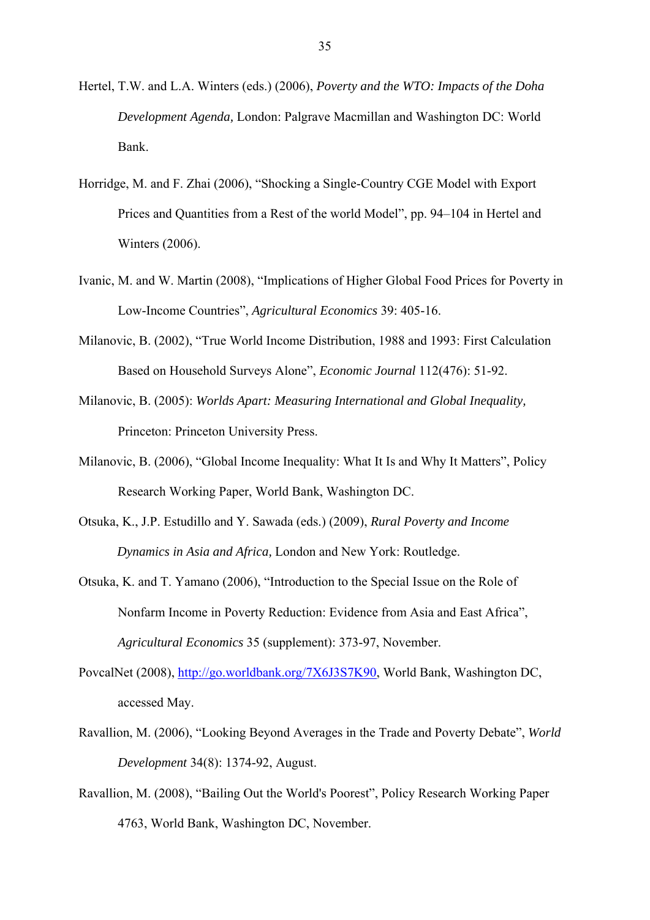Hertel, T.W. and L.A. Winters (eds.) (2006), *Poverty and the WTO: Impacts of the Doha Development Agenda,* London: Palgrave Macmillan and Washington DC: World Bank.

Horridge, M. and F. Zhai (2006), "Shocking a Single-Country CGE Model with Export Prices and Quantities from a Rest of the world Model", pp. 94–104 in Hertel and Winters (2006).

Ivanic, M. and W. Martin (2008), "Implications of Higher Global Food Prices for Poverty in Low-Income Countries", *Agricultural Economics* 39: 405-16.

Milanovic, B. (2002), "True World Income Distribution, 1988 and 1993: First Calculation Based on Household Surveys Alone", *Economic Journal* 112(476): 51-92.

Milanovic, B. (2005): *Worlds Apart: Measuring International and Global Inequality,* Princeton: Princeton University Press.

Milanovic, B. (2006), "Global Income Inequality: What It Is and Why It Matters", Policy Research Working Paper, World Bank, Washington DC.

Otsuka, K., J.P. Estudillo and Y. Sawada (eds.) (2009), *Rural Poverty and Income Dynamics in Asia and Africa,* London and New York: Routledge.

Otsuka, K. and T. Yamano (2006), "Introduction to the Special Issue on the Role of Nonfarm Income in Poverty Reduction: Evidence from Asia and East Africa", *Agricultural Economics* 35 (supplement): 373-97, November.

PovcalNet (2008), http://go.worldbank.org/7X6J3S7K90, World Bank, Washington DC, accessed May.

Ravallion, M. (2006), "Looking Beyond Averages in the Trade and Poverty Debate", *World Development* 34(8): 1374-92, August.

Ravallion, M. (2008), "Bailing Out the World's Poorest", Policy Research Working Paper 4763, World Bank, Washington DC, November.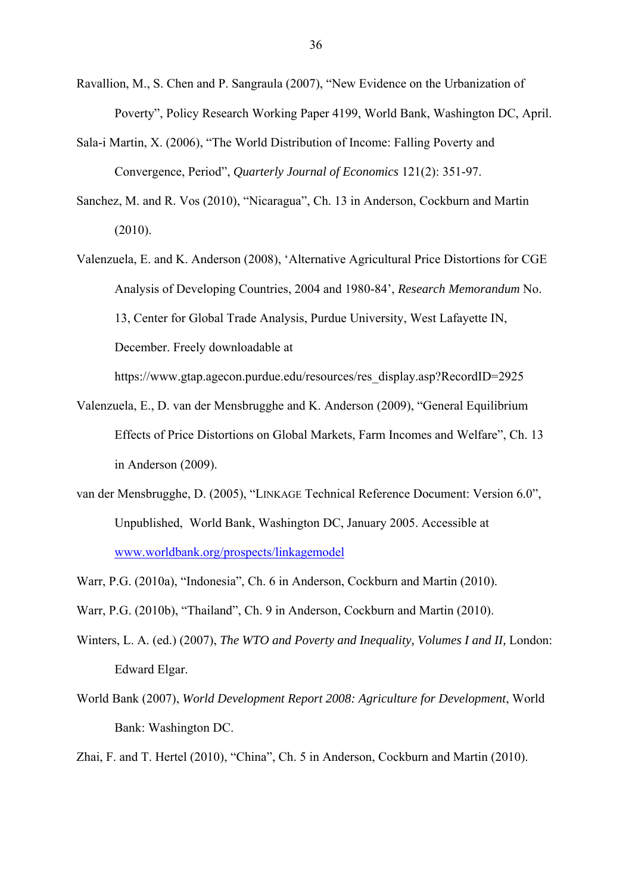Ravallion, M., S. Chen and P. Sangraula (2007), "New Evidence on the Urbanization of Poverty", Policy Research Working Paper 4199, World Bank, Washington DC, April.

Sala-i Martin, X. (2006), "The World Distribution of Income: Falling Poverty and Convergence, Period", *Quarterly Journal of Economics* 121(2): 351-97.

Sanchez, M. and R. Vos (2010), "Nicaragua", Ch. 13 in Anderson, Cockburn and Martin (2010).

Valenzuela, E. and K. Anderson (2008), 'Alternative Agricultural Price Distortions for CGE Analysis of Developing Countries, 2004 and 1980-84', *Research Memorandum* No. 13, Center for Global Trade Analysis, Purdue University, West Lafayette IN, December. Freely downloadable at https://www.gtap.agecon.purdue.edu/resources/res_display.asp?RecordID=2925

Valenzuela, E., D. van der Mensbrugghe and K. Anderson (2009), "General Equilibrium Effects of Price Distortions on Global Markets, Farm Incomes and Welfare", Ch. 13 in Anderson (2009).

van der Mensbrugghe, D. (2005), "LINKAGE Technical Reference Document: Version 6.0", Unpublished, World Bank, Washington DC, January 2005. Accessible at www.worldbank.org/prospects/linkagemodel

Warr, P.G. (2010a), "Indonesia", Ch. 6 in Anderson, Cockburn and Martin (2010).

Warr, P.G. (2010b), "Thailand", Ch. 9 in Anderson, Cockburn and Martin (2010).

Winters, L. A. (ed.) (2007), *The WTO and Poverty and Inequality, Volumes I and II,* London: Edward Elgar.

World Bank (2007), *World Development Report 2008: Agriculture for Development*, World Bank: Washington DC.

Zhai, F. and T. Hertel (2010), "China", Ch. 5 in Anderson, Cockburn and Martin (2010).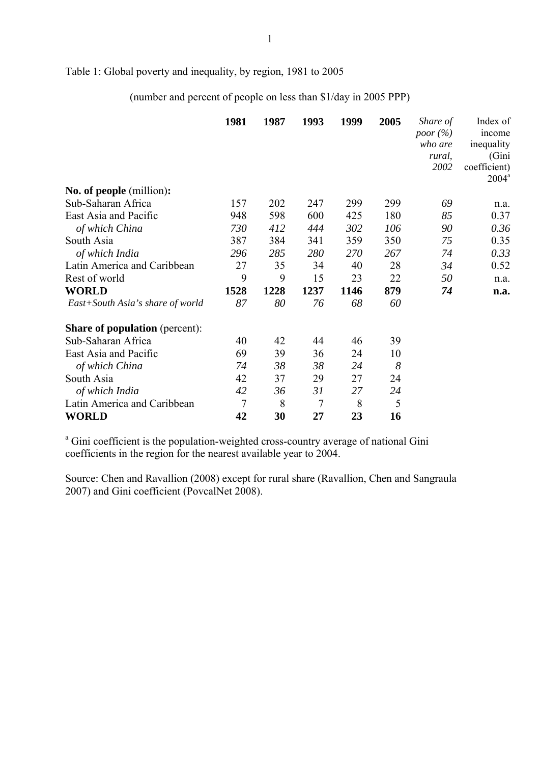Table 1: Global poverty and inequality, by region, 1981 to 2005

(number and percent of people on less than $1/day in 2005 PPP)

| | **1981** | **1987** | **1993** | **1999** | **2005** | *Share of poor (%) who are rural, 2002* | Index of income inequality (Gini coefficient) 2004[a] |
|---|---|---|---|---|---|---|---|
| **No. of people** (million)**:** | | | | | | | |
| Sub-Saharan Africa | 157 | 202 | 247 | 299 | 299 | *69* | n.a. |
| East Asia and Pacific | 948 | 598 | 600 | 425 | 180 | *85* | 0.37 |
| *of which China* | *730* | *412* | *444* | *302* | *106* | *90* | *0.36* |
| South Asia | 387 | 384 | 341 | 359 | 350 | *75* | 0.35 |
| *of which India* | *296* | *285* | *280* | *270* | *267* | *74* | *0.33* |
| Latin America and Caribbean | 27 | 35 | 34 | 40 | 28 | *34* | 0.52 |
| Rest of world | 9 | 9 | 15 | 23 | 22 | *50* | n.a. |
| **WORLD** | **1528** | **1228** | **1237** | **1146** | **879** | ***74*** | **n.a.** |
| *East+South Asia's share of world* | *87* | *80* | *76* | *68* | *60* | | |
| **Share of population** (percent): | | | | | | | |
| Sub-Saharan Africa | 40 | 42 | 44 | 46 | 39 | | |
| East Asia and Pacific | 69 | 39 | 36 | 24 | 10 | | |
| *of which China* | *74* | *38* | *38* | *24* | *8* | | |
| South Asia | 42 | 37 | 29 | 27 | 24 | | |
| *of which India* | *42* | *36* | *31* | *27* | *24* | | |
| Latin America and Caribbean | 7 | 8 | 7 | 8 | 5 | | |
| **WORLD** | **42** | **30** | **27** | **23** | **16** | | |

[a] Gini coefficient is the population-weighted cross-country average of national Gini coefficients in the region for the nearest available year to 2004.

Source: Chen and Ravallion (2008) except for rural share (Ravallion, Chen and Sangraula 2007) and Gini coefficient (PovcalNet 2008).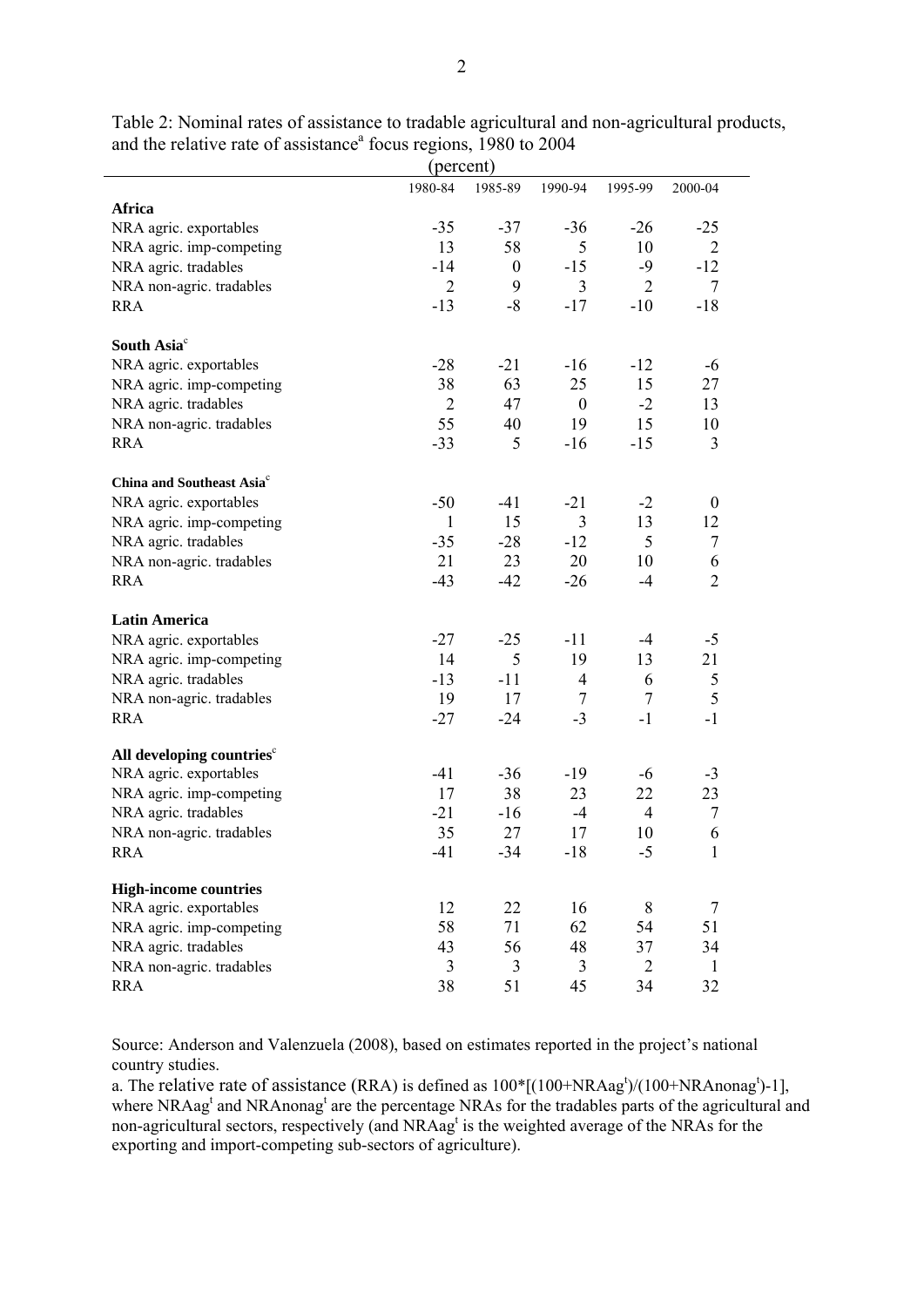Table 2: Nominal rates of assistance to tradable agricultural and non-agricultural products, and the relative rate of assistance[a] focus regions, 1980 to 2004

(percent)

| | 1980-84 | 1985-89 | 1990-94 | 1995-99 | 2000-04 |
|---|---|---|---|---|---|
| **Africa** | | | | | |
| NRA agric. exportables | -35 | -37 | -36 | -26 | -25 |
| NRA agric. imp-competing | 13 | 58 | 5 | 10 | 2 |
| NRA agric. tradables | -14 | 0 | -15 | -9 | -12 |
| NRA non-agric. tradables | 2 | 9 | 3 | 2 | 7 |
| RRA | -13 | -8 | -17 | -10 | -18 |
| **South Asia**[c] | | | | | |
| NRA agric. exportables | -28 | -21 | -16 | -12 | -6 |
| NRA agric. imp-competing | 38 | 63 | 25 | 15 | 27 |
| NRA agric. tradables | 2 | 47 | 0 | -2 | 13 |
| NRA non-agric. tradables | 55 | 40 | 19 | 15 | 10 |
| RRA | -33 | 5 | -16 | -15 | 3 |
| **China and Southeast Asia**[c] | | | | | |
| NRA agric. exportables | -50 | -41 | -21 | -2 | 0 |
| NRA agric. imp-competing | 1 | 15 | 3 | 13 | 12 |
| NRA agric. tradables | -35 | -28 | -12 | 5 | 7 |
| NRA non-agric. tradables | 21 | 23 | 20 | 10 | 6 |
| RRA | -43 | -42 | -26 | -4 | 2 |
| **Latin America** | | | | | |
| NRA agric. exportables | -27 | -25 | -11 | -4 | -5 |
| NRA agric. imp-competing | 14 | 5 | 19 | 13 | 21 |
| NRA agric. tradables | -13 | -11 | 4 | 6 | 5 |
| NRA non-agric. tradables | 19 | 17 | 7 | 7 | 5 |
| RRA | -27 | -24 | -3 | -1 | -1 |
| **All developing countries**[c] | | | | | |
| NRA agric. exportables | -41 | -36 | -19 | -6 | -3 |
| NRA agric. imp-competing | 17 | 38 | 23 | 22 | 23 |
| NRA agric. tradables | -21 | -16 | -4 | 4 | 7 |
| NRA non-agric. tradables | 35 | 27 | 17 | 10 | 6 |
| RRA | -41 | -34 | -18 | -5 | 1 |
| **High-income countries** | | | | | |
| NRA agric. exportables | 12 | 22 | 16 | 8 | 7 |
| NRA agric. imp-competing | 58 | 71 | 62 | 54 | 51 |
| NRA agric. tradables | 43 | 56 | 48 | 37 | 34 |
| NRA non-agric. tradables | 3 | 3 | 3 | 2 | 1 |
| RRA | 38 | 51 | 45 | 34 | 32 |

Source: Anderson and Valenzuela (2008), based on estimates reported in the project's national country studies.

a. The relative rate of assistance (RRA) is defined as $100*[(100+NRAag^t)/(100+NRAnonag^t)-1]$, where $NRAag^t$ and $NRAnonag^t$ are the percentage NRAs for the tradables parts of the agricultural and non-agricultural sectors, respectively (and $NRAag^t$ is the weighted average of the NRAs for the exporting and import-competing sub-sectors of agriculture).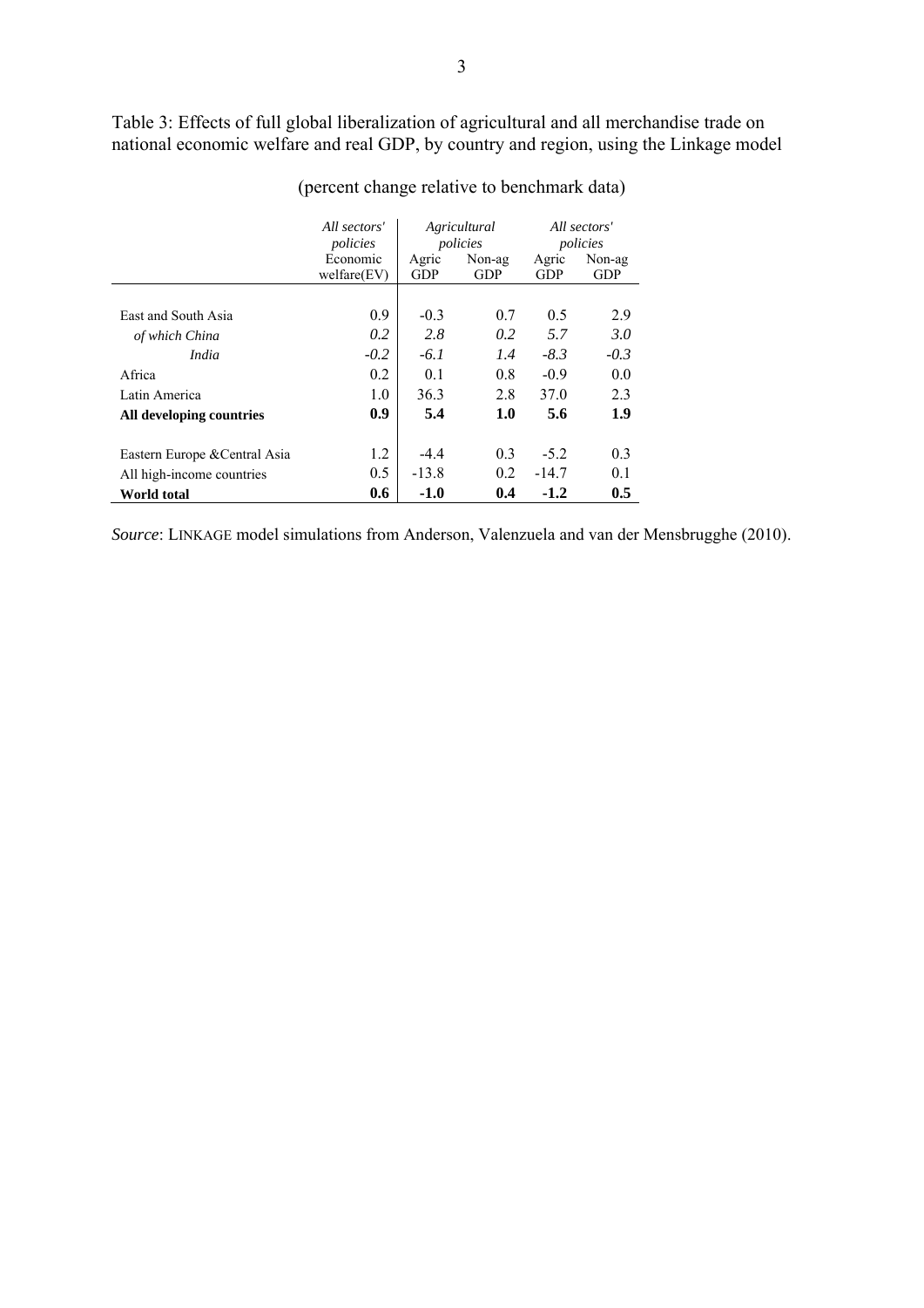Table 3: Effects of full global liberalization of agricultural and all merchandise trade on national economic welfare and real GDP, by country and region, using the Linkage model

(percent change relative to benchmark data)

| | *All sectors' policies* | *Agricultural policies* | | *All sectors' policies* | |
|---|---|---|---|---|---|
| | Economic welfare(EV) | Agric GDP | Non-ag GDP | Agric GDP | Non-ag GDP |
| East and South Asia | 0.9 | -0.3 | 0.7 | 0.5 | 2.9 |
| *of which China* | *0.2* | *2.8* | *0.2* | *5.7* | *3.0* |
| *India* | *-0.2* | *-6.1* | *1.4* | *-8.3* | *-0.3* |
| Africa | 0.2 | 0.1 | 0.8 | -0.9 | 0.0 |
| Latin America | 1.0 | 36.3 | 2.8 | 37.0 | 2.3 |
| **All developing countries** | **0.9** | **5.4** | **1.0** | **5.6** | **1.9** |
| Eastern Europe &Central Asia | 1.2 | -4.4 | 0.3 | -5.2 | 0.3 |
| All high-income countries | 0.5 | -13.8 | 0.2 | -14.7 | 0.1 |
| **World total** | **0.6** | **-1.0** | **0.4** | **-1.2** | **0.5** |

*Source*: LINKAGE model simulations from Anderson, Valenzuela and van der Mensbrugghe (2010).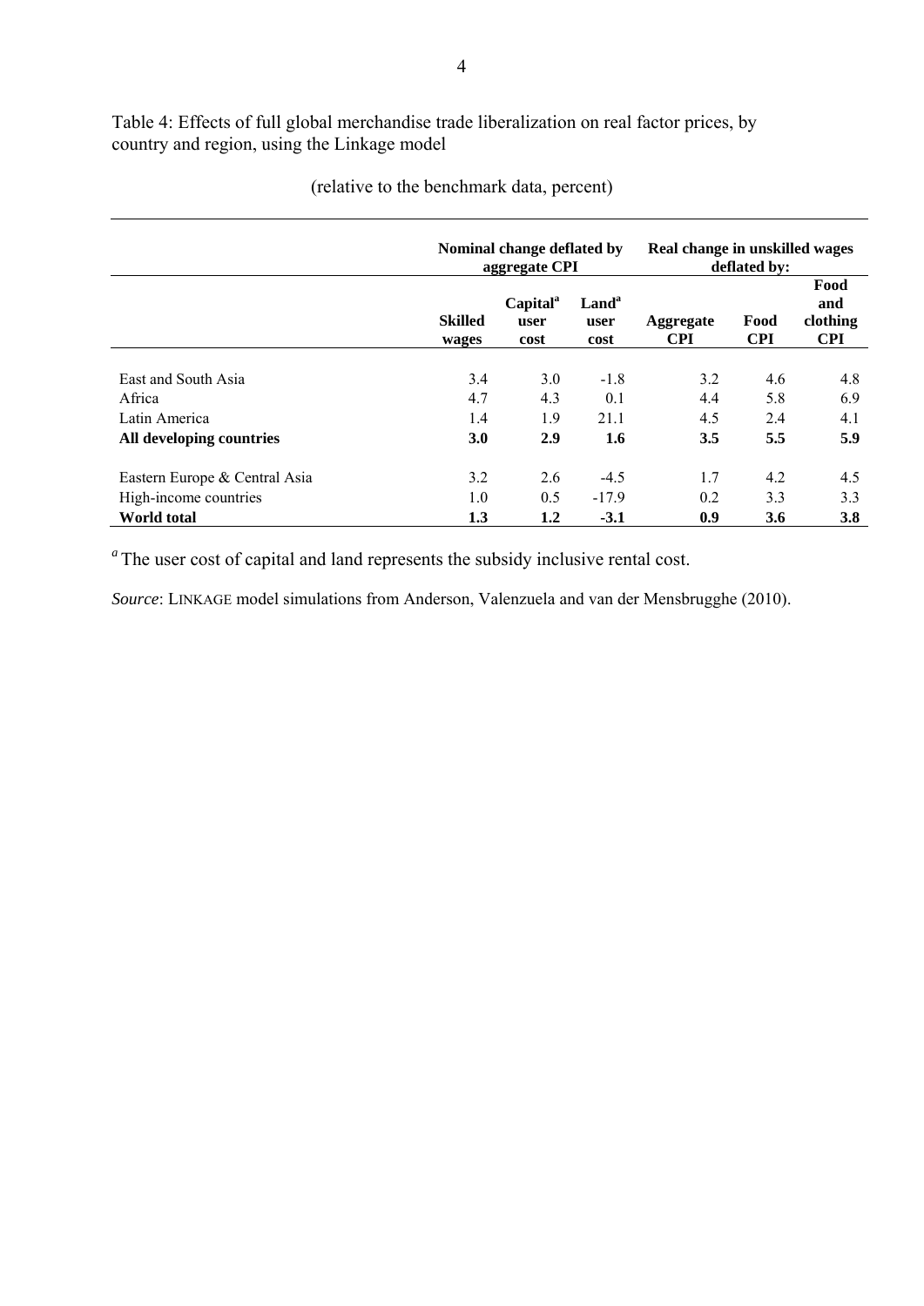Table 4: Effects of full global merchandise trade liberalization on real factor prices, by country and region, using the Linkage model

(relative to the benchmark data, percent)

| | Nominal change deflated by aggregate CPI | | | Real change in unskilled wages deflated by: | | |
|---|---|---|---|---|---|---|
| | Skilled wages | Capital[a] user cost | Land[a] user cost | Aggregate CPI | Food CPI | Food and clothing CPI |
| East and South Asia | 3.4 | 3.0 | -1.8 | 3.2 | 4.6 | 4.8 |
| Africa | 4.7 | 4.3 | 0.1 | 4.4 | 5.8 | 6.9 |
| Latin America | 1.4 | 1.9 | 21.1 | 4.5 | 2.4 | 4.1 |
| **All developing countries** | **3.0** | **2.9** | **1.6** | **3.5** | **5.5** | **5.9** |
| Eastern Europe & Central Asia | 3.2 | 2.6 | -4.5 | 1.7 | 4.2 | 4.5 |
| High-income countries | 1.0 | 0.5 | -17.9 | 0.2 | 3.3 | 3.3 |
| **World total** | **1.3** | **1.2** | **-3.1** | **0.9** | **3.6** | **3.8** |

[a] The user cost of capital and land represents the subsidy inclusive rental cost.

*Source*: LINKAGE model simulations from Anderson, Valenzuela and van der Mensbrugghe (2010).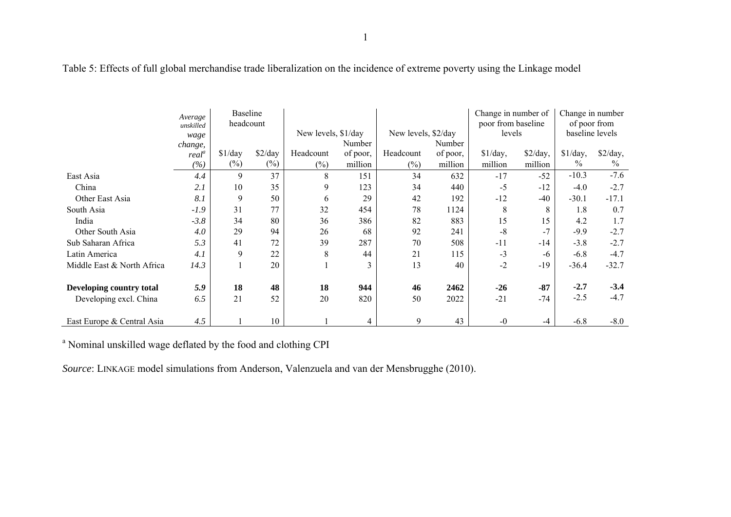Table 5: Effects of full global merchandise trade liberalization on the incidence of extreme poverty using the Linkage model

| | *Average unskilled wage change, real[a] (%)* | Baseline headcount | | New levels, $1/day | | New levels, $2/day | | Change in number of poor from baseline levels | | Change in number of poor from baseline levels | |
|---|---|---|---|---|---|---|---|---|---|---|---|
| | | $1/day (%) | $2/day (%) | Headcount (%) | Number of poor, million | Headcount (%) | Number of poor, million | $1/day, million | $2/day, million | $1/day, % | $2/day, % |
| East Asia | *4.4* | 9 | 37 | 8 | 151 | 34 | 632 | -17 | -52 | -10.3 | -7.6 |
| China | *2.1* | 10 | 35 | 9 | 123 | 34 | 440 | -5 | -12 | -4.0 | -2.7 |
| Other East Asia | *8.1* | 9 | 50 | 6 | 29 | 42 | 192 | -12 | -40 | -30.1 | -17.1 |
| South Asia | *-1.9* | 31 | 77 | 32 | 454 | 78 | 1124 | 8 | 8 | 1.8 | 0.7 |
| India | *-3.8* | 34 | 80 | 36 | 386 | 82 | 883 | 15 | 15 | 4.2 | 1.7 |
| Other South Asia | *4.0* | 29 | 94 | 26 | 68 | 92 | 241 | -8 | -7 | -9.9 | -2.7 |
| Sub Saharan Africa | *5.3* | 41 | 72 | 39 | 287 | 70 | 508 | -11 | -14 | -3.8 | -2.7 |
| Latin America | *4.1* | 9 | 22 | 8 | 44 | 21 | 115 | -3 | -6 | -6.8 | -4.7 |
| Middle East & North Africa | *14.3* | 1 | 20 | 1 | 3 | 13 | 40 | -2 | -19 | -36.4 | -32.7 |
| **Developing country total** | ***5.9*** | **18** | **48** | **18** | **944** | **46** | **2462** | **-26** | **-87** | **-2.7** | **-3.4** |
| Developing excl. China | *6.5* | 21 | 52 | 20 | 820 | 50 | 2022 | -21 | -74 | -2.5 | -4.7 |
| East Europe & Central Asia | *4.5* | 1 | 10 | 1 | 4 | 9 | 43 | -0 | -4 | -6.8 | -8.0 |

[a] Nominal unskilled wage deflated by the food and clothing CPI

*Source*: LINKAGE model simulations from Anderson, Valenzuela and van der Mensbrugghe (2010).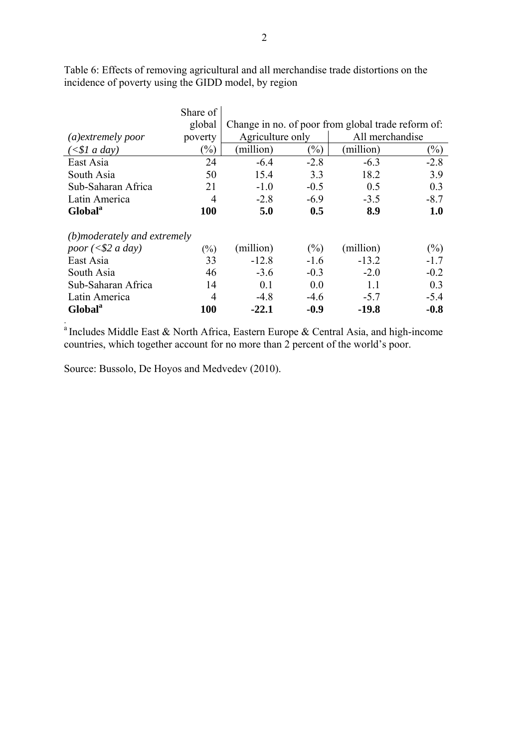Table 6: Effects of removing agricultural and all merchandise trade distortions on the incidence of poverty using the GIDD model, by region

| | Share of global poverty | Change in no. of poor from global trade reform of: | | | |
|---|---|---|---|---|---|
| | | Agriculture only | | All merchandise | |
| *(a)extremely poor (<$1 a day)* | (%) | (million) | (%) | (million) | (%) |
| East Asia | 24 | -6.4 | -2.8 | -6.3 | -2.8 |
| South Asia | 50 | 15.4 | 3.3 | 18.2 | 3.9 |
| Sub-Saharan Africa | 21 | -1.0 | -0.5 | 0.5 | 0.3 |
| Latin America | 4 | -2.8 | -6.9 | -3.5 | -8.7 |
| **Global**[a] | **100** | **5.0** | **0.5** | **8.9** | **1.0** |
| *(b)moderately and extremely poor (<$2 a day)* | (%) | (million) | (%) | (million) | (%) |
| East Asia | 33 | -12.8 | -1.6 | -13.2 | -1.7 |
| South Asia | 46 | -3.6 | -0.3 | -2.0 | -0.2 |
| Sub-Saharan Africa | 14 | 0.1 | 0.0 | 1.1 | 0.3 |
| Latin America | 4 | -4.8 | -4.6 | -5.7 | -5.4 |
| **Global**[a] | **100** | **-22.1** | **-0.9** | **-19.8** | **-0.8** |

[a] Includes Middle East & North Africa, Eastern Europe & Central Asia, and high-income countries, which together account for no more than 2 percent of the world's poor.

Source: Bussolo, De Hoyos and Medvedev (2010).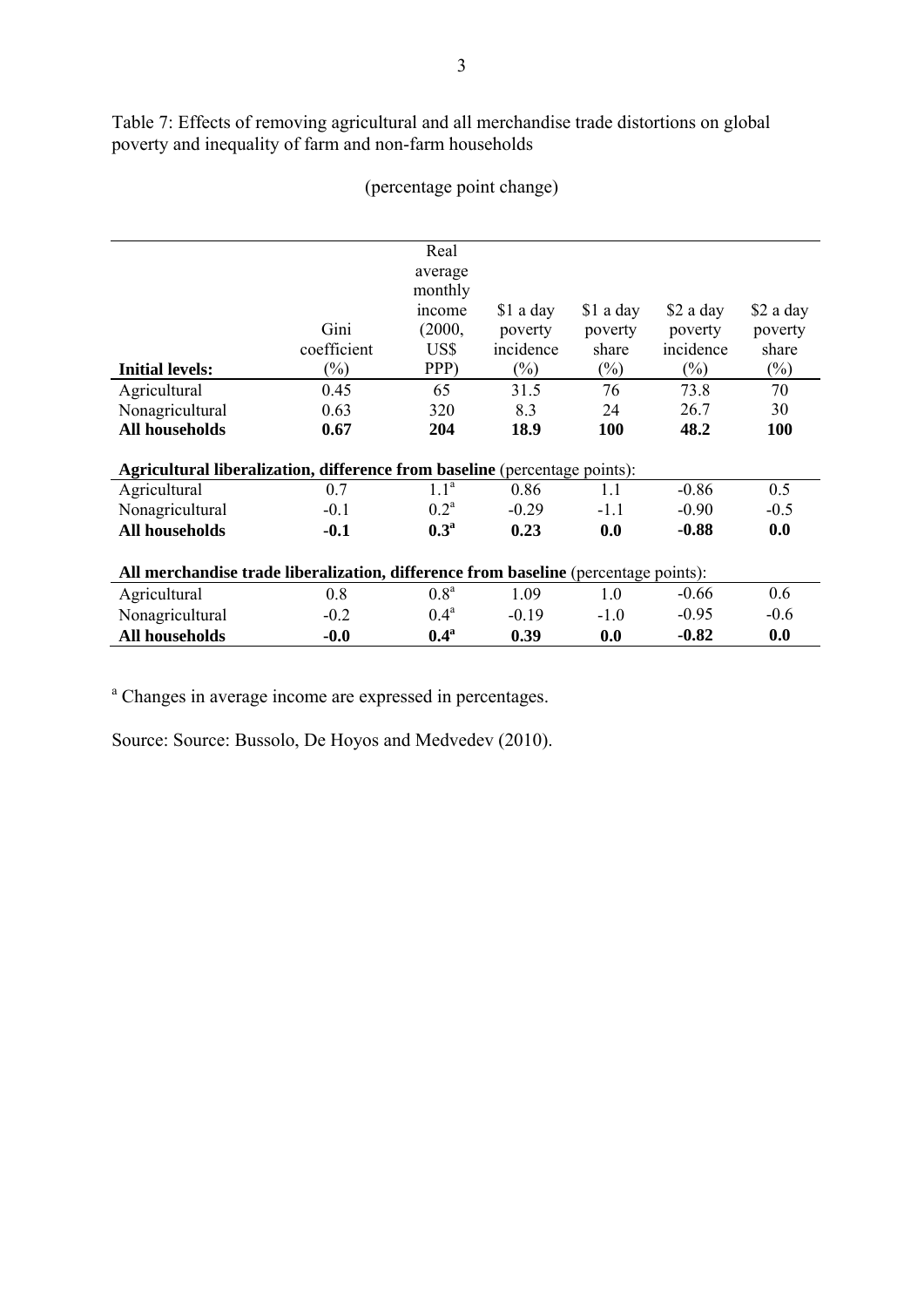Table 7: Effects of removing agricultural and all merchandise trade distortions on global poverty and inequality of farm and non-farm households

(percentage point change)

| Initial levels: | Gini coefficient (%) | Real average monthly income (2000, US$ PPP) | \$1 a day poverty incidence (%) | \$1 a day poverty share (%) | \$2 a day poverty incidence (%) | \$2 a day poverty share (%) |
|---|---|---|---|---|---|---|
| Agricultural | 0.45 | 65 | 31.5 | 76 | 73.8 | 70 |
| Nonagricultural | 0.63 | 320 | 8.3 | 24 | 26.7 | 30 |
| **All households** | **0.67** | **204** | **18.9** | **100** | **48.2** | **100** |
| **Agricultural liberalization, difference from baseline** (percentage points): | | | | | | |
| Agricultural | 0.7 | 1.1[a] | 0.86 | 1.1 | -0.86 | 0.5 |
| Nonagricultural | -0.1 | 0.2[a] | -0.29 | -1.1 | -0.90 | -0.5 |
| **All households** | **-0.1** | **0.3[a]** | **0.23** | **0.0** | **-0.88** | **0.0** |
| **All merchandise trade liberalization, difference from baseline** (percentage points): | | | | | | |
| Agricultural | 0.8 | 0.8[a] | 1.09 | 1.0 | -0.66 | 0.6 |
| Nonagricultural | -0.2 | 0.4[a] | -0.19 | -1.0 | -0.95 | -0.6 |
| **All households** | **-0.0** | **0.4[a]** | **0.39** | **0.0** | **-0.82** | **0.0** |

[a] Changes in average income are expressed in percentages.

Source: Source: Bussolo, De Hoyos and Medvedev (2010).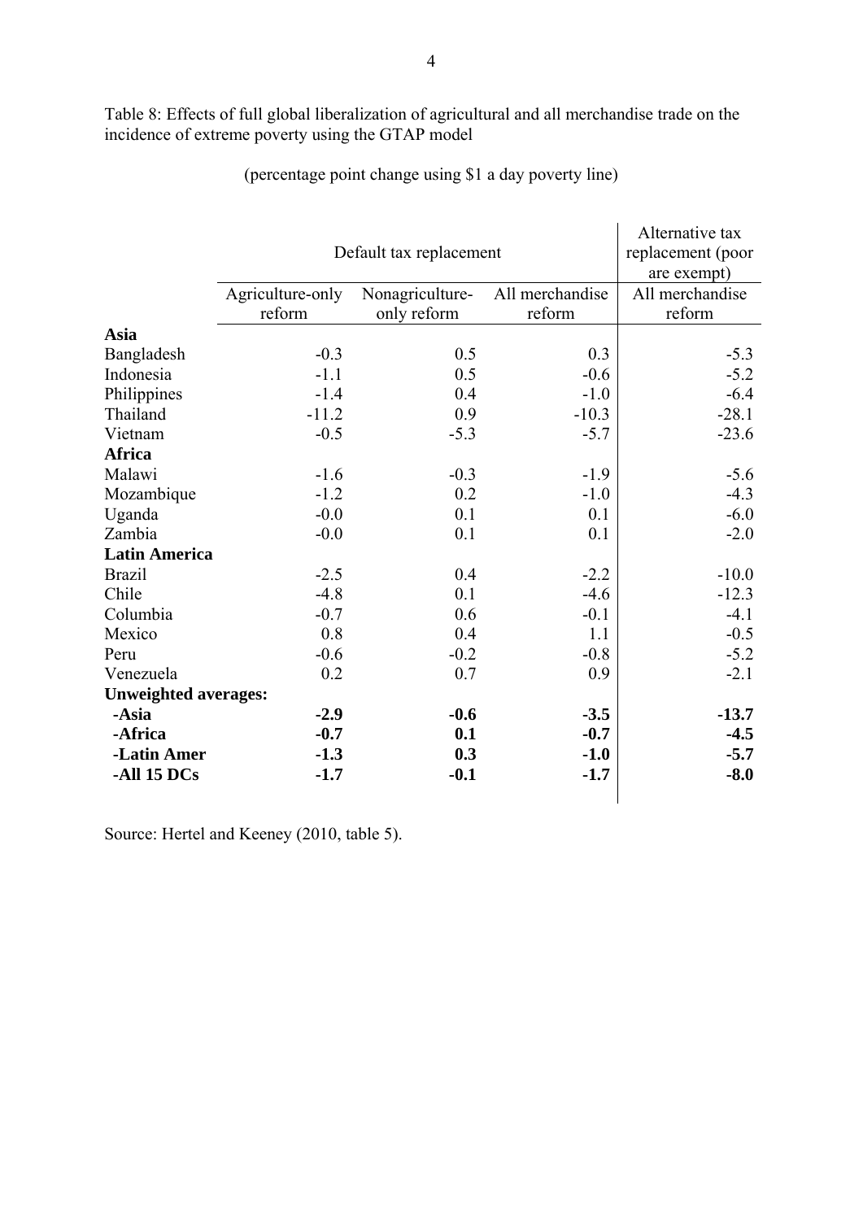Table 8: Effects of full global liberalization of agricultural and all merchandise trade on the incidence of extreme poverty using the GTAP model

(percentage point change using $1 a day poverty line)

| | Default tax replacement | | | Alternative tax replacement (poor are exempt) |
|---|---|---|---|---|
| | Agriculture-only reform | Nonagriculture-only reform | All merchandise reform | All merchandise reform |
| **Asia** | | | | |
| Bangladesh | -0.3 | 0.5 | 0.3 | -5.3 |
| Indonesia | -1.1 | 0.5 | -0.6 | -5.2 |
| Philippines | -1.4 | 0.4 | -1.0 | -6.4 |
| Thailand | -11.2 | 0.9 | -10.3 | -28.1 |
| Vietnam | -0.5 | -5.3 | -5.7 | -23.6 |
| **Africa** | | | | |
| Malawi | -1.6 | -0.3 | -1.9 | -5.6 |
| Mozambique | -1.2 | 0.2 | -1.0 | -4.3 |
| Uganda | -0.0 | 0.1 | 0.1 | -6.0 |
| Zambia | -0.0 | 0.1 | 0.1 | -2.0 |
| **Latin America** | | | | |
| Brazil | -2.5 | 0.4 | -2.2 | -10.0 |
| Chile | -4.8 | 0.1 | -4.6 | -12.3 |
| Columbia | -0.7 | 0.6 | -0.1 | -4.1 |
| Mexico | 0.8 | 0.4 | 1.1 | -0.5 |
| Peru | -0.6 | -0.2 | -0.8 | -5.2 |
| Venezuela | 0.2 | 0.7 | 0.9 | -2.1 |
| **Unweighted averages:** | | | | |
| **-Asia** | **-2.9** | **-0.6** | **-3.5** | **-13.7** |
| **-Africa** | **-0.7** | **0.1** | **-0.7** | **-4.5** |
| **-Latin Amer** | **-1.3** | **0.3** | **-1.0** | **-5.7** |
| **-All 15 DCs** | **-1.7** | **-0.1** | **-1.7** | **-8.0** |

Source: Hertel and Keeney (2010, table 5).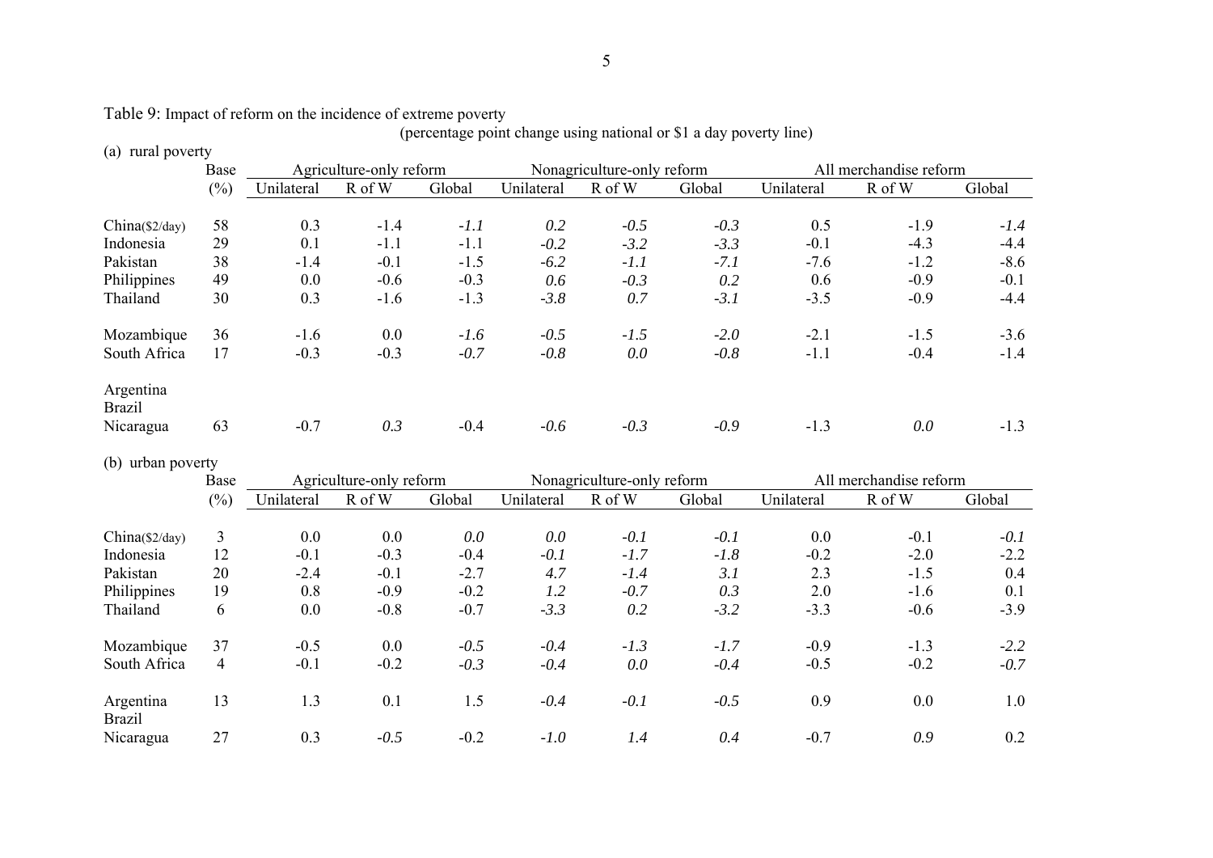Table 9: Impact of reform on the incidence of extreme poverty

(percentage point change using national or \$1 a day poverty line)

(a) rural poverty

| | Base | Agriculture-only reform | | | Nonagriculture-only reform | | | All merchandise reform | | |
|---|---|---|---|---|---|---|---|---|---|---|
| | (%) | Unilateral | R of W | Global | Unilateral | R of W | Global | Unilateral | R of W | Global |
| China(\$2/day) | 58 | 0.3 | -1.4 | *-1.1* | *0.2* | *-0.5* | *-0.3* | 0.5 | -1.9 | *-1.4* |
| Indonesia | 29 | 0.1 | -1.1 | -1.1 | *-0.2* | *-3.2* | *-3.3* | -0.1 | -4.3 | -4.4 |
| Pakistan | 38 | -1.4 | -0.1 | -1.5 | *-6.2* | *-1.1* | *-7.1* | -7.6 | -1.2 | -8.6 |
| Philippines | 49 | 0.0 | -0.6 | -0.3 | *0.6* | *-0.3* | *0.2* | 0.6 | -0.9 | -0.1 |
| Thailand | 30 | 0.3 | -1.6 | -1.3 | *-3.8* | *0.7* | *-3.1* | -3.5 | -0.9 | -4.4 |
| Mozambique | 36 | -1.6 | 0.0 | *-1.6* | *-0.5* | *-1.5* | *-2.0* | -2.1 | -1.5 | -3.6 |
| South Africa | 17 | -0.3 | -0.3 | *-0.7* | *-0.8* | *0.0* | *-0.8* | -1.1 | -0.4 | -1.4 |
| Argentina | | | | | | | | | | |
| Brazil | | | | | | | | | | |
| Nicaragua | 63 | -0.7 | *0.3* | -0.4 | *-0.6* | *-0.3* | *-0.9* | -1.3 | *0.0* | -1.3 |

(b) urban poverty

| | Base | Agriculture-only reform | | | Nonagriculture-only reform | | | All merchandise reform | | |
|---|---|---|---|---|---|---|---|---|---|---|
| | (%) | Unilateral | R of W | Global | Unilateral | R of W | Global | Unilateral | R of W | Global |
| China(\$2/day) | 3 | 0.0 | 0.0 | *0.0* | *0.0* | *-0.1* | *-0.1* | 0.0 | -0.1 | *-0.1* |
| Indonesia | 12 | -0.1 | -0.3 | -0.4 | *-0.1* | *-1.7* | *-1.8* | -0.2 | -2.0 | -2.2 |
| Pakistan | 20 | -2.4 | -0.1 | -2.7 | *4.7* | *-1.4* | *3.1* | 2.3 | -1.5 | 0.4 |
| Philippines | 19 | 0.8 | -0.9 | -0.2 | *1.2* | *-0.7* | *0.3* | 2.0 | -1.6 | 0.1 |
| Thailand | 6 | 0.0 | -0.8 | -0.7 | *-3.3* | *0.2* | *-3.2* | -3.3 | -0.6 | -3.9 |
| Mozambique | 37 | -0.5 | 0.0 | *-0.5* | *-0.4* | *-1.3* | *-1.7* | -0.9 | -1.3 | *-2.2* |
| South Africa | 4 | -0.1 | -0.2 | *-0.3* | *-0.4* | *0.0* | *-0.4* | -0.5 | -0.2 | *-0.7* |
| Argentina | 13 | 1.3 | 0.1 | 1.5 | *-0.4* | *-0.1* | *-0.5* | 0.9 | 0.0 | 1.0 |
| Brazil | | | | | | | | | | |
| Nicaragua | 27 | 0.3 | *-0.5* | -0.2 | *-1.0* | *1.4* | *0.4* | -0.7 | *0.9* | 0.2 |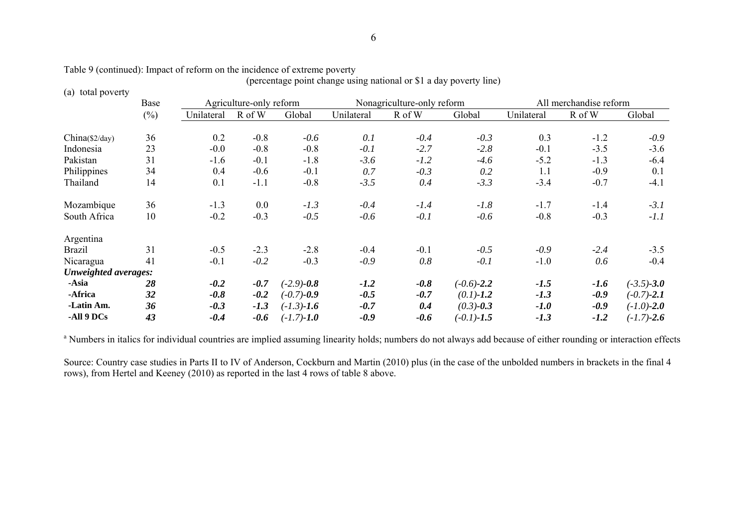Table 9 (continued): Impact of reform on the incidence of extreme poverty

(percentage point change using national or $1 a day poverty line)

(a) total poverty

| | Base | Agriculture-only reform | | | Nonagriculture-only reform | | | All merchandise reform | | |
|---|---|---|---|---|---|---|---|---|---|---|
| | (%) | Unilateral | R of W | Global | Unilateral | R of W | Global | Unilateral | R of W | Global |
| China($2/day) | 36 | 0.2 | -0.8 | *-0.6* | *0.1* | *-0.4* | *-0.3* | 0.3 | -1.2 | *-0.9* |
| Indonesia | 23 | -0.0 | -0.8 | -0.8 | *-0.1* | *-2.7* | *-2.8* | -0.1 | -3.5 | -3.6 |
| Pakistan | 31 | -1.6 | -0.1 | -1.8 | *-3.6* | *-1.2* | *-4.6* | -5.2 | -1.3 | -6.4 |
| Philippines | 34 | 0.4 | -0.6 | -0.1 | *0.7* | *-0.3* | *0.2* | 1.1 | -0.9 | 0.1 |
| Thailand | 14 | 0.1 | -1.1 | -0.8 | *-3.5* | *0.4* | *-3.3* | -3.4 | -0.7 | -4.1 |
| Mozambique | 36 | -1.3 | 0.0 | *-1.3* | *-0.4* | *-1.4* | *-1.8* | -1.7 | -1.4 | *-3.1* |
| South Africa | 10 | -0.2 | -0.3 | *-0.5* | *-0.6* | *-0.1* | *-0.6* | -0.8 | -0.3 | *-1.1* |
| Argentina | | | | | | | | | | |
| Brazil | 31 | -0.5 | -2.3 | -2.8 | -0.4 | -0.1 | *-0.5* | *-0.9* | *-2.4* | -3.5 |
| Nicaragua | 41 | -0.1 | *-0.2* | -0.3 | *-0.9* | *0.8* | *-0.1* | -1.0 | *0.6* | -0.4 |
| ***Unweighted averages:*** | | | | | | | | | | |
| **-Asia** | ***28*** | ***-0.2*** | ***-0.7*** | *(-2.9)****-0.8*** | ***-1.2*** | ***-0.8*** | *(-0.6)****-2.2*** | ***-1.5*** | ***-1.6*** | *(-3.5)****-3.0*** |
| **-Africa** | ***32*** | ***-0.8*** | ***-0.2*** | *(-0.7)****-0.9*** | ***-0.5*** | ***-0.7*** | *(0.1)****-1.2*** | ***-1.3*** | ***-0.9*** | *(-0.7)****-2.1*** |
| **-Latin Am.** | ***36*** | ***-0.3*** | ***-1.3*** | *(-1.3)****-1.6*** | ***-0.7*** | ***0.4*** | *(0.3)****-0.3*** | ***-1.0*** | ***-0.9*** | *(-1.0)****-2.0*** |
| **-All 9 DCs** | ***43*** | ***-0.4*** | ***-0.6*** | *(-1.7)****-1.0*** | ***-0.9*** | ***-0.6*** | *(-0.1)****-1.5*** | ***-1.3*** | ***-1.2*** | *(-1.7)****-2.6*** |

[a] Numbers in italics for individual countries are implied assuming linearity holds; numbers do not always add because of either rounding or interaction effects

Source: Country case studies in Parts II to IV of Anderson, Cockburn and Martin (2010) plus (in the case of the unbolded numbers in brackets in the final 4 rows), from Hertel and Keeney (2010) as reported in the last 4 rows of table 8 above.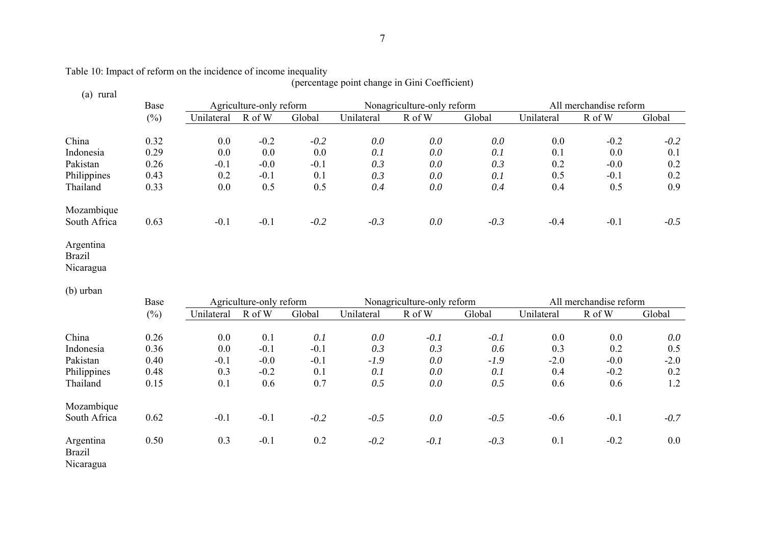Table 10: Impact of reform on the incidence of income inequality

(percentage point change in Gini Coefficient)

(a) rural

| | Base | Agriculture-only reform | | | Nonagriculture-only reform | | | All merchandise reform | | |
|---|---|---|---|---|---|---|---|---|---|---|
| | (%) | Unilateral | R of W | Global | Unilateral | R of W | Global | Unilateral | R of W | Global |
| China | 0.32 | 0.0 | -0.2 | *-0.2* | *0.0* | *0.0* | *0.0* | 0.0 | -0.2 | *-0.2* |
| Indonesia | 0.29 | 0.0 | 0.0 | 0.0 | *0.1* | *0.0* | *0.1* | 0.1 | 0.0 | 0.1 |
| Pakistan | 0.26 | -0.1 | -0.0 | -0.1 | *0.3* | *0.0* | *0.3* | 0.2 | -0.0 | 0.2 |
| Philippines | 0.43 | 0.2 | -0.1 | 0.1 | *0.3* | *0.0* | *0.1* | 0.5 | -0.1 | 0.2 |
| Thailand | 0.33 | 0.0 | 0.5 | 0.5 | *0.4* | *0.0* | *0.4* | 0.4 | 0.5 | 0.9 |
| Mozambique | | | | | | | | | | |
| South Africa | 0.63 | -0.1 | -0.1 | *-0.2* | *-0.3* | *0.0* | *-0.3* | -0.4 | -0.1 | *-0.5* |
| Argentina | | | | | | | | | | |
| Brazil | | | | | | | | | | |
| Nicaragua | | | | | | | | | | |

(b) urban

| | Base | Agriculture-only reform | | | Nonagriculture-only reform | | | All merchandise reform | | |
|---|---|---|---|---|---|---|---|---|---|---|
| | (%) | Unilateral | R of W | Global | Unilateral | R of W | Global | Unilateral | R of W | Global |
| China | 0.26 | 0.0 | 0.1 | *0.1* | *0.0* | *-0.1* | *-0.1* | 0.0 | 0.0 | *0.0* |
| Indonesia | 0.36 | 0.0 | -0.1 | -0.1 | *0.3* | *0.3* | *0.6* | 0.3 | 0.2 | 0.5 |
| Pakistan | 0.40 | -0.1 | -0.0 | -0.1 | *-1.9* | *0.0* | *-1.9* | -2.0 | -0.0 | -2.0 |
| Philippines | 0.48 | 0.3 | -0.2 | 0.1 | *0.1* | *0.0* | *0.1* | 0.4 | -0.2 | 0.2 |
| Thailand | 0.15 | 0.1 | 0.6 | 0.7 | *0.5* | *0.0* | *0.5* | 0.6 | 0.6 | 1.2 |
| Mozambique | | | | | | | | | | |
| South Africa | 0.62 | -0.1 | -0.1 | *-0.2* | *-0.5* | *0.0* | *-0.5* | -0.6 | -0.1 | *-0.7* |
| Argentina | 0.50 | 0.3 | -0.1 | 0.2 | *-0.2* | *-0.1* | *-0.3* | 0.1 | -0.2 | 0.0 |
| Brazil | | | | | | | | | | |
| Nicaragua | | | | | | | | | | |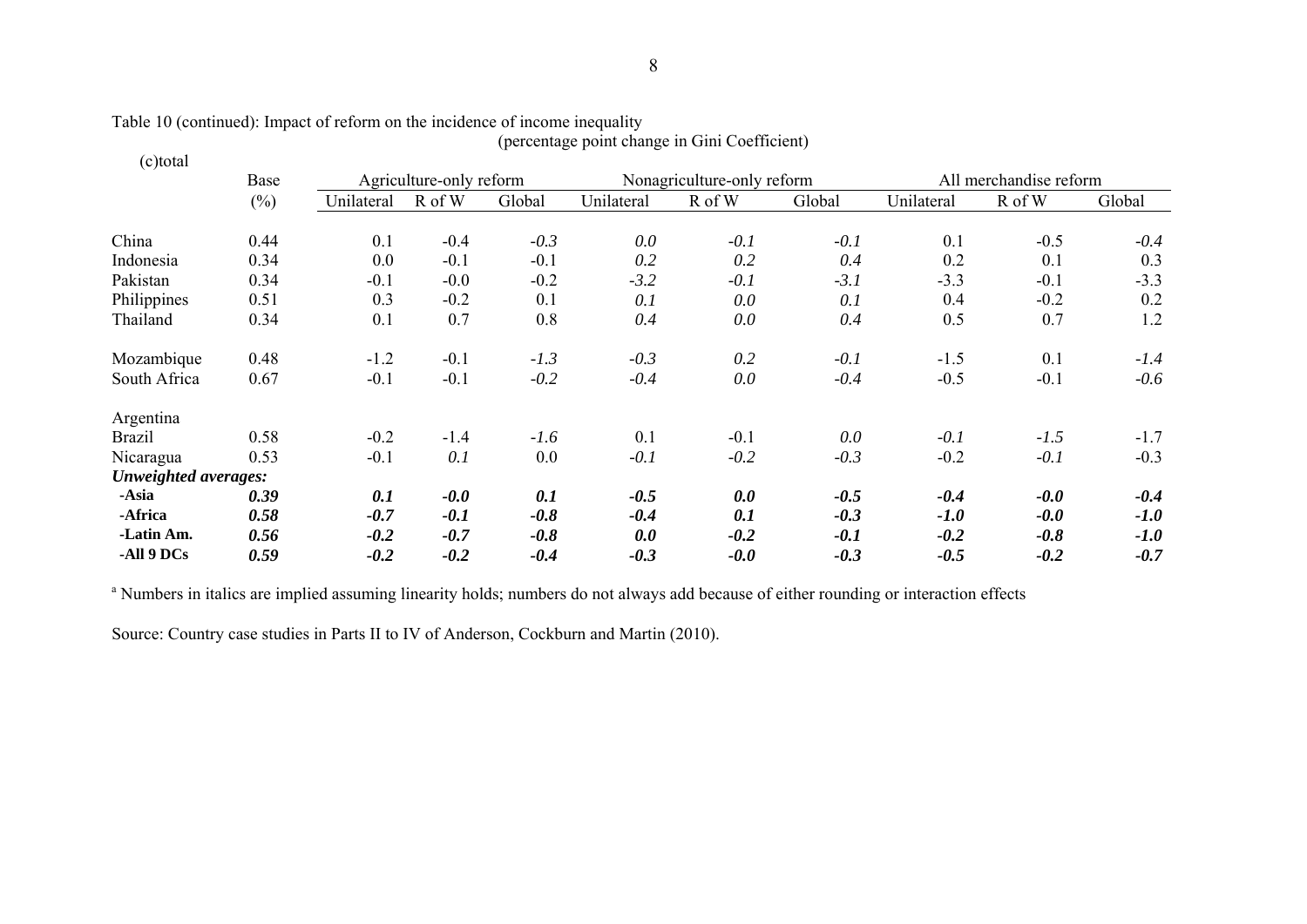Table 10 (continued): Impact of reform on the incidence of income inequality
(percentage point change in Gini Coefficient)

(c)total

| | Base | Agriculture-only reform | | | Nonagriculture-only reform | | | All merchandise reform | | |
|---|---|---|---|---|---|---|---|---|---|---|
| | (%) | Unilateral | R of W | Global | Unilateral | R of W | Global | Unilateral | R of W | Global |
| China | 0.44 | 0.1 | -0.4 | *-0.3* | *0.0* | *-0.1* | *-0.1* | 0.1 | -0.5 | *-0.4* |
| Indonesia | 0.34 | 0.0 | -0.1 | -0.1 | *0.2* | *0.2* | *0.4* | 0.2 | 0.1 | 0.3 |
| Pakistan | 0.34 | -0.1 | -0.0 | -0.2 | *-3.2* | *-0.1* | *-3.1* | -3.3 | -0.1 | -3.3 |
| Philippines | 0.51 | 0.3 | -0.2 | 0.1 | *0.1* | *0.0* | *0.1* | 0.4 | -0.2 | 0.2 |
| Thailand | 0.34 | 0.1 | 0.7 | 0.8 | *0.4* | *0.0* | *0.4* | 0.5 | 0.7 | 1.2 |
| Mozambique | 0.48 | -1.2 | -0.1 | *-1.3* | *-0.3* | *0.2* | *-0.1* | -1.5 | 0.1 | *-1.4* |
| South Africa | 0.67 | -0.1 | -0.1 | *-0.2* | *-0.4* | *0.0* | *-0.4* | -0.5 | -0.1 | *-0.6* |
| Argentina | | | | | | | | | | |
| Brazil | 0.58 | -0.2 | -1.4 | *-1.6* | 0.1 | -0.1 | *0.0* | *-0.1* | *-1.5* | -1.7 |
| Nicaragua | 0.53 | -0.1 | *0.1* | 0.0 | *-0.1* | *-0.2* | *-0.3* | -0.2 | *-0.1* | -0.3 |
| ***Unweighted averages:*** | | | | | | | | | | |
| **-Asia** | ***0.39*** | ***0.1*** | ***-0.0*** | ***0.1*** | ***-0.5*** | ***0.0*** | ***-0.5*** | ***-0.4*** | ***-0.0*** | ***-0.4*** |
| **-Africa** | ***0.58*** | ***-0.7*** | ***-0.1*** | ***-0.8*** | ***-0.4*** | ***0.1*** | ***-0.3*** | ***-1.0*** | ***-0.0*** | ***-1.0*** |
| **-Latin Am.** | ***0.56*** | ***-0.2*** | ***-0.7*** | ***-0.8*** | ***0.0*** | ***-0.2*** | ***-0.1*** | ***-0.2*** | ***-0.8*** | ***-1.0*** |
| **-All 9 DCs** | ***0.59*** | ***-0.2*** | ***-0.2*** | ***-0.4*** | ***-0.3*** | ***-0.0*** | ***-0.3*** | ***-0.5*** | ***-0.2*** | ***-0.7*** |

[a] Numbers in italics are implied assuming linearity holds; numbers do not always add because of either rounding or interaction effects

Source: Country case studies in Parts II to IV of Anderson, Cockburn and Martin (2010).